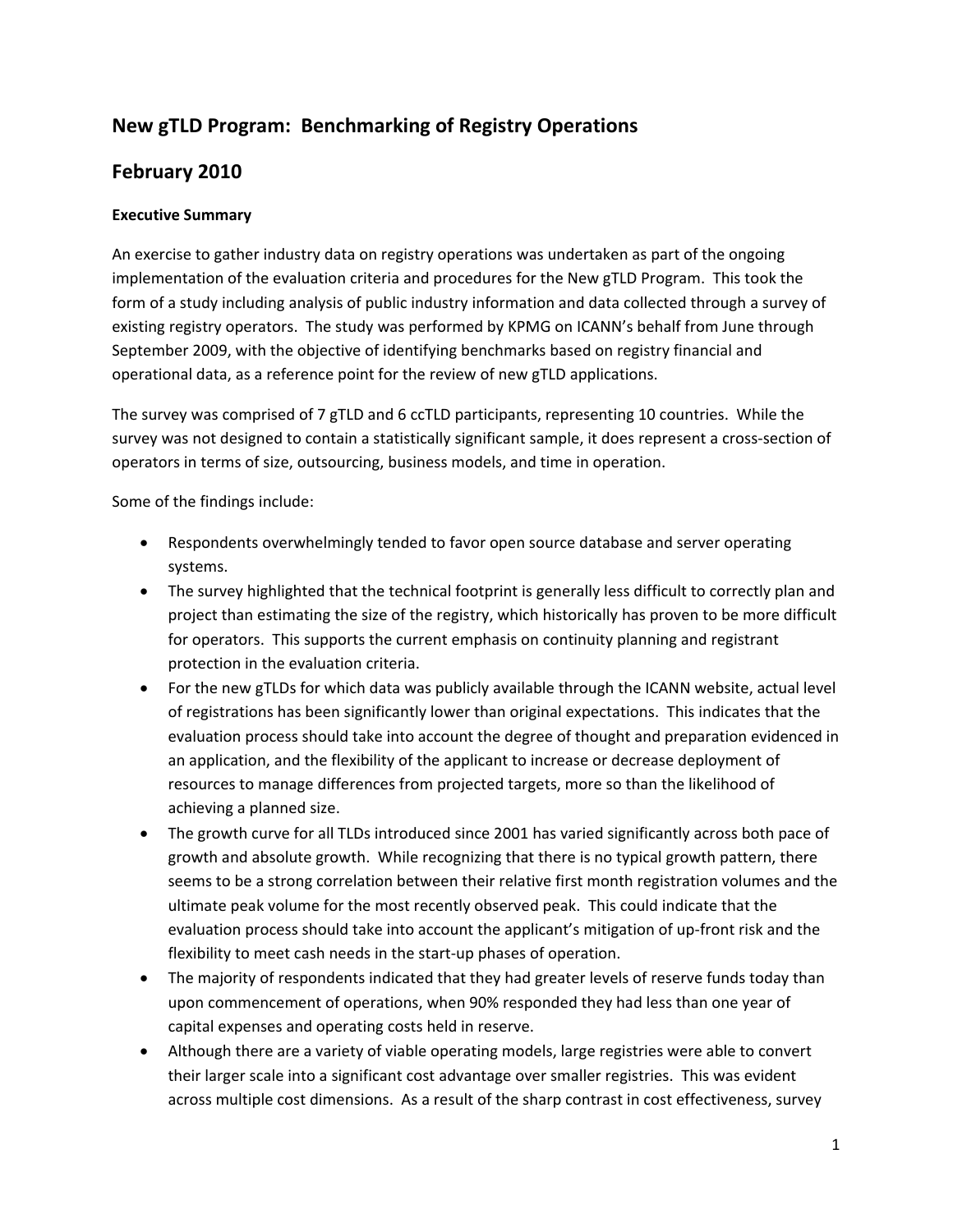## New gTLD Program: Benchmarking of Registry Operations

## February 2010

**Executive Summary**

An exercise to gather industry data on registry operations was undertaken as part of the ongoing implementation of the evaluation criteria and procedures for the New gTLD Program. This took the form of a study including analysis of public industry information and data collected through a survey of existing registry operators. The study was performed by KPMG on ICANN's behalf from June through September 2009, with the objective of identifying benchmarks based on registry financial and operational data, as a reference point for the review of new gTLD applications.

The survey was comprised of 7 gTLD and 6 ccTLD participants, representing 10 countries. While the survey was not designed to contain a statistically significant sample, it does represent a cross-section of operators in terms of size, outsourcing, business models, and time in operation.

Some of the findings include:

- Respondents overwhelmingly tended to favor open source database and server operating systems.
- The survey highlighted that the technical footprint is generally less difficult to correctly plan and project than estimating the size of the registry, which historically has proven to be more difficult for operators. This supports the current emphasis on continuity planning and registrant protection in the evaluation criteria.
- For the new gTLDs for which data was publicly available through the ICANN website, actual level of registrations has been significantly lower than original expectations. This indicates that the evaluation process should take into account the degree of thought and preparation evidenced in an application, and the flexibility of the applicant to increase or decrease deployment of resources to manage differences from projected targets, more so than the likelihood of achieving a planned size.
- The growth curve for all TLDs introduced since 2001 has varied significantly across both pace of growth and absolute growth. While recognizing that there is no typical growth pattern, there seems to be a strong correlation between their relative first month registration volumes and the ultimate peak volume for the most recently observed peak. This could indicate that the evaluation process should take into account the applicant's mitigation of up-front risk and the flexibility to meet cash needs in the start-up phases of operation.
- The majority of respondents indicated that they had greater levels of reserve funds today than upon commencement of operations, when 90% responded they had less than one year of capital expenses and operating costs held in reserve.
- Although there are a variety of viable operating models, large registries were able to convert their larger scale into a significant cost advantage over smaller registries. This was evident across multiple cost dimensions. As a result of the sharp contrast in cost effectiveness, survey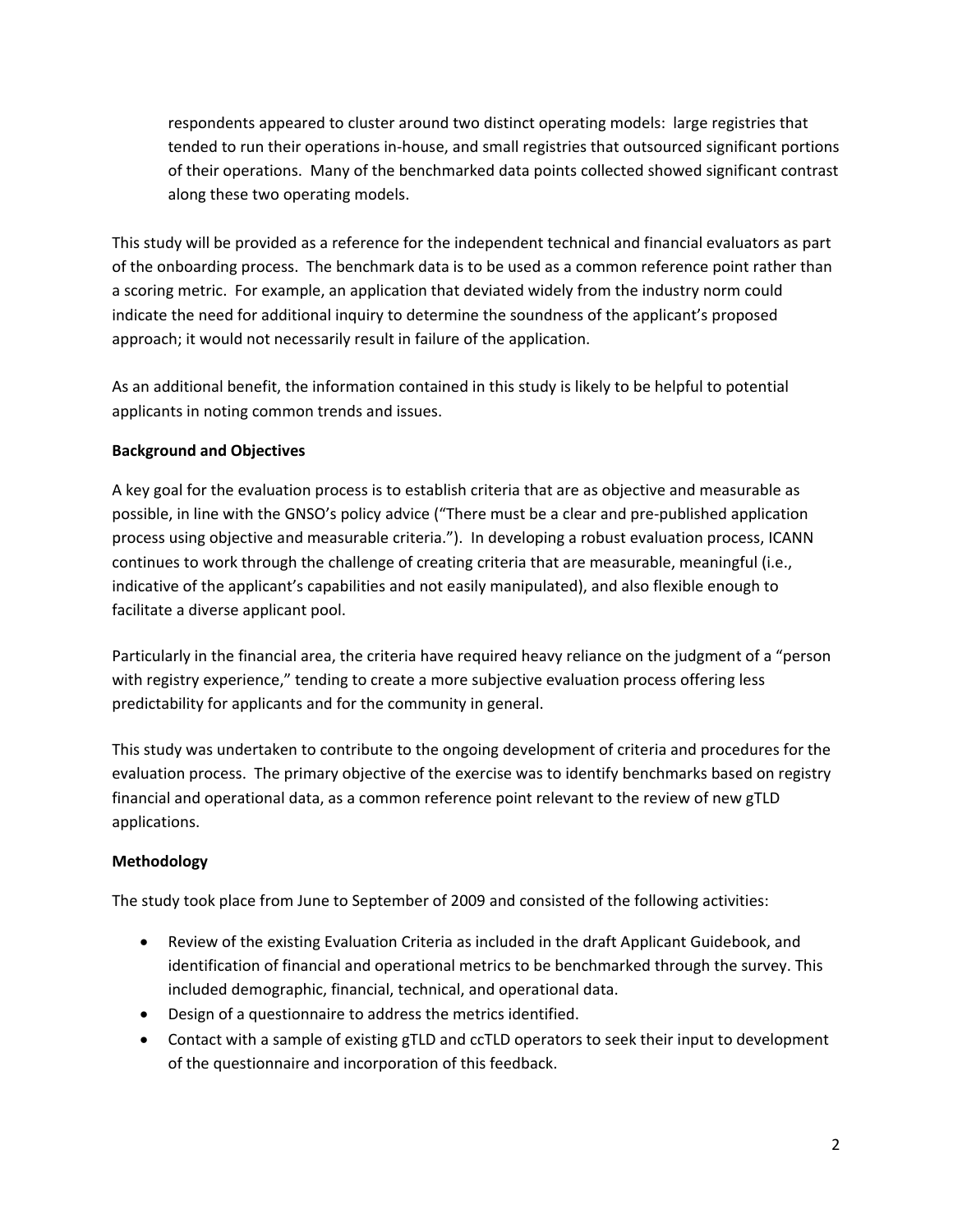respondents appeared to cluster around two distinct operating models: large registries that tended to run their operations in-house, and small registries that outsourced significant portions of their operations. Many of the benchmarked data points collected showed significant contrast along these two operating models.

This study will be provided as a reference for the independent technical and financial evaluators as part of the onboarding process. The benchmark data is to be used as a common reference point rather than a scoring metric. For example, an application that deviated widely from the industry norm could indicate the need for additional inquiry to determine the soundness of the applicant's proposed approach; it would not necessarily result in failure of the application.

As an additional benefit, the information contained in this study is likely to be helpful to potential applicants in noting common trends and issues.

**Background and Objectives**

A key goal for the evaluation process is to establish criteria that are as objective and measurable as possible, in line with the GNSO's policy advice ("There must be a clear and pre-published application process using objective and measurable criteria."). In developing a robust evaluation process, ICANN continues to work through the challenge of creating criteria that are measurable, meaningful (i.e., indicative of the applicant's capabilities and not easily manipulated), and also flexible enough to facilitate a diverse applicant pool.

Particularly in the financial area, the criteria have required heavy reliance on the judgment of a "person with registry experience," tending to create a more subjective evaluation process offering less predictability for applicants and for the community in general.

This study was undertaken to contribute to the ongoing development of criteria and procedures for the evaluation process. The primary objective of the exercise was to identify benchmarks based on registry financial and operational data, as a common reference point relevant to the review of new gTLD applications.

**Methodology**

The study took place from June to September of 2009 and consisted of the following activities:

- Review of the existing Evaluation Criteria as included in the draft Applicant Guidebook, and identification of financial and operational metrics to be benchmarked through the survey. This included demographic, financial, technical, and operational data.
- Design of a questionnaire to address the metrics identified.
- Contact with a sample of existing gTLD and ccTLD operators to seek their input to development of the questionnaire and incorporation of this feedback.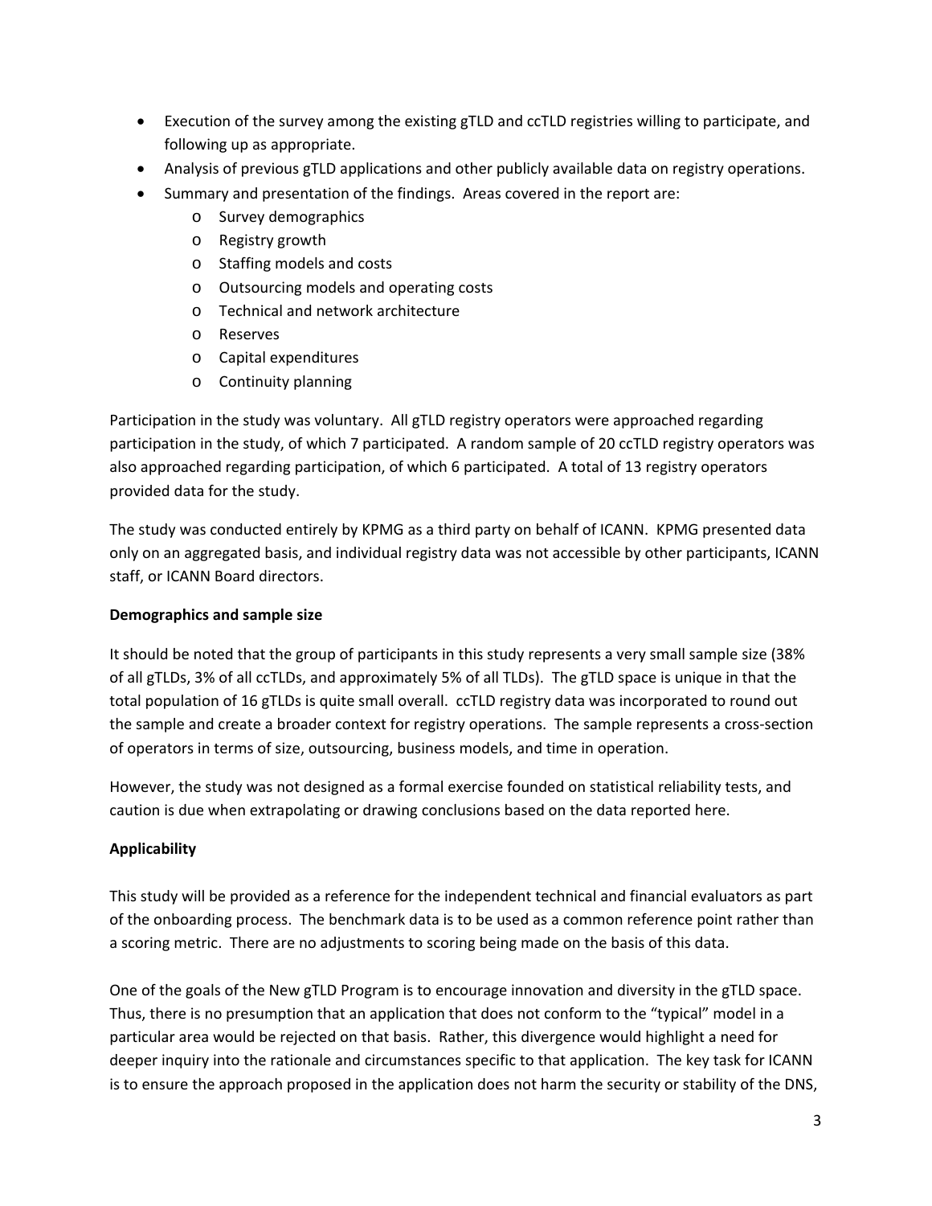- Execution of the survey among the existing gTLD and ccTLD registries willing to participate, and following up as appropriate.
- Analysis of previous gTLD applications and other publicly available data on registry operations.
- Summary and presentation of the findings. Areas covered in the report are:
  - Survey demographics
  - Registry growth
  - Staffing models and costs
  - Outsourcing models and operating costs
  - Technical and network architecture
  - Reserves
  - Capital expenditures
  - Continuity planning

Participation in the study was voluntary. All gTLD registry operators were approached regarding participation in the study, of which 7 participated. A random sample of 20 ccTLD registry operators was also approached regarding participation, of which 6 participated. A total of 13 registry operators provided data for the study.

The study was conducted entirely by KPMG as a third party on behalf of ICANN. KPMG presented data only on an aggregated basis, and individual registry data was not accessible by other participants, ICANN staff, or ICANN Board directors.

**Demographics and sample size**

It should be noted that the group of participants in this study represents a very small sample size (38% of all gTLDs, 3% of all ccTLDs, and approximately 5% of all TLDs). The gTLD space is unique in that the total population of 16 gTLDs is quite small overall. ccTLD registry data was incorporated to round out the sample and create a broader context for registry operations. The sample represents a cross-section of operators in terms of size, outsourcing, business models, and time in operation.

However, the study was not designed as a formal exercise founded on statistical reliability tests, and caution is due when extrapolating or drawing conclusions based on the data reported here.

**Applicability**

This study will be provided as a reference for the independent technical and financial evaluators as part of the onboarding process. The benchmark data is to be used as a common reference point rather than a scoring metric. There are no adjustments to scoring being made on the basis of this data.

One of the goals of the New gTLD Program is to encourage innovation and diversity in the gTLD space. Thus, there is no presumption that an application that does not conform to the "typical" model in a particular area would be rejected on that basis. Rather, this divergence would highlight a need for deeper inquiry into the rationale and circumstances specific to that application. The key task for ICANN is to ensure the approach proposed in the application does not harm the security or stability of the DNS,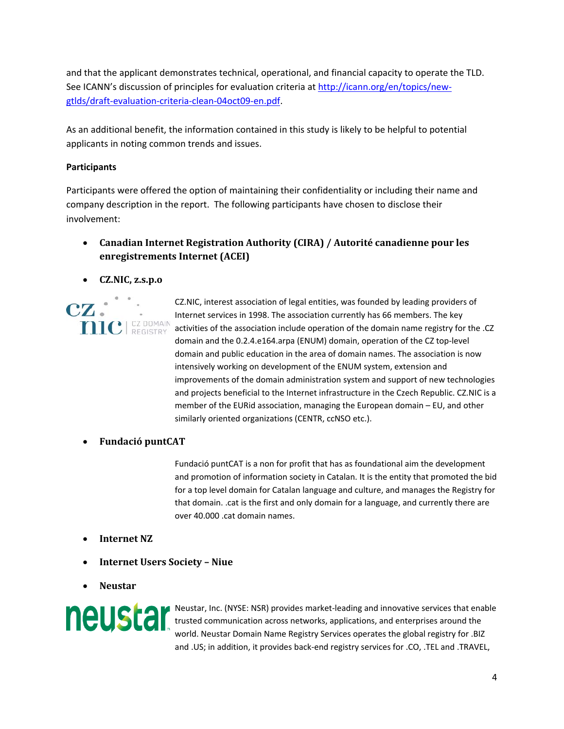and that the applicant demonstrates technical, operational, and financial capacity to operate the TLD. See ICANN's discussion of principles for evaluation criteria at [http://icann.org/en/topics/new-gtlds/draft-evaluation-criteria-clean-04oct09-en.pdf](http://icann.org/en/topics/new-gtlds/draft-evaluation-criteria-clean-04oct09-en.pdf).

As an additional benefit, the information contained in this study is likely to be helpful to potential applicants in noting common trends and issues.

**Participants**

Participants were offered the option of maintaining their confidentiality or including their name and company description in the report. The following participants have chosen to disclose their involvement:

- **Canadian Internet Registration Authority (CIRA) / Autorité canadienne pour les enregistrements Internet (ACEI)**
- **CZ.NIC, z.s.p.o**

CZ.NIC, interest association of legal entities, was founded by leading providers of Internet services in 1998. The association currently has 66 members. The key activities of the association include operation of the domain name registry for the .CZ domain and the 0.2.4.e164.arpa (ENUM) domain, operation of the CZ top-level domain and public education in the area of domain names. The association is now intensively working on development of the ENUM system, extension and improvements of the domain administration system and support of new technologies and projects beneficial to the Internet infrastructure in the Czech Republic. CZ.NIC is a member of the EURid association, managing the European domain – EU, and other similarly oriented organizations (CENTR, ccNSO etc.).

- **Fundació puntCAT**

Fundació puntCAT is a non for profit that has as foundational aim the development and promotion of information society in Catalan. It is the entity that promoted the bid for a top level domain for Catalan language and culture, and manages the Registry for that domain. .cat is the first and only domain for a language, and currently there are over 40.000 .cat domain names.

- **Internet NZ**
- **Internet Users Society – Niue**
- **Neustar**

Neustar, Inc. (NYSE: NSR) provides market-leading and innovative services that enable trusted communication across networks, applications, and enterprises around the world. Neustar Domain Name Registry Services operates the global registry for .BIZ and .US; in addition, it provides back-end registry services for .CO, .TEL and .TRAVEL,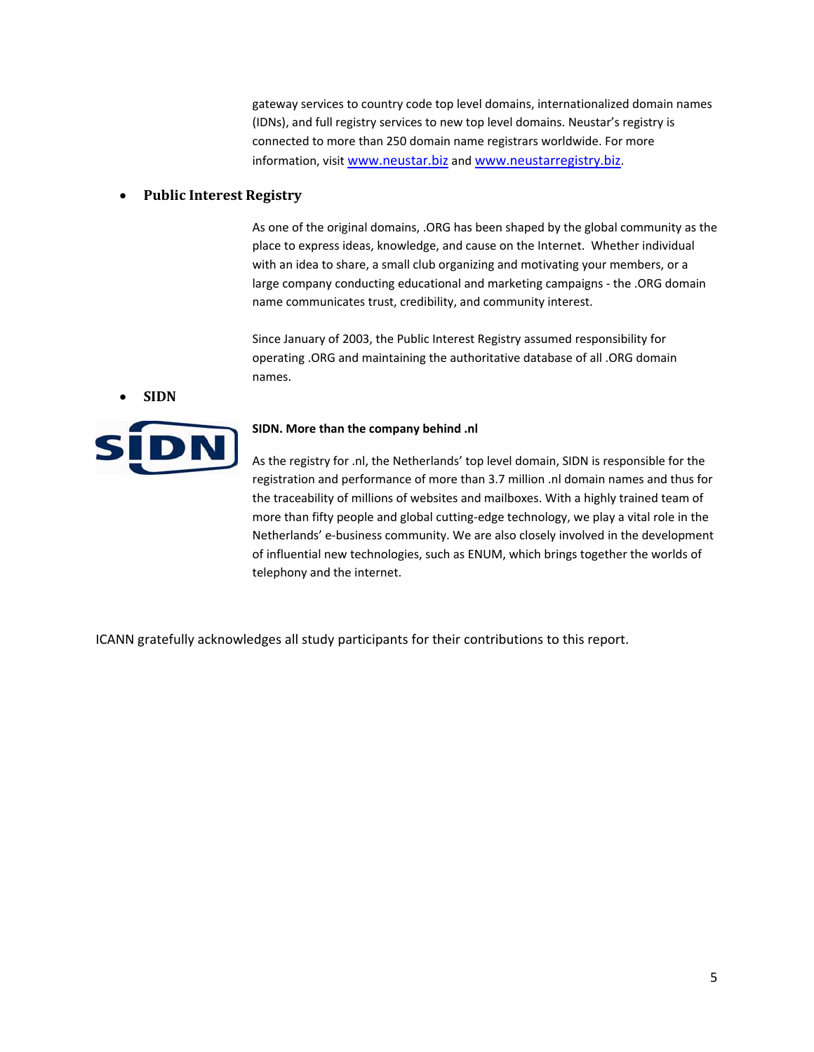gateway services to country code top level domains, internationalized domain names (IDNs), and full registry services to new top level domains. Neustar's registry is connected to more than 250 domain name registrars worldwide. For more information, visit www.neustar.biz and www.neustarregistry.biz.

- **Public Interest Registry**

As one of the original domains, .ORG has been shaped by the global community as the place to express ideas, knowledge, and cause on the Internet. Whether individual with an idea to share, a small club organizing and motivating your members, or a large company conducting educational and marketing campaigns - the .ORG domain name communicates trust, credibility, and community interest.

Since January of 2003, the Public Interest Registry assumed responsibility for operating .ORG and maintaining the authoritative database of all .ORG domain names.

- **SIDN**

**SIDN. More than the company behind .nl**

As the registry for .nl, the Netherlands' top level domain, SIDN is responsible for the registration and performance of more than 3.7 million .nl domain names and thus for the traceability of millions of websites and mailboxes. With a highly trained team of more than fifty people and global cutting-edge technology, we play a vital role in the Netherlands' e-business community. We are also closely involved in the development of influential new technologies, such as ENUM, which brings together the worlds of telephony and the internet.

ICANN gratefully acknowledges all study participants for their contributions to this report.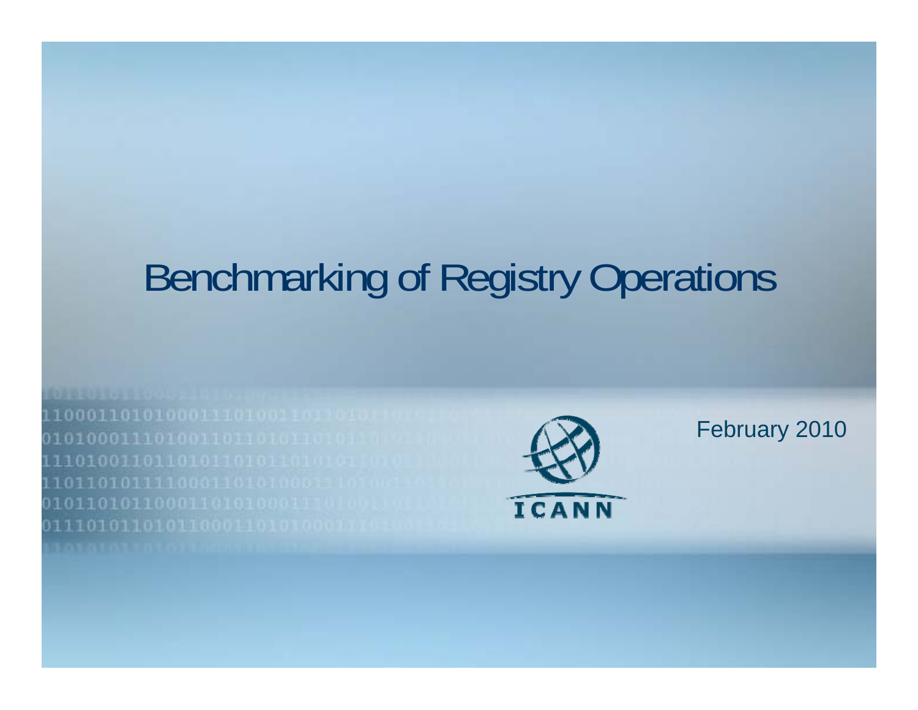# Benchmarking of Registry Operations

February 2010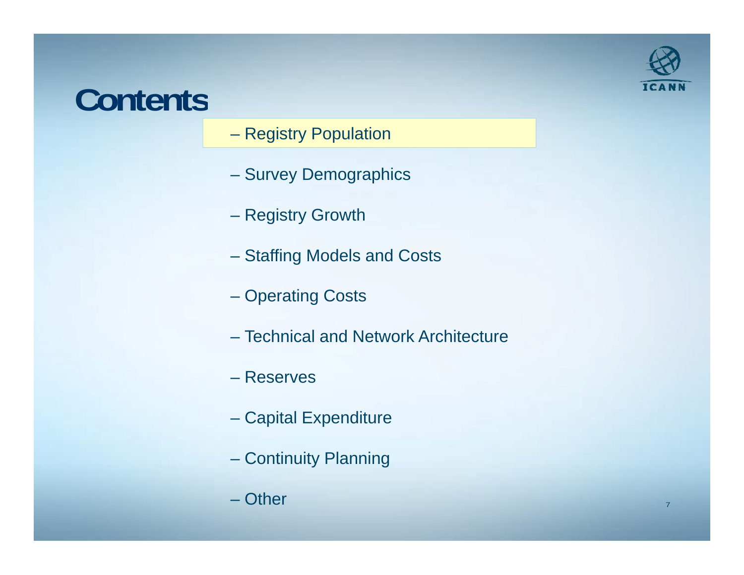# Contents

- Registry Population
- Survey Demographics
- Registry Growth
- Staffing Models and Costs
- Operating Costs
- Technical and Network Architecture
- Reserves
- Capital Expenditure
- Continuity Planning
- Other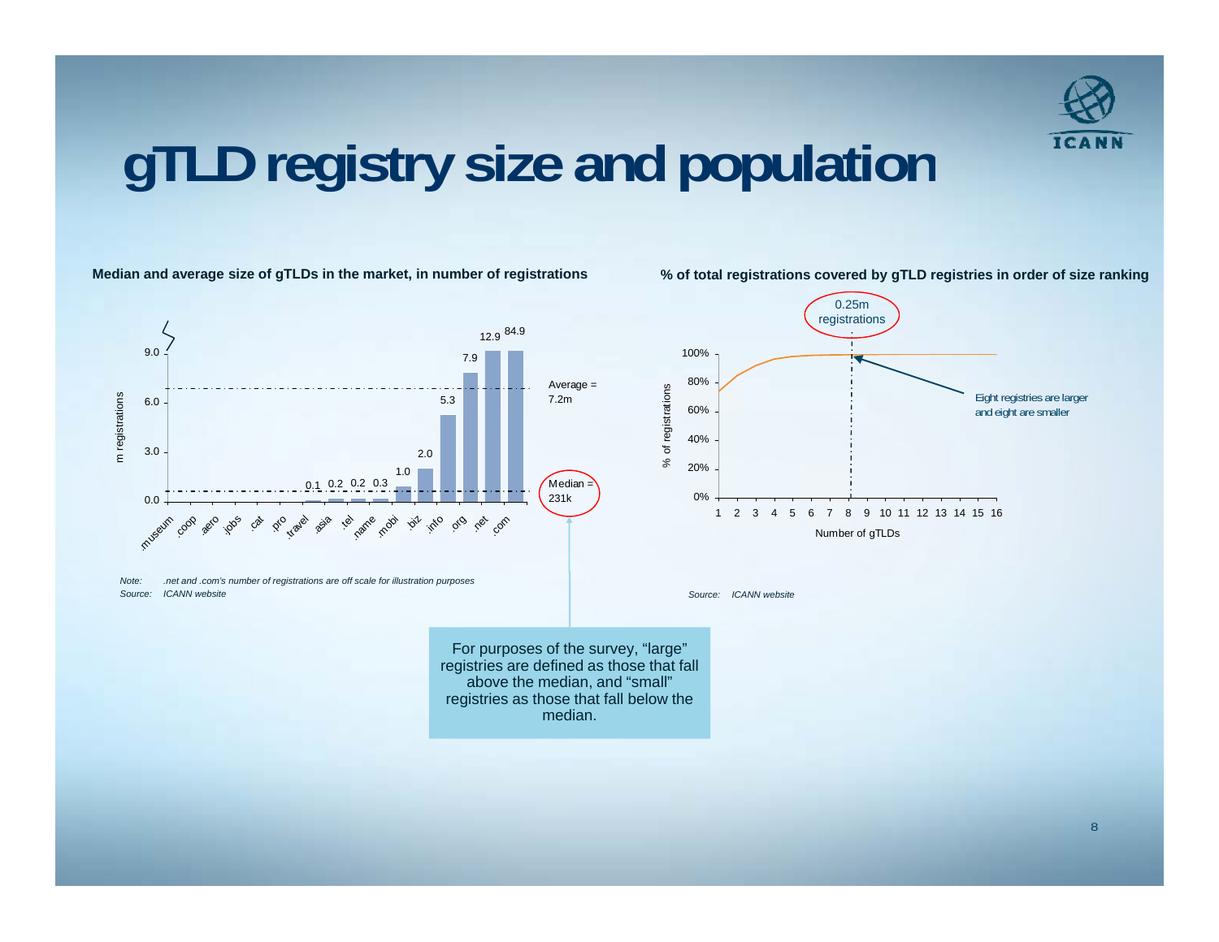# gTLD registry size and population

**Median and average size of gTLDs in the market, in number of registrations**

| gTLD | m registrations |
|---|---|
| .museum | |
| .coop | |
| .aero | |
| .jobs | |
| .cat | |
| .pro | |
| .travel | 0.1 |
| .asia | 0.2 |
| .tel | 0.2 |
| .name | 0.3 |
| .mobi | 1.0 |
| .biz | 2.0 |
| .info | 5.3 |
| .org | 7.9 |
| .net | 12.9 |
| .com | 84.9 |

Average = 7.2m

Median = 231k

*Note: .net and .com's number of registrations are off scale for illustration purposes*
*Source: ICANN website*

**% of total registrations covered by gTLD registries in order of size ranking**

0.25m registrations

Eight registries are larger and eight are smaller

(x-axis: Number of gTLDs, 1–16; y-axis: % of registrations, 0%–100%)

*Source: ICANN website*

For purposes of the survey, "large" registries are defined as those that fall above the median, and "small" registries as those that fall below the median.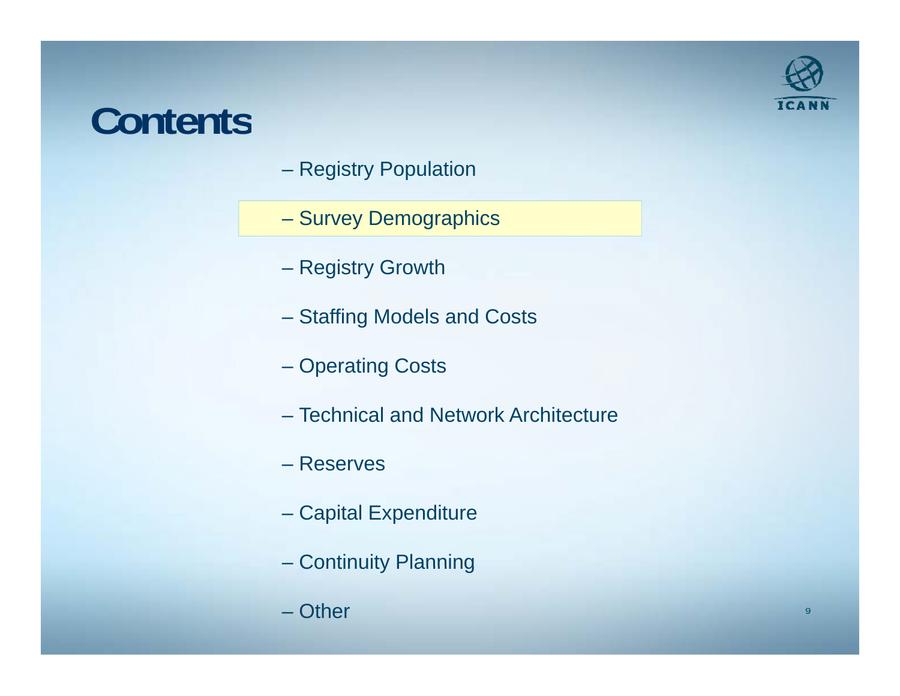# Contents

- Registry Population
- Survey Demographics
- Registry Growth
- Staffing Models and Costs
- Operating Costs
- Technical and Network Architecture
- Reserves
- Capital Expenditure
- Continuity Planning
- Other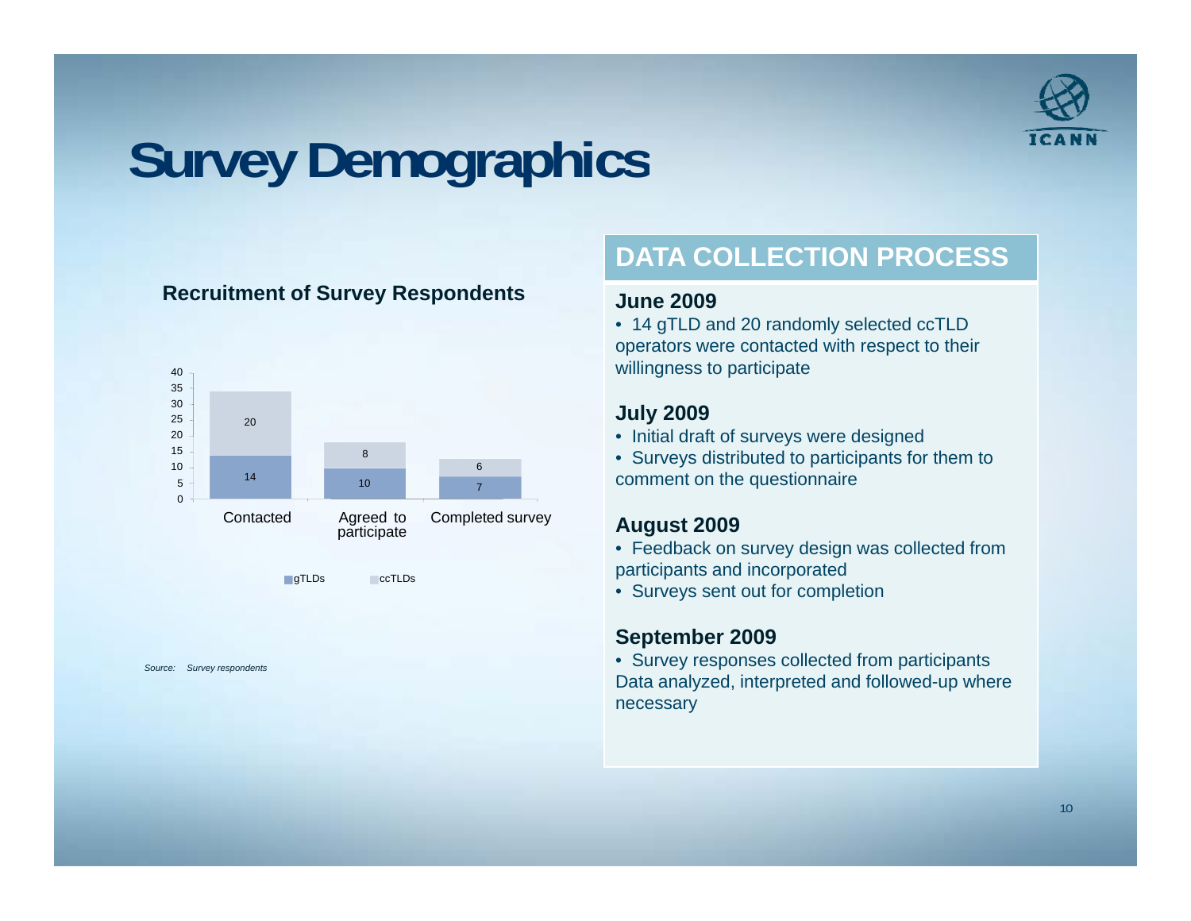# Survey Demographics

### Recruitment of Survey Respondents

| | gTLDs | ccTLDs |
|---|---|---|
| Contacted | 14 | 20 |
| Agreed to participate | 10 | 8 |
| Completed survey | 7 | 6 |

*Source: Survey respondents*

## DATA COLLECTION PROCESS

**June 2009**

- 14 gTLD and 20 randomly selected ccTLD operators were contacted with respect to their willingness to participate

**July 2009**

- Initial draft of surveys were designed
- Surveys distributed to participants for them to comment on the questionnaire

**August 2009**

- Feedback on survey design was collected from participants and incorporated
- Surveys sent out for completion

**September 2009**

- Survey responses collected from participants Data analyzed, interpreted and followed-up where necessary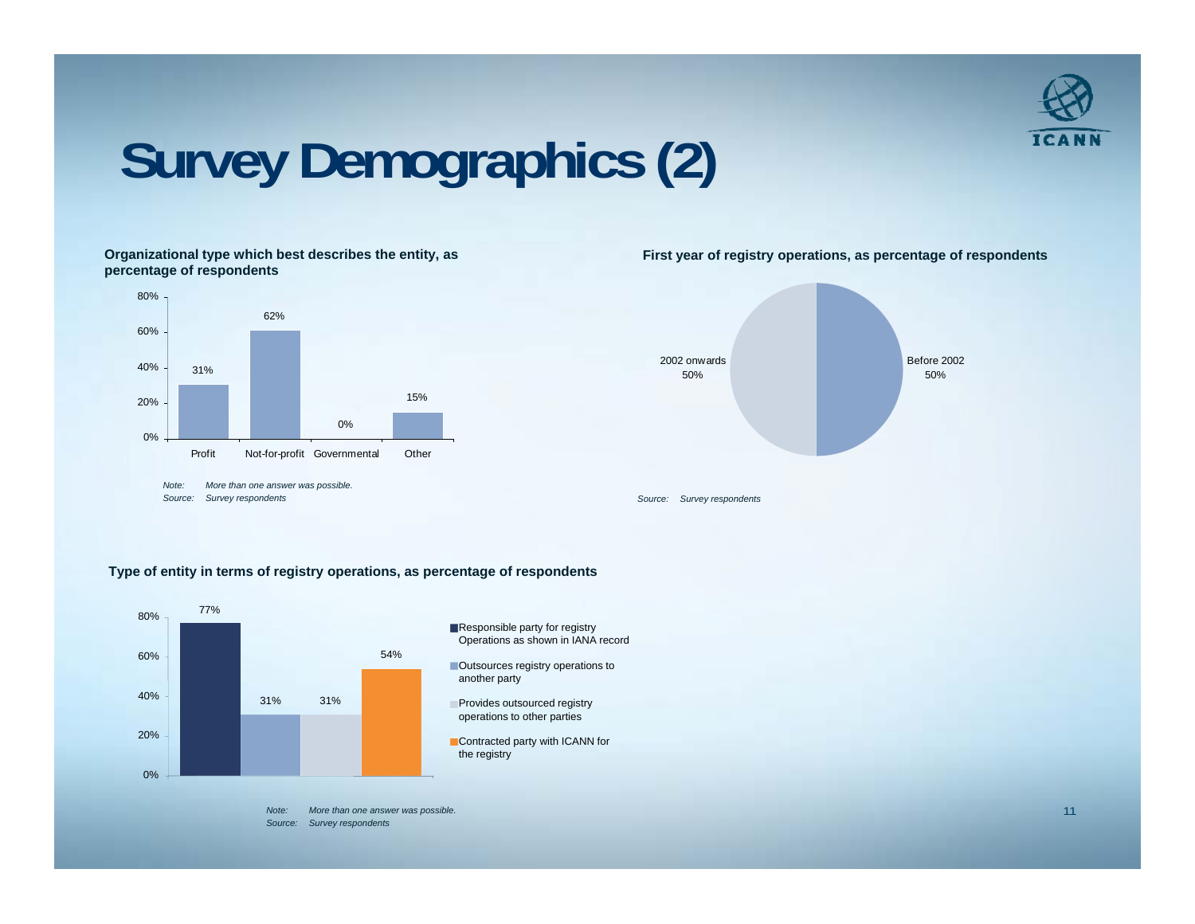# Survey Demographics (2)

**Organizational type which best describes the entity, as percentage of respondents**

| Organizational type | Percentage |
|---|---|
| Profit | 31% |
| Not-for-profit | 62% |
| Governmental | 0% |
| Other | 15% |

*Note: More than one answer was possible.*
*Source: Survey respondents*

**First year of registry operations, as percentage of respondents**

| First year | Percentage |
|---|---|
| Before 2002 | 50% |
| 2002 onwards | 50% |

*Source: Survey respondents*

**Type of entity in terms of registry operations, as percentage of respondents**

| Type of entity | Percentage |
|---|---|
| Responsible party for registry Operations as shown in IANA record | 77% |
| Outsources registry operations to another party | 31% |
| Provides outsourced registry operations to other parties | 31% |
| Contracted party with ICANN for the registry | 54% |

*Note: More than one answer was possible.*
*Source: Survey respondents*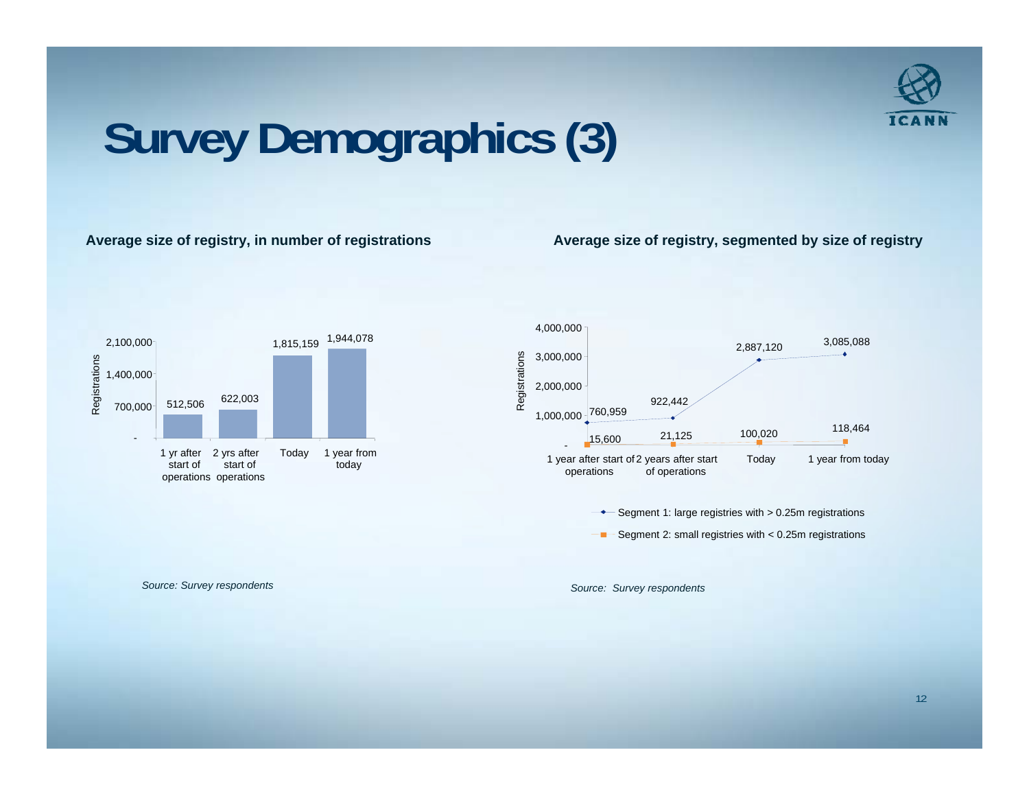# Survey Demographics (3)

**Average size of registry, in number of registrations**

| | 1 yr after start of operations | 2 yrs after start of operations | Today | 1 year from today |
|---|---|---|---|---|
| Registrations | 512,506 | 622,003 | 1,815,159 | 1,944,078 |

*Source: Survey respondents*

**Average size of registry, segmented by size of registry**

| | 1 year after start of operations | 2 years after start of operations | Today | 1 year from today |
|---|---|---|---|---|
| Segment 1: large registries with > 0.25m registrations | 760,959 | 922,442 | 2,887,120 | 3,085,088 |
| Segment 2: small registries with < 0.25m registrations | 15,600 | 21,125 | 100,020 | 118,464 |

*Source: Survey respondents*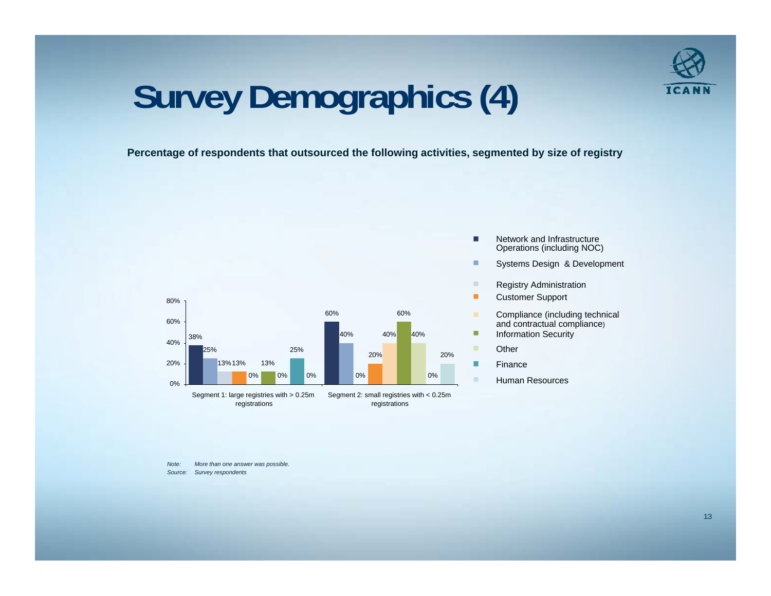# Survey Demographics (4)

**Percentage of respondents that outsourced the following activities, segmented by size of registry**

| Activity | Segment 1: large registries with > 0.25m registrations | Segment 2: small registries with < 0.25m registrations |
|---|---|---|
| Network and Infrastructure Operations (including NOC) | 38% | 60% |
| Systems Design & Development | 25% | 40% |
| Registry Administration | 13% | 0% |
| Customer Support | 13% | 20% |
| Compliance (including technical and contractual compliance) | 0% | 40% |
| Information Security | 13% | 60% |
| Other | 0% | 40% |
| Finance | 25% | 0% |
| Human Resources | 0% | 20% |

*Note: More than one answer was possible.*

*Source: Survey respondents*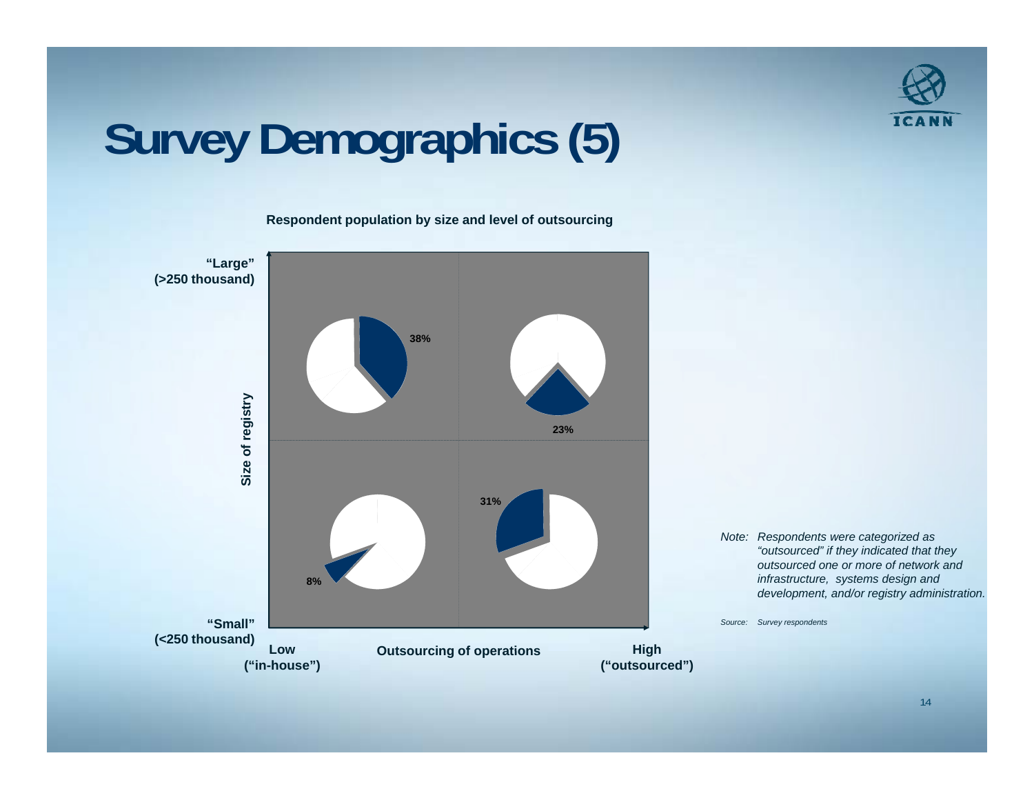# Survey Demographics (5)

**Respondent population by size and level of outsourcing**

| Size of registry | Low ("in-house") | High ("outsourced") |
| --- | --- | --- |
| "Large" (>250 thousand) | 38% | 23% |
| "Small" (<250 thousand) | 8% | 31% |

**Outsourcing of operations**

*Note: Respondents were categorized as "outsourced" if they indicated that they outsourced one or more of network and infrastructure, systems design and development, and/or registry administration.*

*Source: Survey respondents*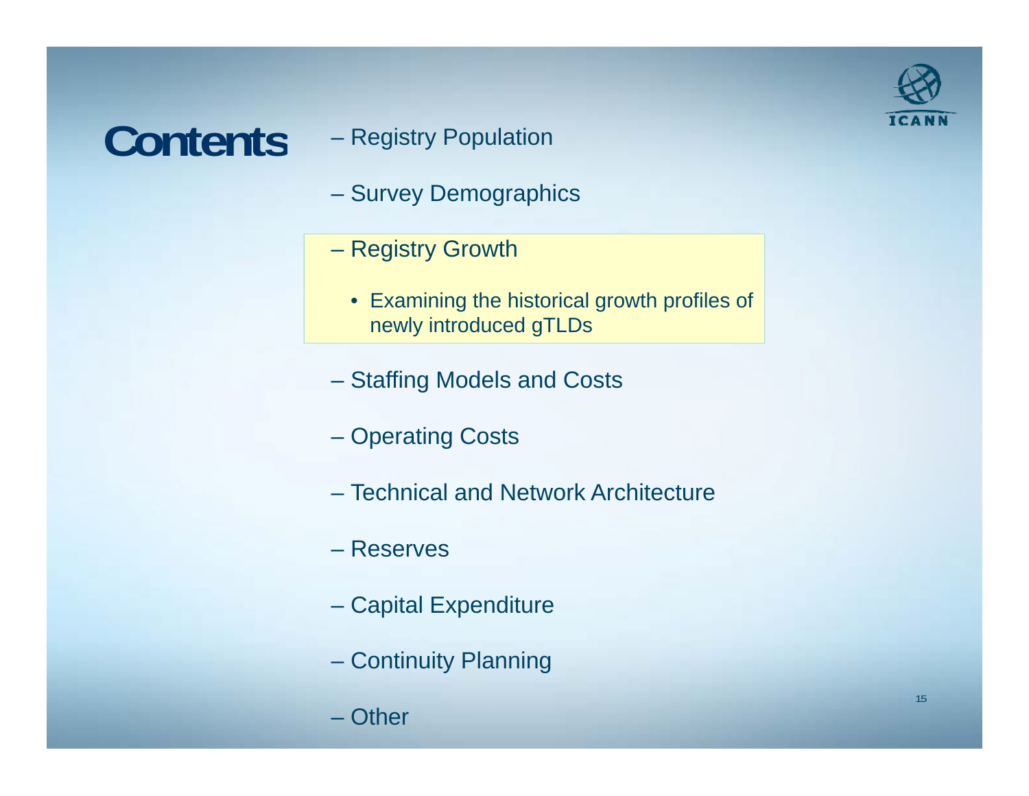# Contents

- Registry Population
- Survey Demographics
- Registry Growth
  - Examining the historical growth profiles of newly introduced gTLDs
- Staffing Models and Costs
- Operating Costs
- Technical and Network Architecture
- Reserves
- Capital Expenditure
- Continuity Planning
- Other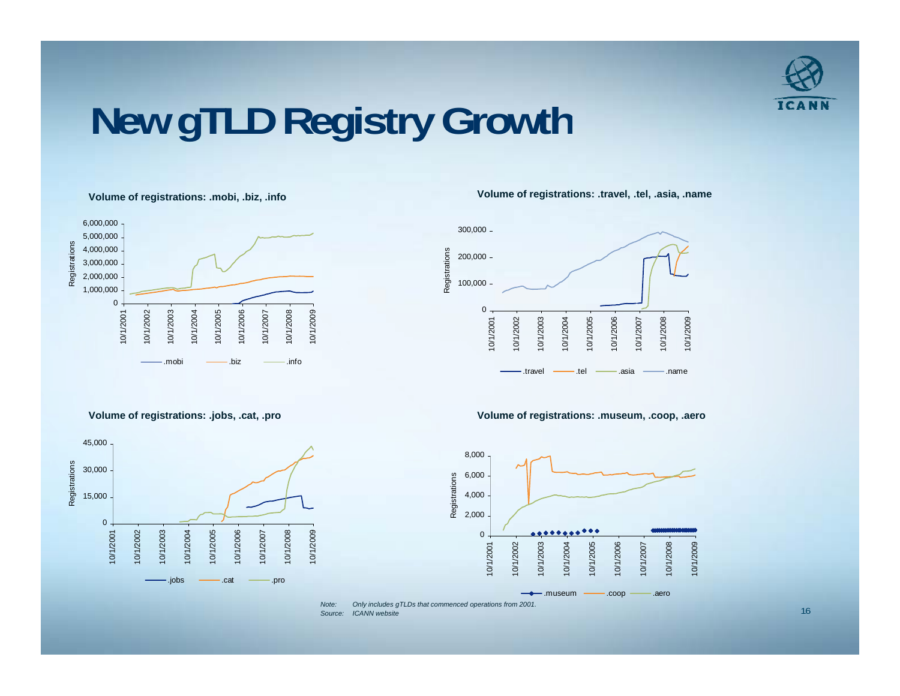# New gTLD Registry Growth

**Volume of registrations: .mobi, .biz, .info**

Registrations: 0; 1,000,000; 2,000,000; 3,000,000; 4,000,000; 5,000,000; 6,000,000

10/1/2001, 10/1/2002, 10/1/2003, 10/1/2004, 10/1/2005, 10/1/2006, 10/1/2007, 10/1/2008, 10/1/2009

.mobi .biz .info

**Volume of registrations: .travel, .tel, .asia, .name**

Registrations: 0; 100,000; 200,000; 300,000

10/1/2001, 10/1/2002, 10/1/2003, 10/1/2004, 10/1/2005, 10/1/2006, 10/1/2007, 10/1/2008, 10/1/2009

.travel .tel .asia .name

**Volume of registrations: .jobs, .cat, .pro**

Registrations: 0; 15,000; 30,000; 45,000

10/1/2001, 10/1/2002, 10/1/2003, 10/1/2004, 10/1/2005, 10/1/2006, 10/1/2007, 10/1/2008, 10/1/2009

.jobs .cat .pro

**Volume of registrations: .museum, .coop, .aero**

Registrations: 0; 2,000; 4,000; 6,000; 8,000

10/1/2001, 10/1/2002, 10/1/2003, 10/1/2004, 10/1/2005, 10/1/2006, 10/1/2007, 10/1/2008, 10/1/2009

.museum .coop .aero

*Note:* *Only includes gTLDs that commenced operations from 2001.*
*Source:* *ICANN website*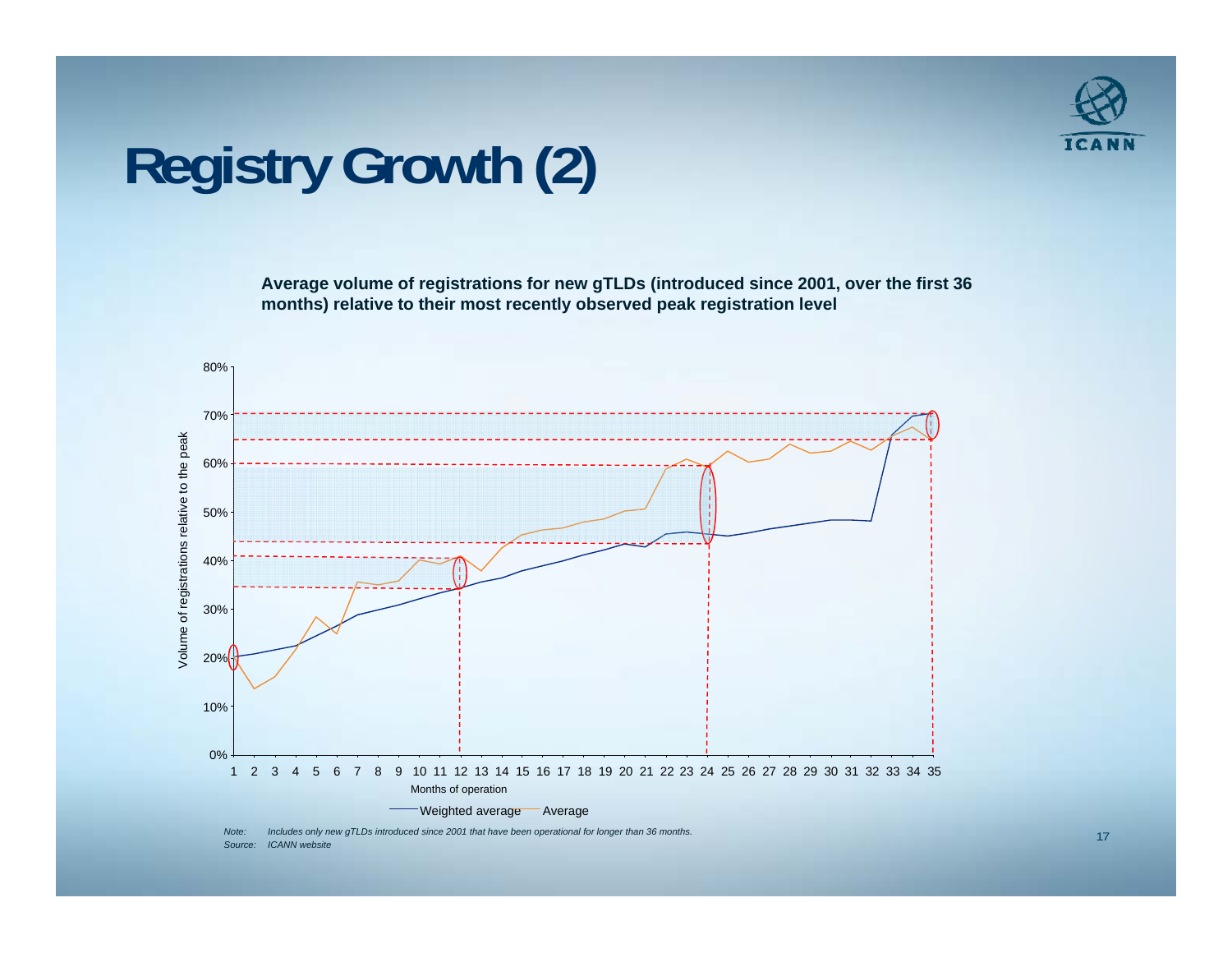# Registry Growth (2)

**Average volume of registrations for new gTLDs (introduced since 2001, over the first 36 months) relative to their most recently observed peak registration level**

Volume of registrations relative to the peak

80%
70%
60%
50%
40%
30%
20%
10%
0%

1 2 3 4 5 6 7 8 9 10 11 12 13 14 15 16 17 18 19 20 21 22 23 24 25 26 27 28 29 30 31 32 33 34 35

Months of operation

Weighted average — Average

*Note: Includes only new gTLDs introduced since 2001 that have been operational for longer than 36 months.*
*Source: ICANN website*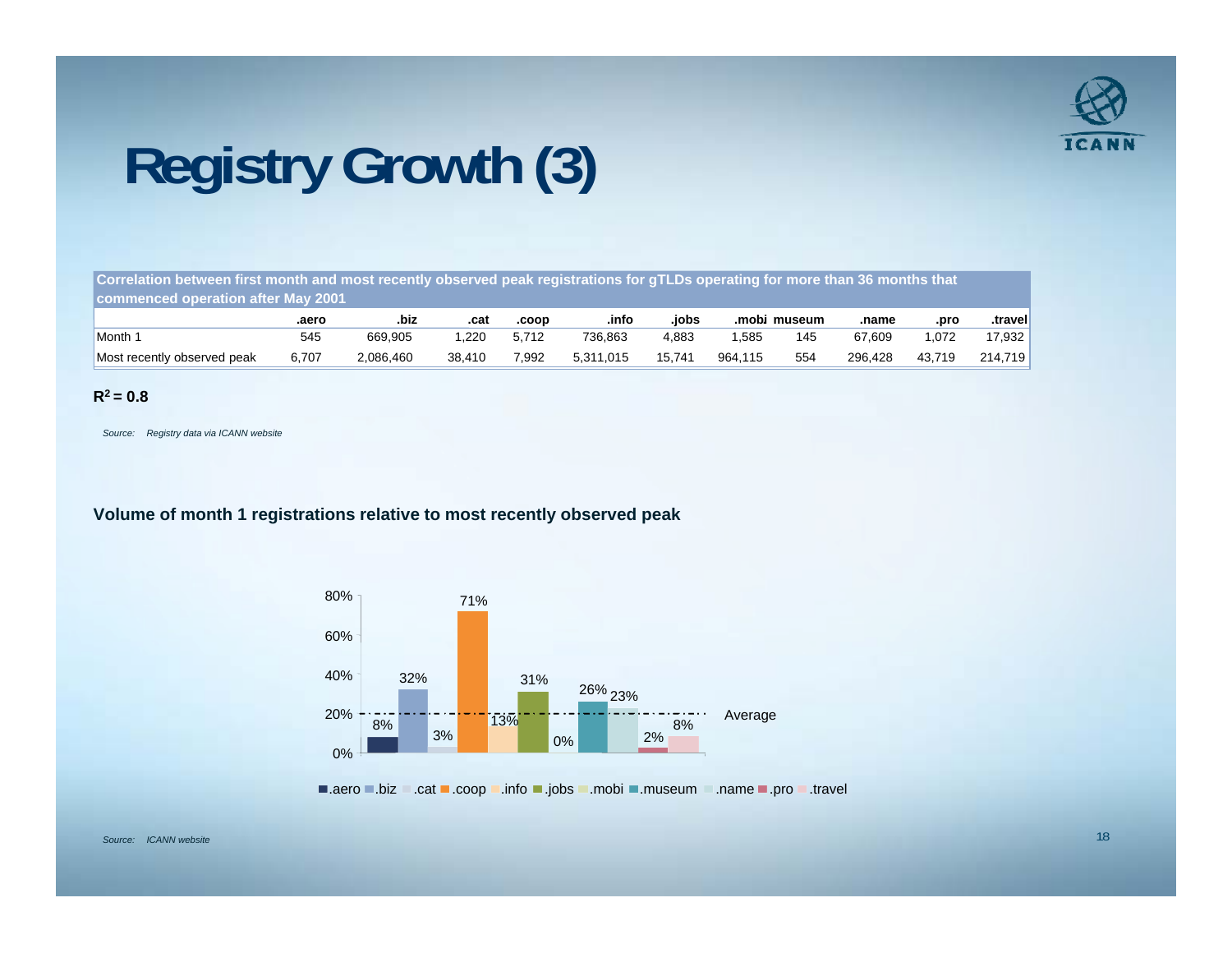# Registry Growth (3)

| Correlation between first month and most recently observed peak registrations for gTLDs operating for more than 36 months that commenced operation after May 2001 | | | | | | | | | | |
|---|---|---|---|---|---|---|---|---|---|---|
| | .aero | .biz | .cat | .coop | .info | .jobs | .mobi | museum | .name | .pro | .travel |
| Month 1 | 545 | 669,905 | 1,220 | 5,712 | 736,863 | 4,883 | 1,585 | 145 | 67,609 | 1,072 | 17,932 |
| Most recently observed peak | 6,707 | 2,086,460 | 38,410 | 7,992 | 5,311,015 | 15,741 | 964,115 | 554 | 296,428 | 43,719 | 214,719 |

**$R^2$ = 0.8**

*Source: Registry data via ICANN website*

**Volume of month 1 registrations relative to most recently observed peak**

| | .aero | .biz | .cat | .coop | .info | .jobs | .mobi | .museum | .name | .pro | .travel |
|---|---|---|---|---|---|---|---|---|---|---|---|
| Month 1 / peak | 8% | 32% | 3% | 71% | 13% | 31% | 0% | 26% | 23% | 2% | 8% |

Average: 20%

*Source: ICANN website*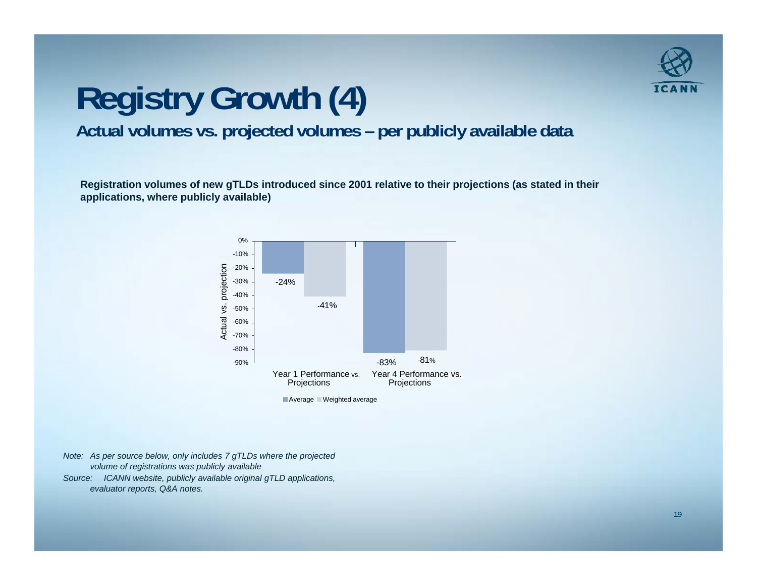# Registry Growth (4)

## Actual volumes vs. projected volumes – per publicly available data

**Registration volumes of new gTLDs introduced since 2001 relative to their projections (as stated in their applications, where publicly available)**

| Actual vs. projection | Average | Weighted average |
|---|---|---|
| Year 1 Performance vs. Projections | -24% | -41% |
| Year 4 Performance vs. Projections | -83% | -81% |

*Note: As per source below, only includes 7 gTLDs where the projected volume of registrations was publicly available*

*Source: ICANN website, publicly available original gTLD applications, evaluator reports, Q&A notes.*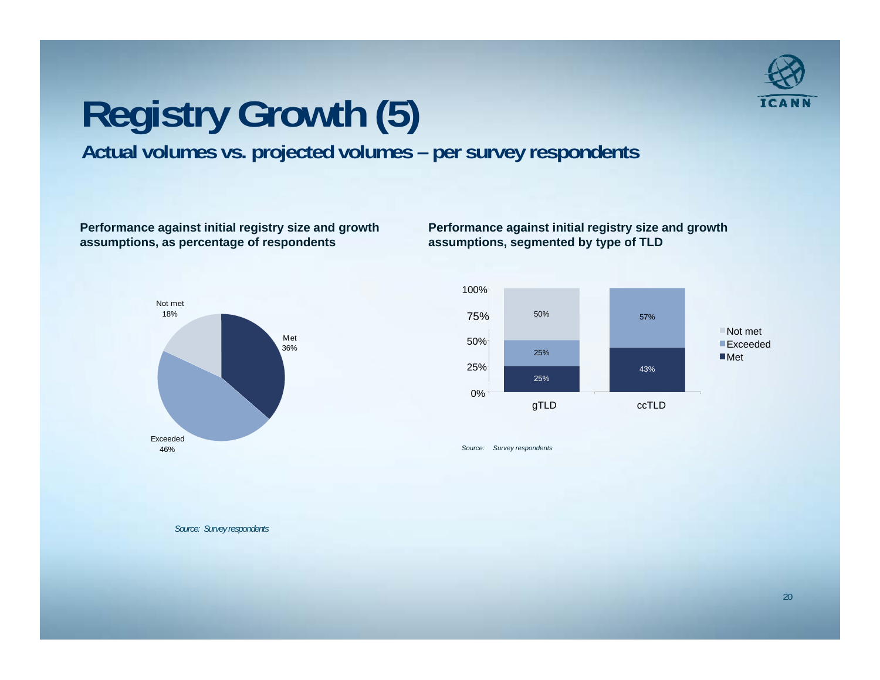# Registry Growth (5)

## Actual volumes vs. projected volumes – per survey respondents

**Performance against initial registry size and growth assumptions, as percentage of respondents**

| Category | Percentage |
|---|---|
| Met | 36% |
| Exceeded | 46% |
| Not met | 18% |

*Source: Survey respondents*

**Performance against initial registry size and growth assumptions, segmented by type of TLD**

| | gTLD | ccTLD |
|---|---|---|
| Not met | 50% | |
| Exceeded | 25% | 57% |
| Met | 25% | 43% |

*Source: Survey respondents*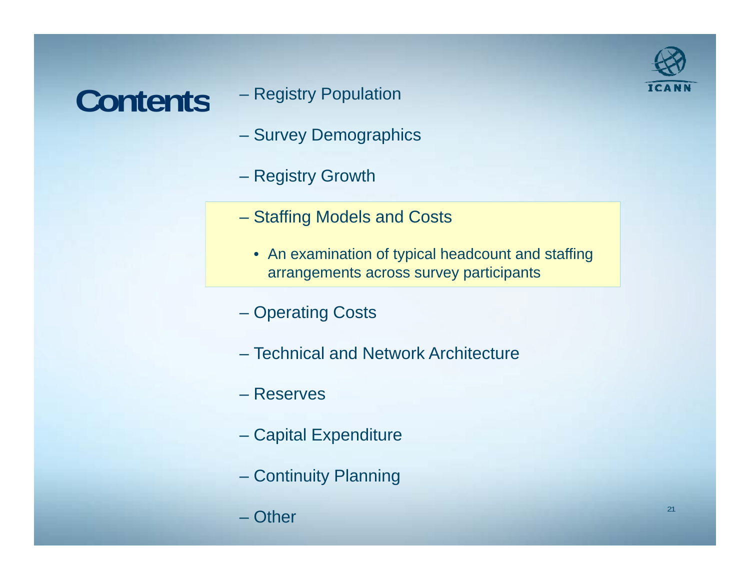# Contents

- Registry Population
- Survey Demographics
- Registry Growth
- Staffing Models and Costs
  - An examination of typical headcount and staffing arrangements across survey participants
- Operating Costs
- Technical and Network Architecture
- Reserves
- Capital Expenditure
- Continuity Planning
- Other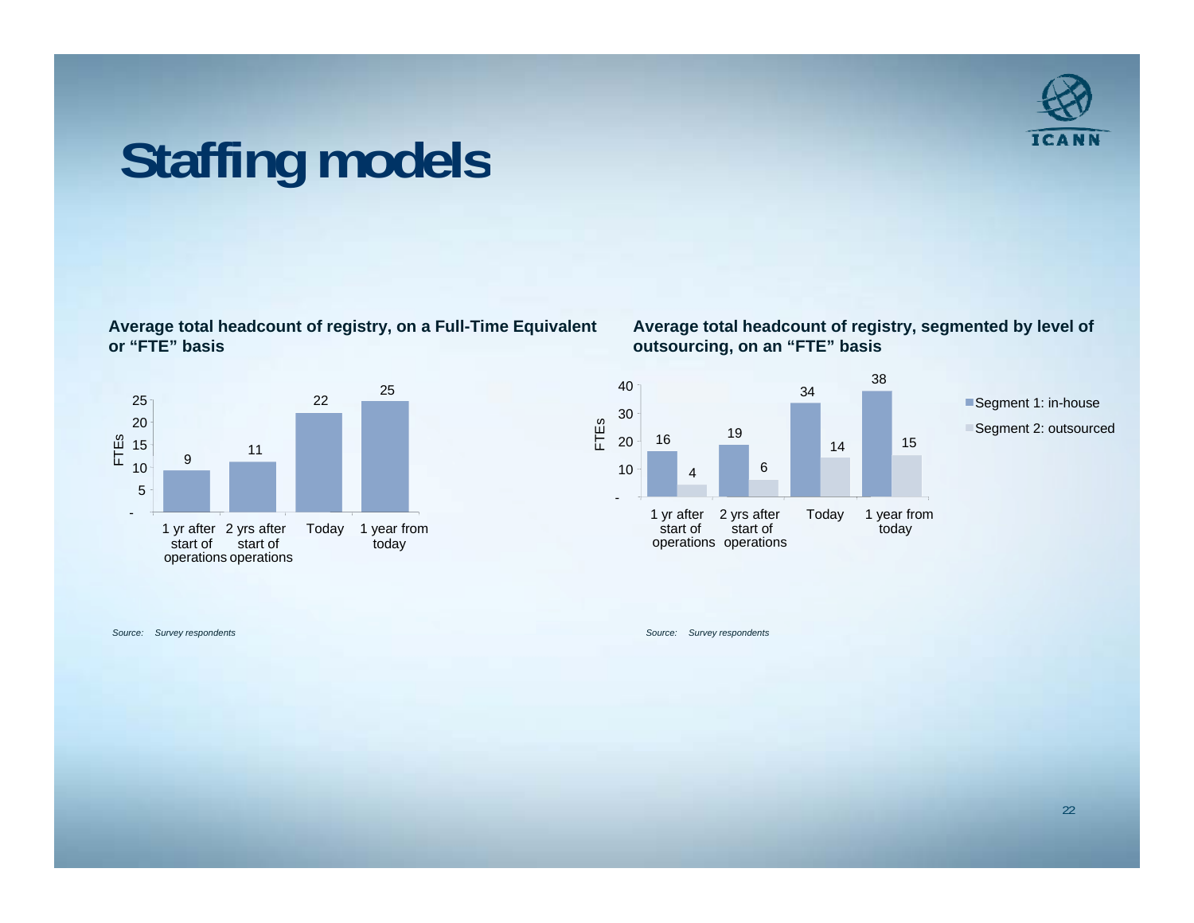# Staffing models

**Average total headcount of registry, on a Full-Time Equivalent or "FTE" basis**

| | FTEs |
|---|---|
| 1 yr after start of operations | 9 |
| 2 yrs after start of operations | 11 |
| Today | 22 |
| 1 year from today | 25 |

*Source: Survey respondents*

**Average total headcount of registry, segmented by level of outsourcing, on an "FTE" basis**

| | Segment 1: in-house | Segment 2: outsourced |
|---|---|---|
| 1 yr after start of operations | 16 | 4 |
| 2 yrs after start of operations | 19 | 6 |
| Today | 34 | 14 |
| 1 year from today | 38 | 15 |

*Source: Survey respondents*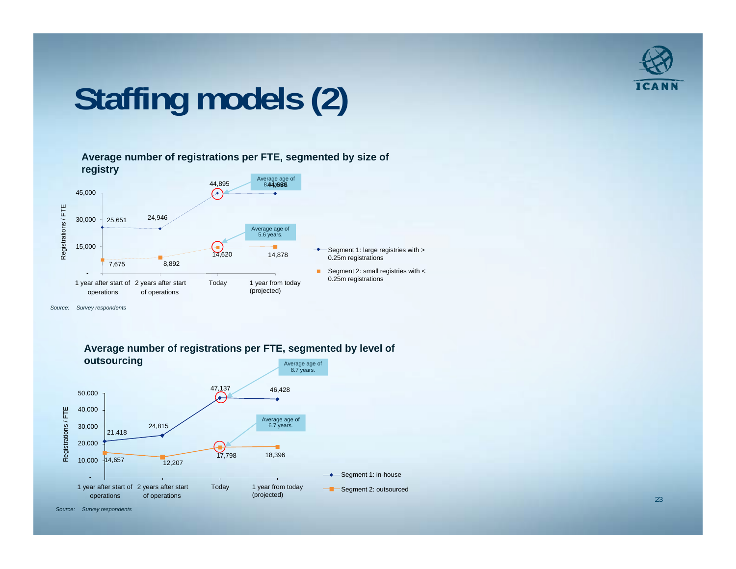# Staffing models (2)

**Average number of registrations per FTE, segmented by size of registry**

| | 1 year after start of operations | 2 years after start of operations | Today | 1 year from today (projected) |
|---|---|---|---|---|
| Segment 1: large registries with > 0.25m registrations | 25,651 | 24,946 | 44,895 | 44,688 |
| Segment 2: small registries with < 0.25m registrations | 7,675 | 8,892 | 14,620 | 14,878 |

Average age of 8.4 years. (Segment 1)

Average age of 5.6 years. (Segment 2)

*Source: Survey respondents*

**Average number of registrations per FTE, segmented by level of outsourcing**

| | 1 year after start of operations | 2 years after start of operations | Today | 1 year from today (projected) |
|---|---|---|---|---|
| Segment 1: in-house | 21,418 | 24,815 | 47,137 | 46,428 |
| Segment 2: outsourced | 14,657 | 12,207 | 17,798 | 18,396 |

Average age of 8.7 years. (Segment 1)

Average age of 6.7 years. (Segment 2)

*Source: Survey respondents*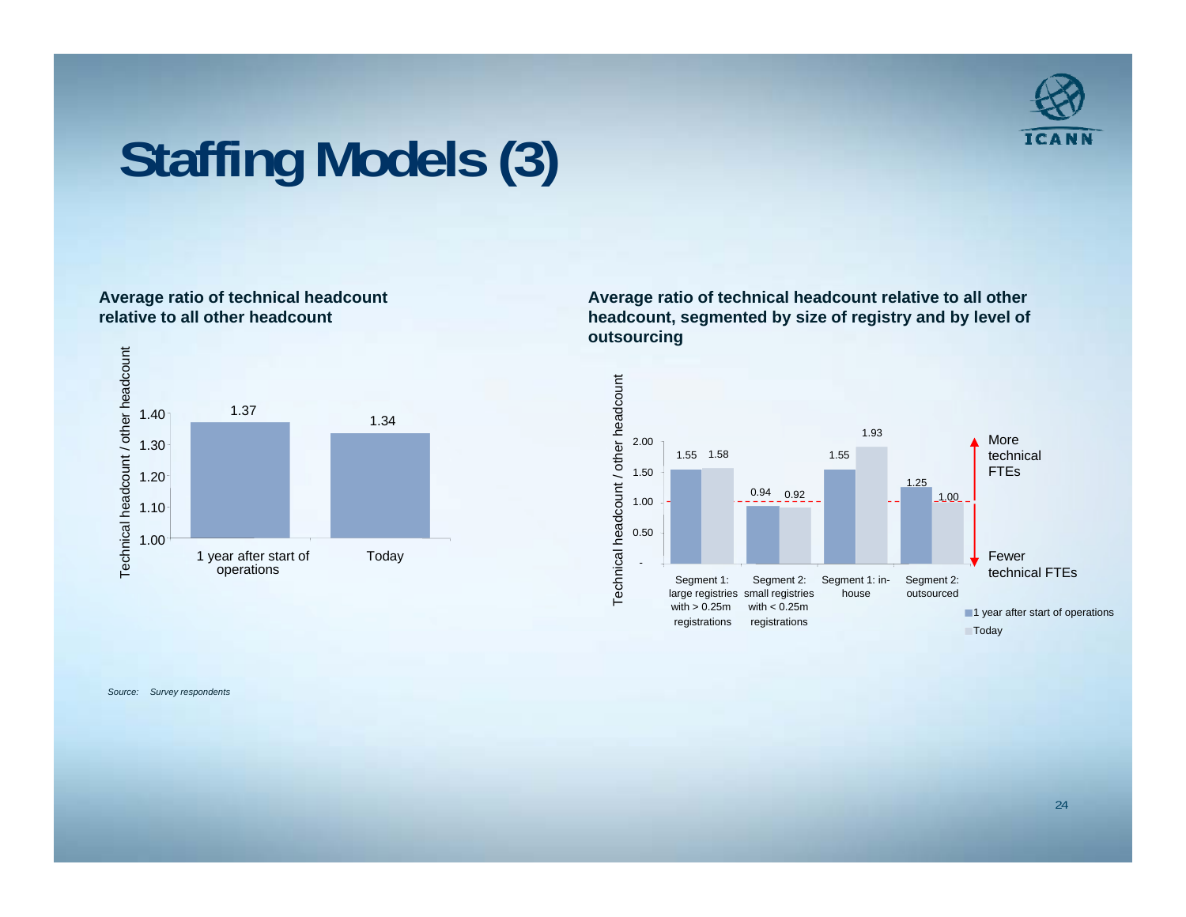# Staffing Models (3)

**Average ratio of technical headcount relative to all other headcount**

| | Technical headcount / other headcount |
|---|---|
| 1 year after start of operations | 1.37 |
| Today | 1.34 |

**Average ratio of technical headcount relative to all other headcount, segmented by size of registry and by level of outsourcing**

| | 1 year after start of operations | Today |
|---|---|---|
| Segment 1: large registries with > 0.25m registrations | 1.55 | 1.58 |
| Segment 2: small registries with < 0.25m registrations | 0.94 | 0.92 |
| Segment 1: in-house | 1.55 | 1.93 |
| Segment 2: outsourced | 1.25 | 1.00 |

More technical FTEs / Fewer technical FTEs

*Source: Survey respondents*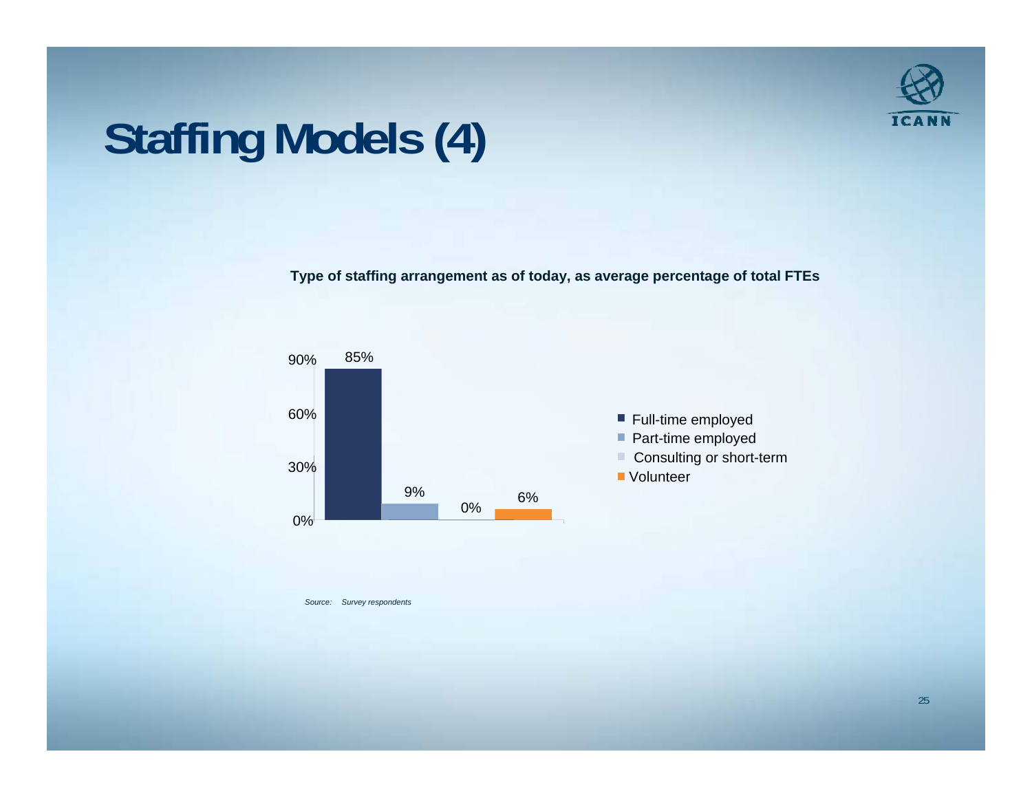# Staffing Models (4)

**Type of staffing arrangement as of today, as average percentage of total FTEs**

| Staffing arrangement | Average percentage of total FTEs |
|---|---|
| Full-time employed | 85% |
| Part-time employed | 9% |
| Consulting or short-term | 0% |
| Volunteer | 6% |

*Source: Survey respondents*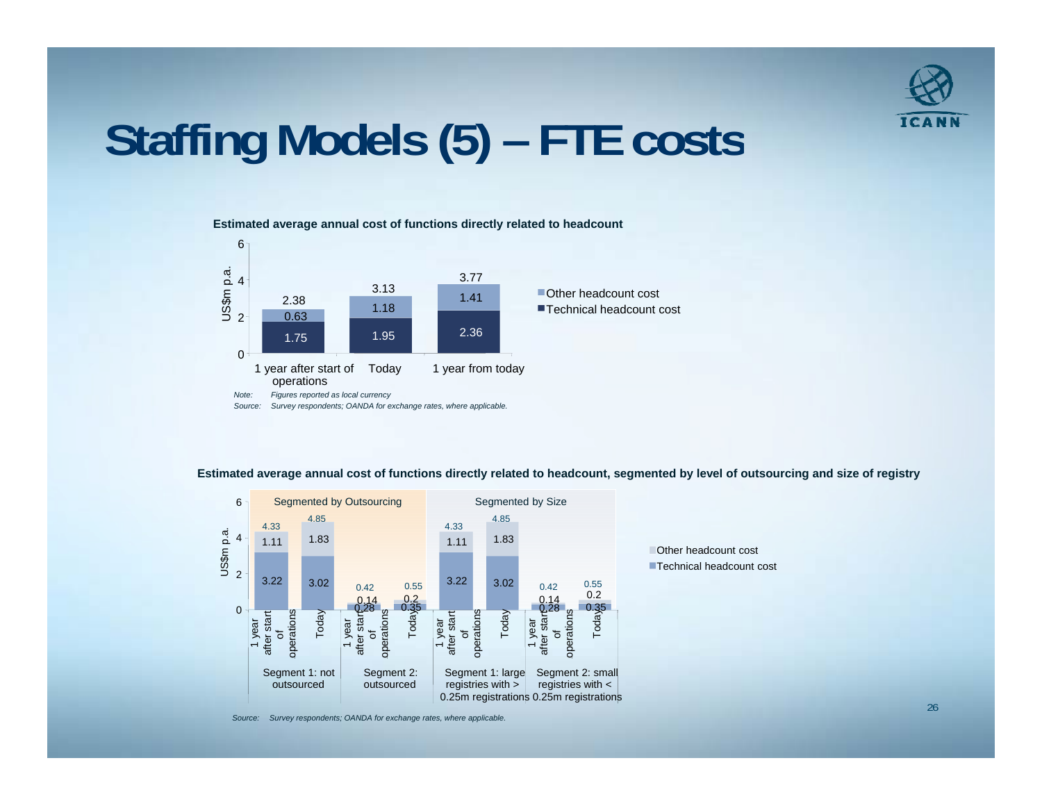# Staffing Models (5) – FTE costs

**Estimated average annual cost of functions directly related to headcount**

| US$m p.a. | 1 year after start of operations | Today | 1 year from today |
|---|---|---|---|
| Technical headcount cost | 1.75 | 1.95 | 2.36 |
| Other headcount cost | 0.63 | 1.18 | 1.41 |
| Total | 2.38 | 3.13 | 3.77 |

*Note: Figures reported as local currency*

*Source: Survey respondents; OANDA for exchange rates, where applicable.*

**Estimated average annual cost of functions directly related to headcount, segmented by level of outsourcing and size of registry**

| | | Segmented by Outsourcing | | | | Segmented by Size | | | |
|---|---|---|---|---|---|---|---|---|---|
| | | Segment 1: not outsourced | | Segment 2: outsourced | | Segment 1: large registries with > 0.25m registrations | | Segment 2: small registries with < 0.25m registrations | |
| US$m p.a. | | 1 year after start of operations | Today | 1 year after start of operations | Today | 1 year after start of operations | Today | 1 year after start of operations | Today |
| Technical headcount cost | | 3.22 | 3.02 | 0.28 | 0.35 | 3.22 | 3.02 | 0.28 | 0.35 |
| Other headcount cost | | 1.11 | 1.83 | 0.14 | 0.2 | 1.11 | 1.83 | 0.14 | 0.2 |
| Total | | 4.33 | 4.85 | 0.42 | 0.55 | 4.33 | 4.85 | 0.42 | 0.55 |

*Source: Survey respondents; OANDA for exchange rates, where applicable.*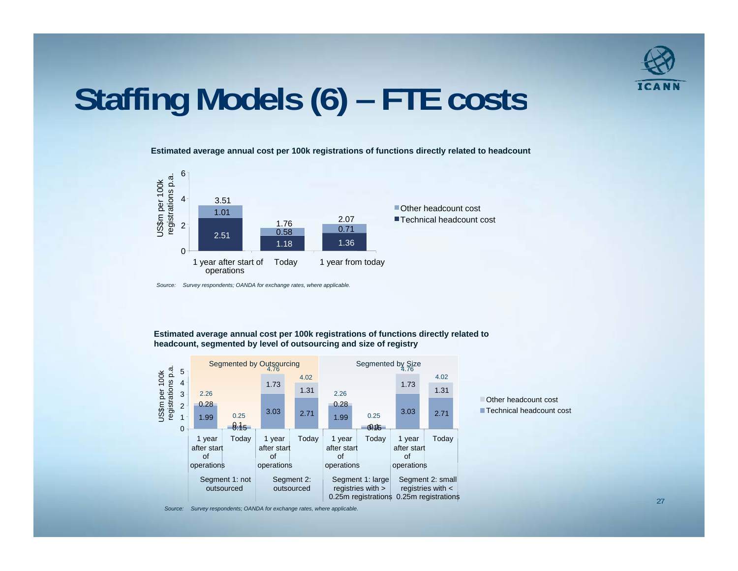# Staffing Models (6) – FTE costs

**Estimated average annual cost per 100k registrations of functions directly related to headcount**

US$m per 100k registrations p.a.

| | 1 year after start of operations | Today | 1 year from today |
|---|---|---|---|
| Other headcount cost | 1.01 | 0.58 | 0.71 |
| Technical headcount cost | 2.51 | 1.18 | 1.36 |
| Total | 3.51 | 1.76 | 2.07 |

*Source: Survey respondents; OANDA for exchange rates, where applicable.*

**Estimated average annual cost per 100k registrations of functions directly related to headcount, segmented by level of outsourcing and size of registry**

US$m per 100k registrations p.a.

| | Segmented by Outsourcing | | | | Segmented by Size | | | |
|---|---|---|---|---|---|---|---|---|
| | Segment 1: not outsourced | | Segment 2: outsourced | | Segment 1: large registries with > 0.25m registrations | | Segment 2: small registries with < 0.25m registrations | |
| | 1 year after start of operations | Today | 1 year after start of operations | Today | 1 year after start of operations | Today | 1 year after start of operations | Today |
| Other headcount cost | 0.28 | 0.1 | 1.73 | 1.31 | 0.28 | 0.1 | 1.73 | 1.31 |
| Technical headcount cost | 1.99 | 0.15 | 3.03 | 2.71 | 1.99 | 0.15 | 3.03 | 2.71 |
| Total | 2.26 | 0.25 | 4.76 | 4.02 | 2.26 | 0.25 | 4.76 | 4.02 |

*Source: Survey respondents; OANDA for exchange rates, where applicable.*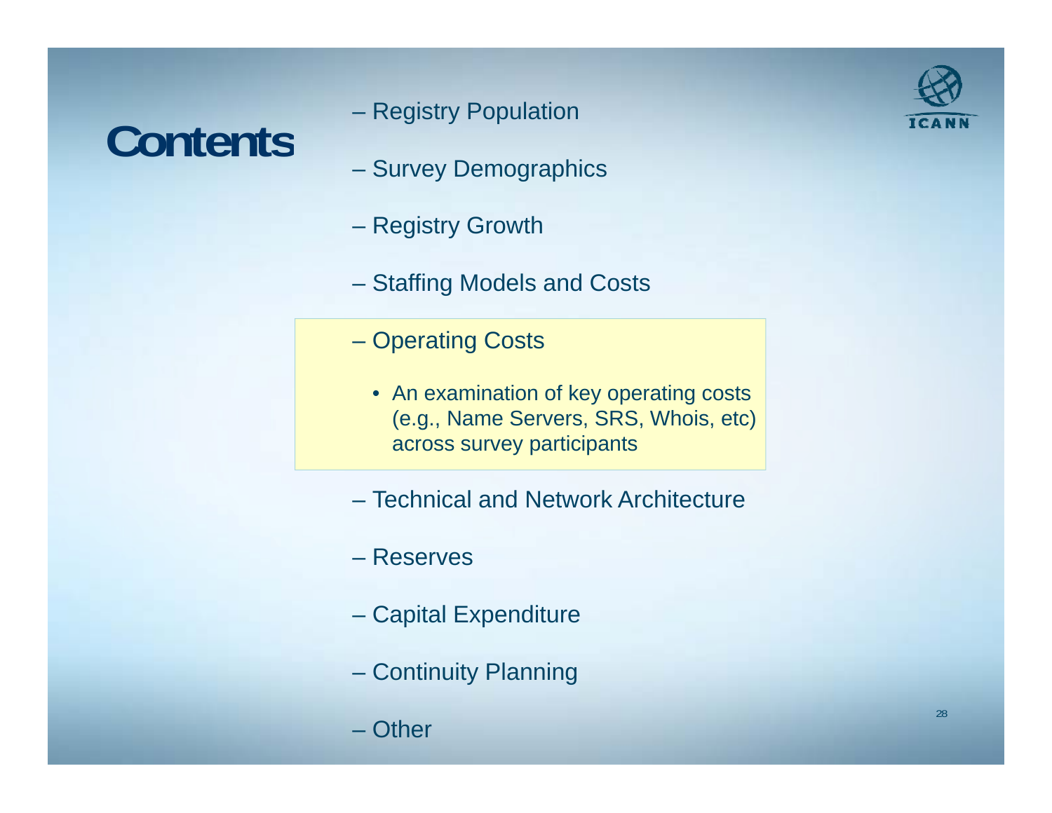# Contents

- Registry Population
- Survey Demographics
- Registry Growth
- Staffing Models and Costs
- Operating Costs
  - An examination of key operating costs (e.g., Name Servers, SRS, Whois, etc) across survey participants
- Technical and Network Architecture
- Reserves
- Capital Expenditure
- Continuity Planning
- Other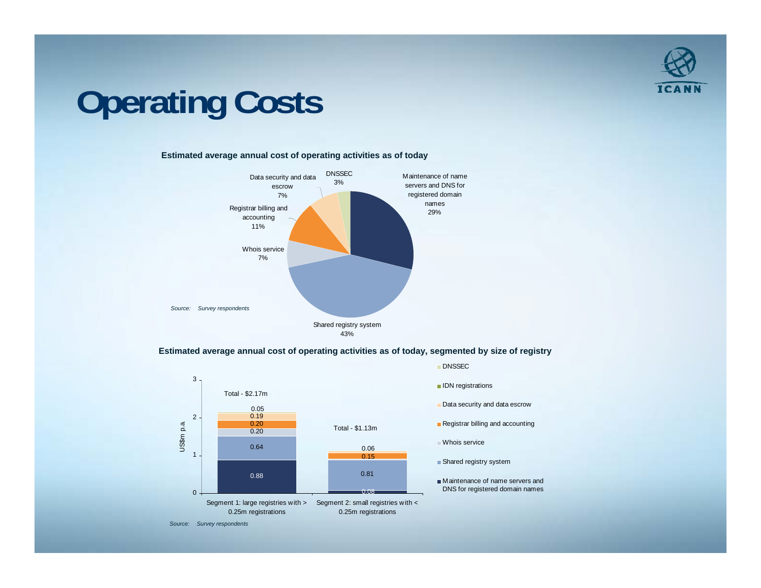# Operating Costs

**Estimated average annual cost of operating activities as of today**

| Activity | Share |
|---|---|
| Maintenance of name servers and DNS for registered domain names | 29% |
| Shared registry system | 43% |
| Whois service | 7% |
| Registrar billing and accounting | 11% |
| Data security and data escrow | 7% |
| DNSSEC | 3% |

*Source: Survey respondents*

**Estimated average annual cost of operating activities as of today, segmented by size of registry**

US$m p.a.

| Activity | Segment 1: large registries with > 0.25m registrations | Segment 2: small registries with < 0.25m registrations |
|---|---|---|
| Maintenance of name servers and DNS for registered domain names | 0.88 | 0.08 |
| Shared registry system | 0.64 | 0.81 |
| Whois service | 0.20 | |
| Registrar billing and accounting | 0.20 | 0.15 |
| Data security and data escrow | 0.19 | 0.06 |
| IDN registrations | | |
| DNSSEC | 0.05 | |
| **Total** | **$2.17m** | **$1.13m** |

*Source: Survey respondents*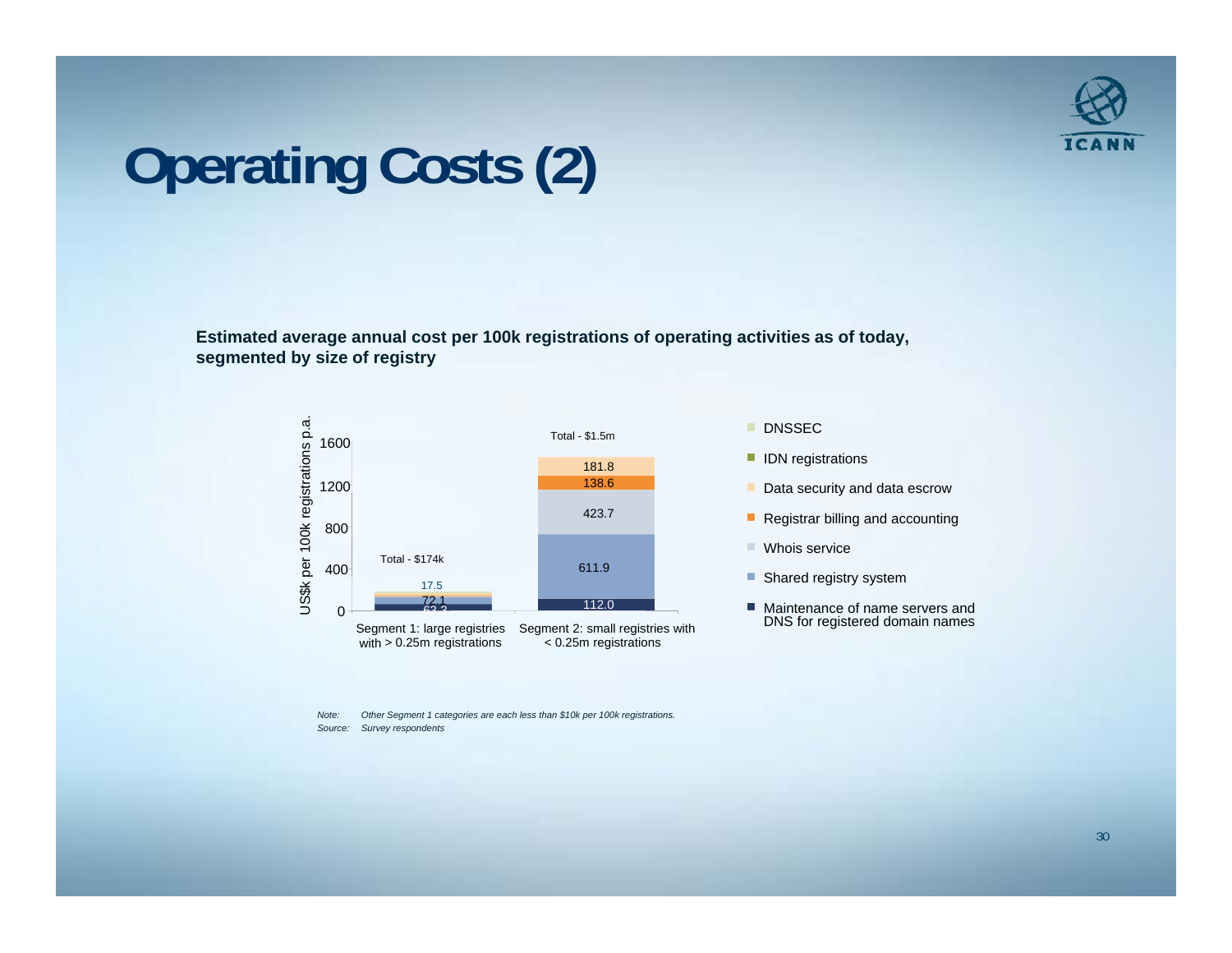# Operating Costs (2)

**Estimated average annual cost per 100k registrations of operating activities as of today, segmented by size of registry**

| US$k per 100k registrations p.a. | Segment 1: large registries with > 0.25m registrations | Segment 2: small registries with < 0.25m registrations |
|---|---|---|
| DNSSEC | | |
| IDN registrations | | |
| Data security and data escrow | | 181.8 |
| Registrar billing and accounting | | 138.6 |
| Whois service | 17.5 | 423.7 |
| Shared registry system | 72.1 | 611.9 |
| Maintenance of name servers and DNS for registered domain names | 63.2 | 112.0 |
| **Total** | **$174k** | **$1.5m** |

*Note: Other Segment 1 categories are each less than $10k per 100k registrations.*
*Source: Survey respondents*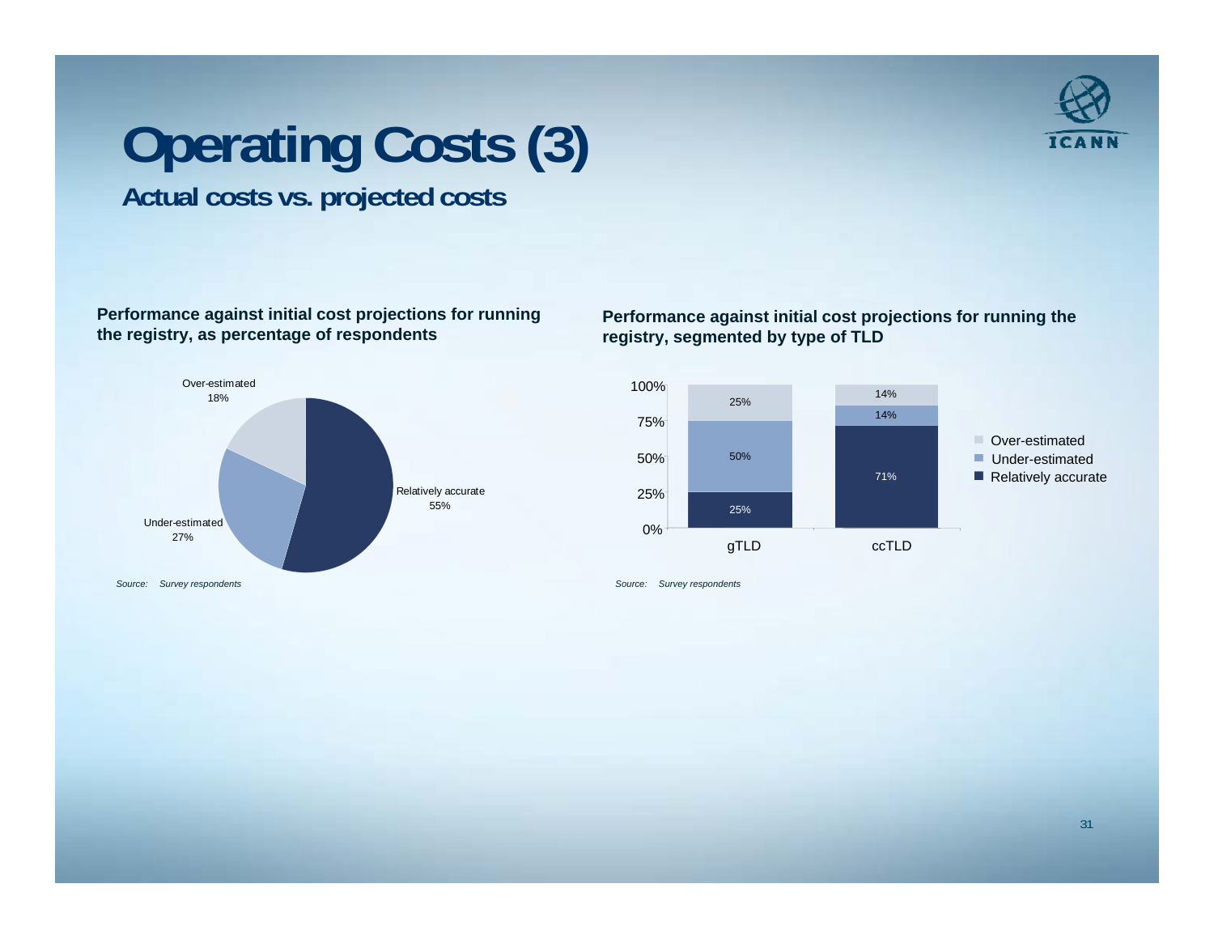# Operating Costs (3)

## Actual costs vs. projected costs

**Performance against initial cost projections for running the registry, as percentage of respondents**

| Category | Percentage |
| --- | --- |
| Relatively accurate | 55% |
| Under-estimated | 27% |
| Over-estimated | 18% |

*Source: Survey respondents*

**Performance against initial cost projections for running the registry, segmented by type of TLD**

| | gTLD | ccTLD |
| --- | --- | --- |
| Over-estimated | 25% | 14% |
| Under-estimated | 50% | 14% |
| Relatively accurate | 25% | 71% |

*Source: Survey respondents*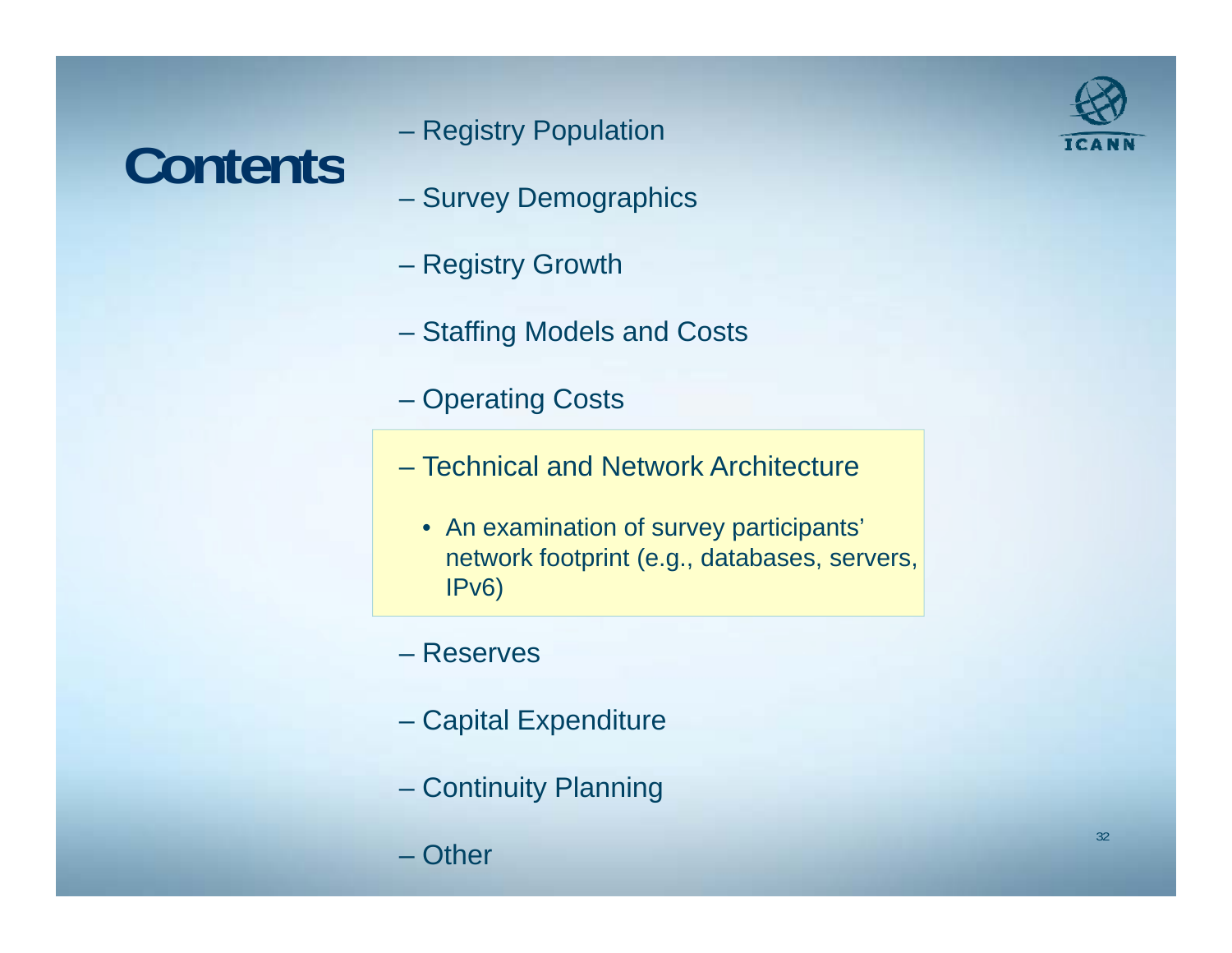# Contents

- Registry Population
- Survey Demographics
- Registry Growth
- Staffing Models and Costs
- Operating Costs
- Technical and Network Architecture
  - An examination of survey participants' network footprint (e.g., databases, servers, IPv6)
- Reserves
- Capital Expenditure
- Continuity Planning
- Other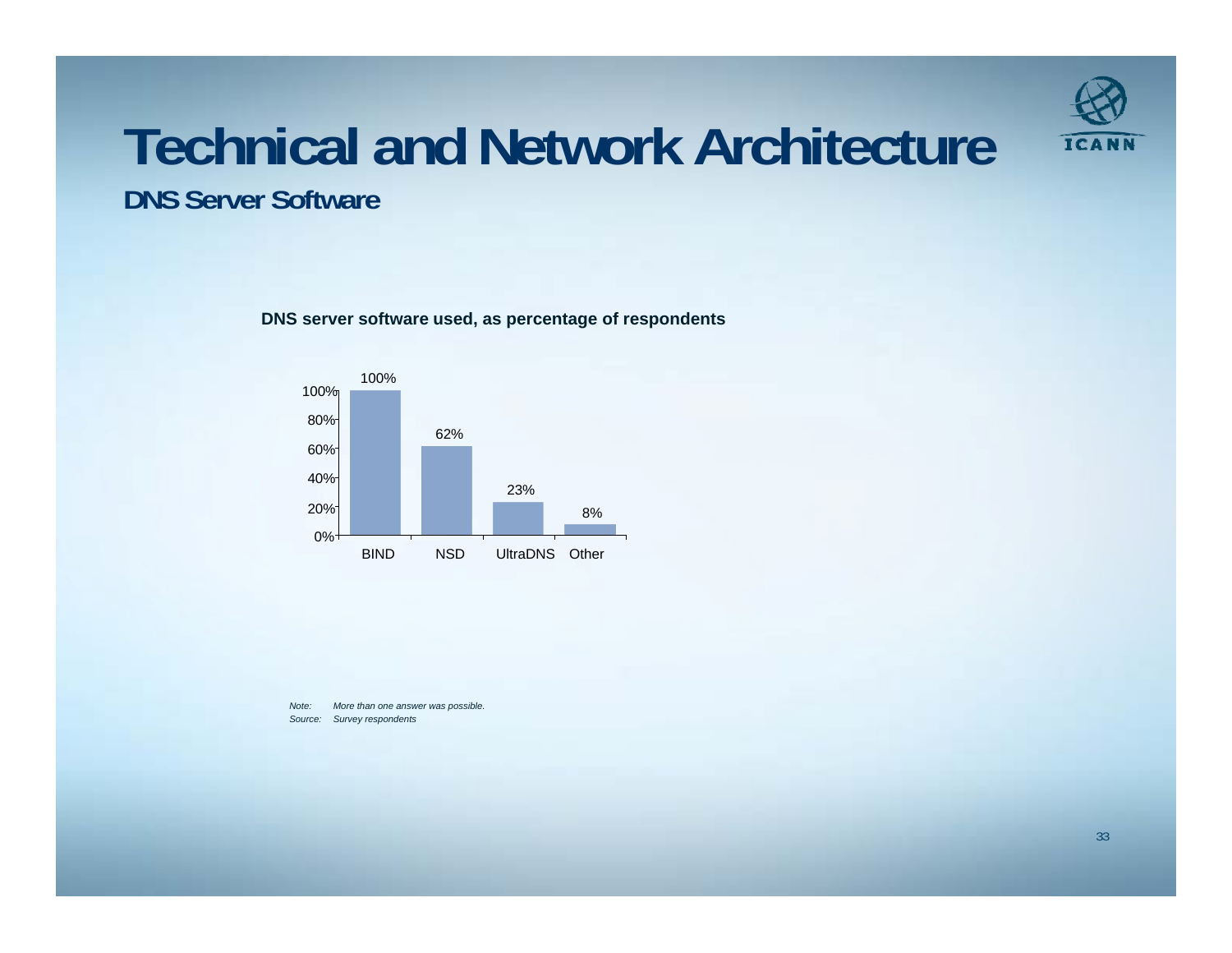# Technical and Network Architecture

## DNS Server Software

**DNS server software used, as percentage of respondents**

| Software | Percentage |
|---|---|
| BIND | 100% |
| NSD | 62% |
| UltraDNS | 23% |
| Other | 8% |

*Note: More than one answer was possible.*

*Source: Survey respondents*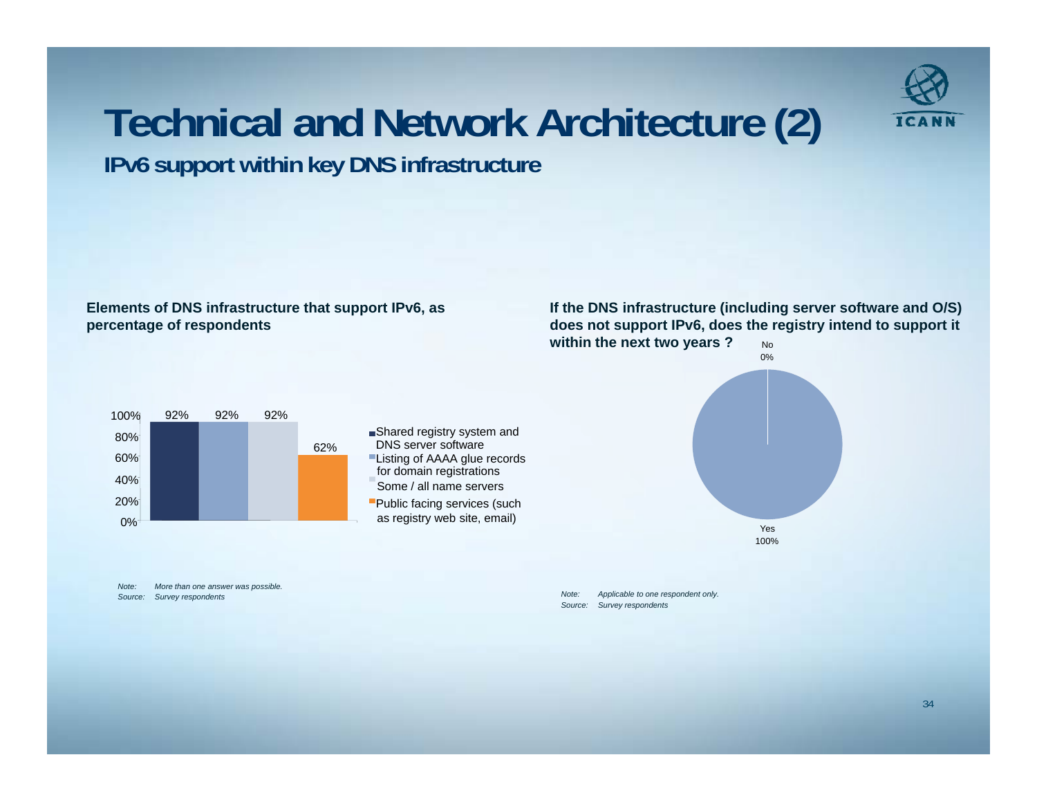# Technical and Network Architecture (2)

## IPv6 support within key DNS infrastructure

**Elements of DNS infrastructure that support IPv6, as percentage of respondents**

| Element | Percentage |
| --- | --- |
| Shared registry system and DNS server software | 92% |
| Listing of AAAA glue records for domain registrations | 92% |
| Some / all name servers | 92% |
| Public facing services (such as registry web site, email) | 62% |

*Note: More than one answer was possible.*
*Source: Survey respondents*

**If the DNS infrastructure (including server software and O/S) does not support IPv6, does the registry intend to support it within the next two years ?**

| Answer | Percentage |
| --- | --- |
| No | 0% |
| Yes | 100% |

*Note: Applicable to one respondent only.*
*Source: Survey respondents*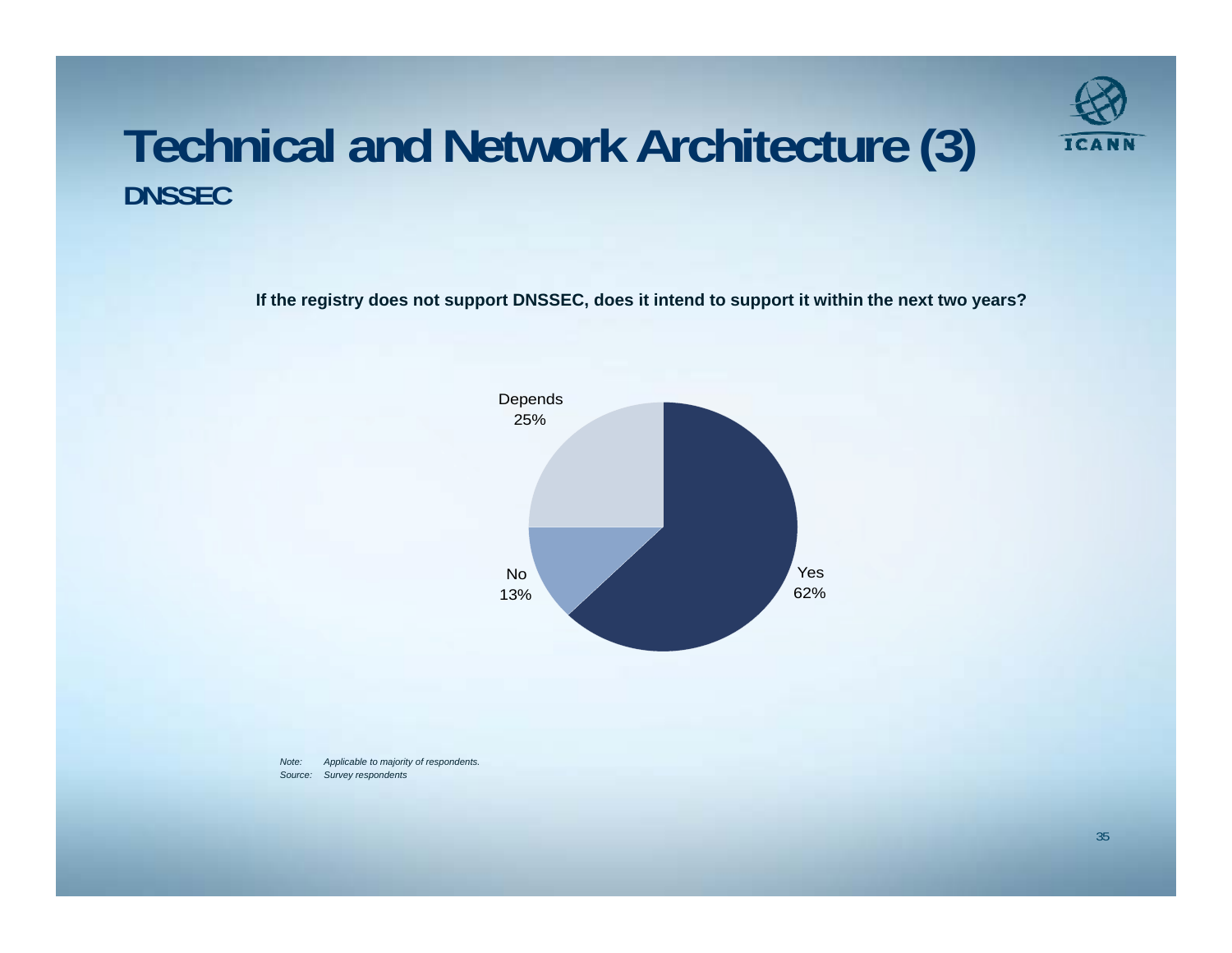# Technical and Network Architecture (3)

## DNSSEC

**If the registry does not support DNSSEC, does it intend to support it within the next two years?**

| Response | Share |
| --- | --- |
| Yes | 62% |
| Depends | 25% |
| No | 13% |

*Note: Applicable to majority of respondents.*
*Source: Survey respondents*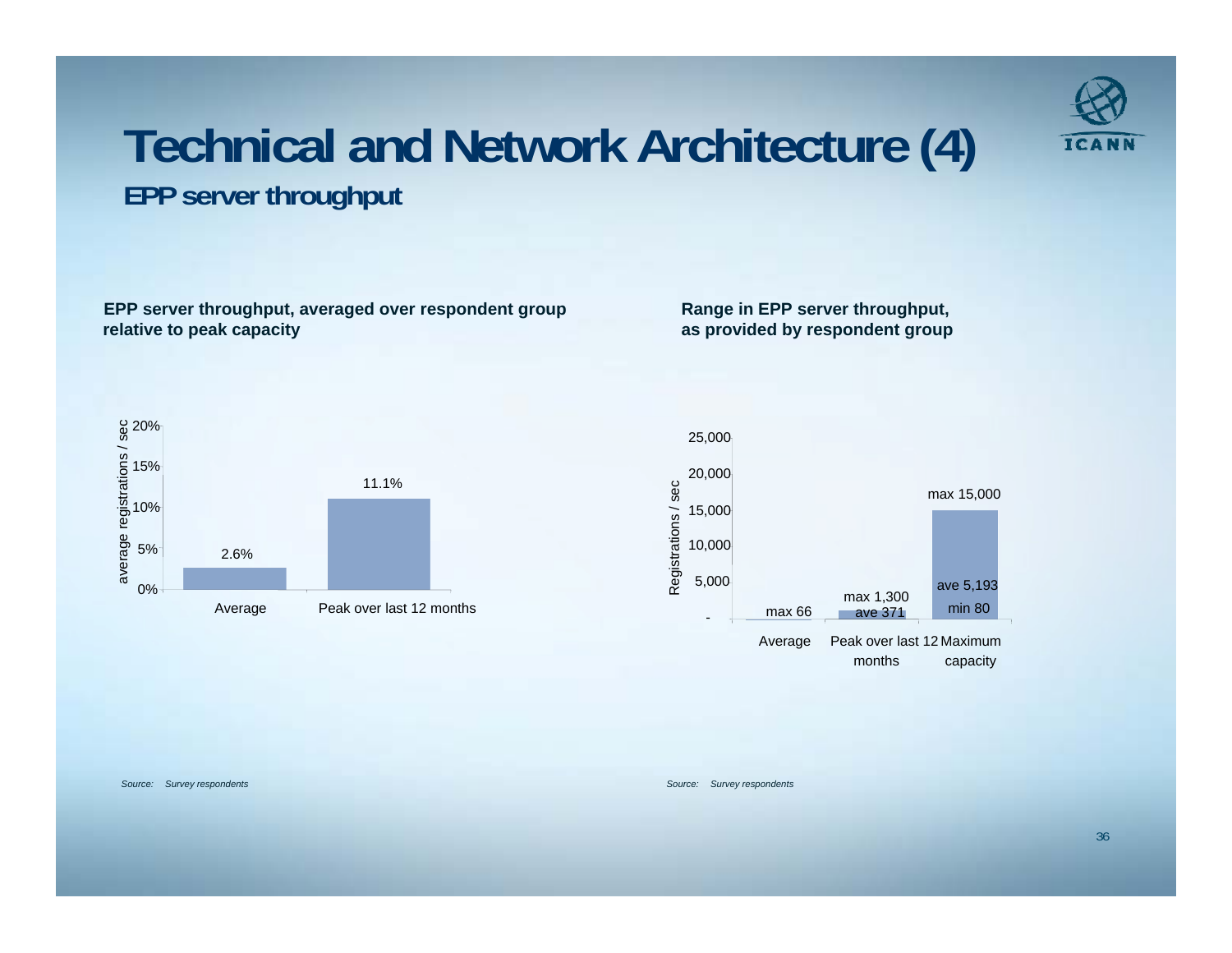# Technical and Network Architecture (4)

## EPP server throughput

**EPP server throughput, averaged over respondent group relative to peak capacity**

| | average registrations / sec |
|---|---|
| Average | 2.6% |
| Peak over last 12 months | 11.1% |

*Source: Survey respondents*

**Range in EPP server throughput, as provided by respondent group**

| Registrations / sec | Average | Peak over last 12 months | Maximum capacity |
|---|---|---|---|
| max | 66 | 1,300 | 15,000 |
| ave | | 371 | 5,193 |
| min | | | 80 |

*Source: Survey respondents*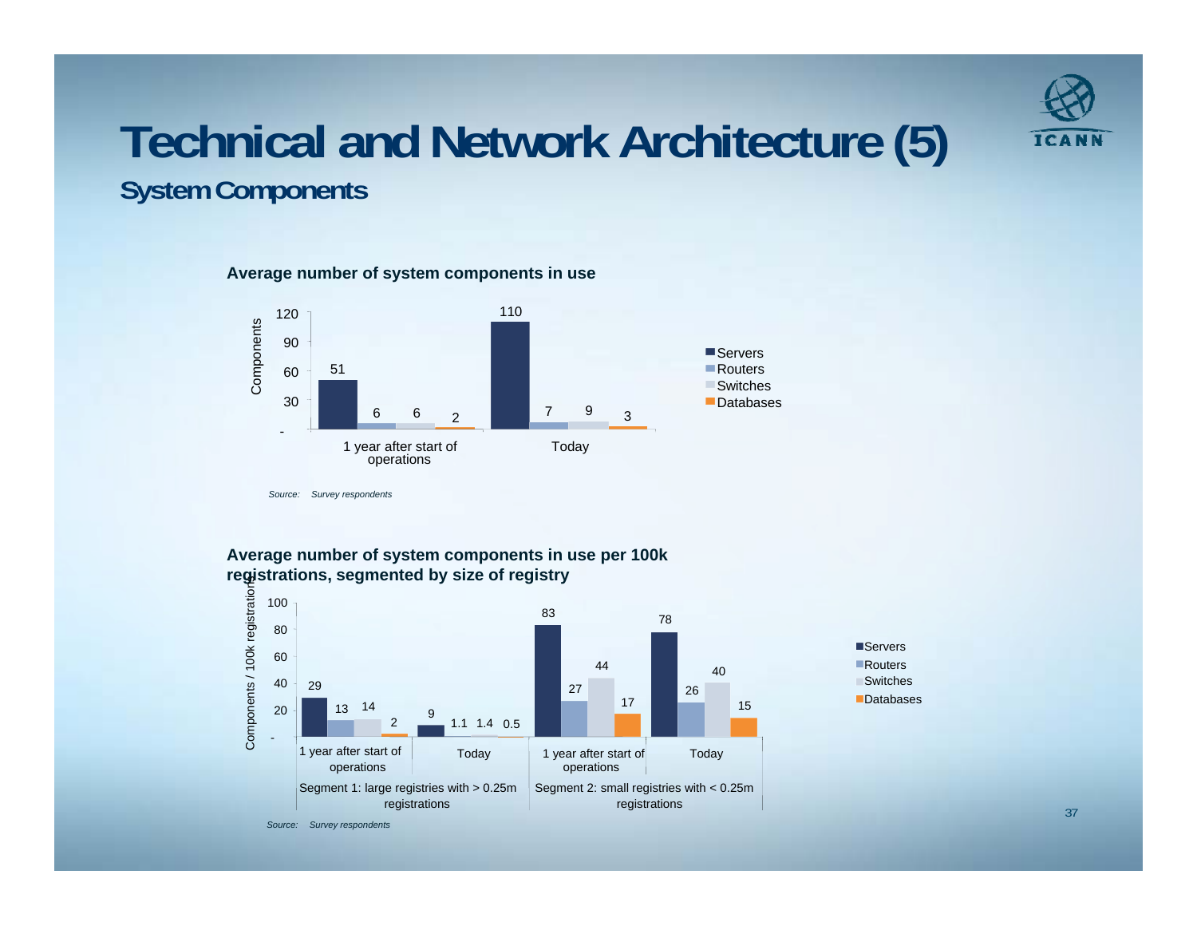# Technical and Network Architecture (5)

## System Components

**Average number of system components in use**

| Components | Servers | Routers | Switches | Databases |
|---|---|---|---|---|
| 1 year after start of operations | 51 | 6 | 6 | 2 |
| Today | 110 | 7 | 9 | 3 |

*Source: Survey respondents*

**Average number of system components in use per 100k registrations, segmented by size of registry**

| Segment | Period | Servers | Routers | Switches | Databases |
|---|---|---|---|---|---|
| Segment 1: large registries with > 0.25m registrations | 1 year after start of operations | 29 | 13 | 14 | 2 |
| | Today | 9 | 1.1 | 1.4 | 0.5 |
| Segment 2: small registries with < 0.25m registrations | 1 year after start of operations | 83 | 27 | 44 | 17 |
| | Today | 78 | 26 | 40 | 15 |

*Source: Survey respondents*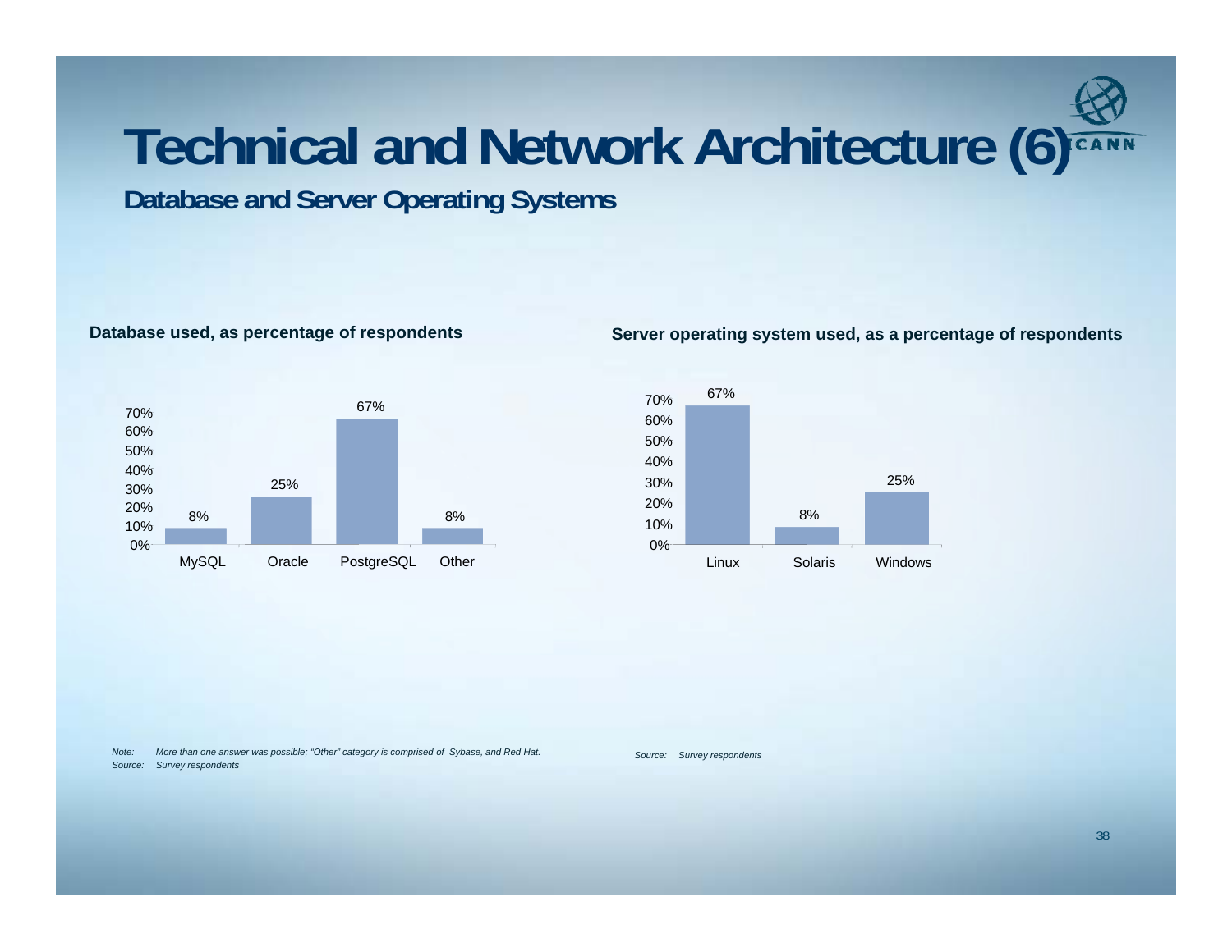# Technical and Network Architecture (6)

## Database and Server Operating Systems

**Database used, as percentage of respondents**

| Database | Percentage |
| --- | --- |
| MySQL | 8% |
| Oracle | 25% |
| PostgreSQL | 67% |
| Other | 8% |

*Note: More than one answer was possible; "Other" category is comprised of Sybase, and Red Hat.*
*Source: Survey respondents*

**Server operating system used, as a percentage of respondents**

| Server operating system | Percentage |
| --- | --- |
| Linux | 67% |
| Solaris | 8% |
| Windows | 25% |

*Source: Survey respondents*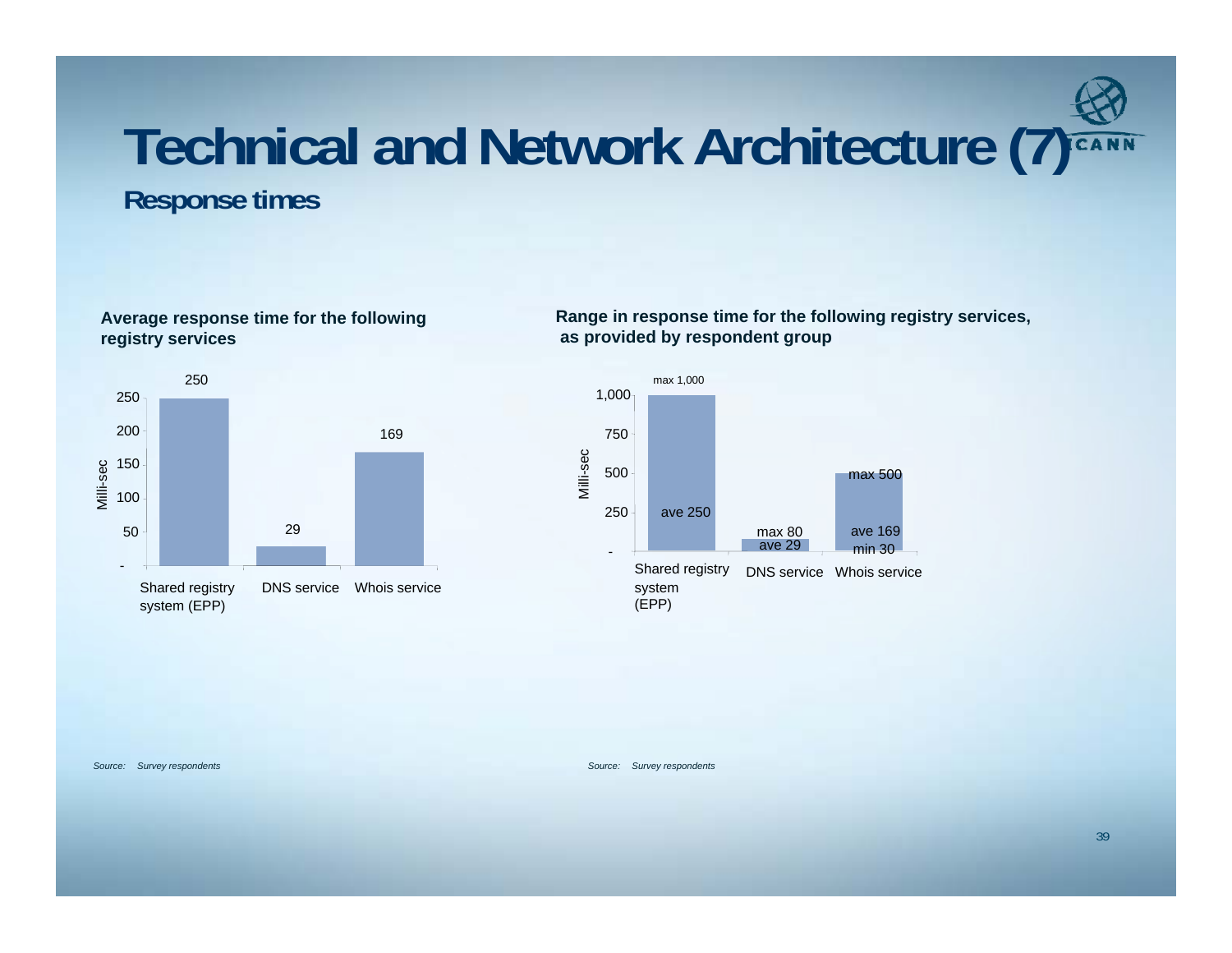# Technical and Network Architecture (7)

## Response times

**Average response time for the following registry services**

| Service | Milli-sec |
|---|---|
| Shared registry system (EPP) | 250 |
| DNS service | 29 |
| Whois service | 169 |

*Source: Survey respondents*

**Range in response time for the following registry services, as provided by respondent group**

| Service | Max | Ave | Min |
|---|---|---|---|
| Shared registry system (EPP) | max 1,000 | ave 250 | |
| DNS service | max 80 | ave 29 | |
| Whois service | max 500 | ave 169 | min 30 |

*Source: Survey respondents*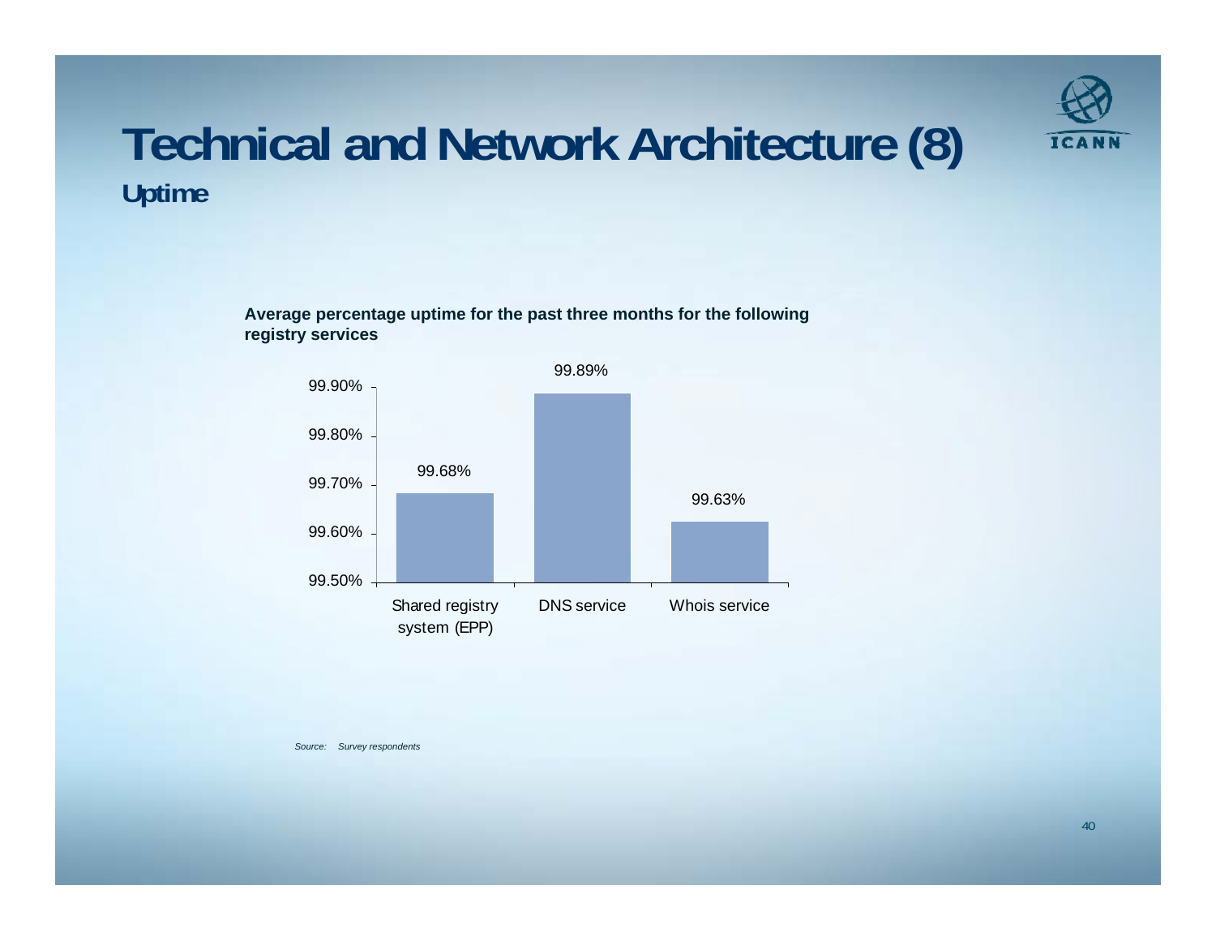# Technical and Network Architecture (8)

## Uptime

**Average percentage uptime for the past three months for the following registry services**

| Service | Uptime |
| --- | --- |
| Shared registry system (EPP) | 99.68% |
| DNS service | 99.89% |
| Whois service | 99.63% |

*Source: Survey respondents*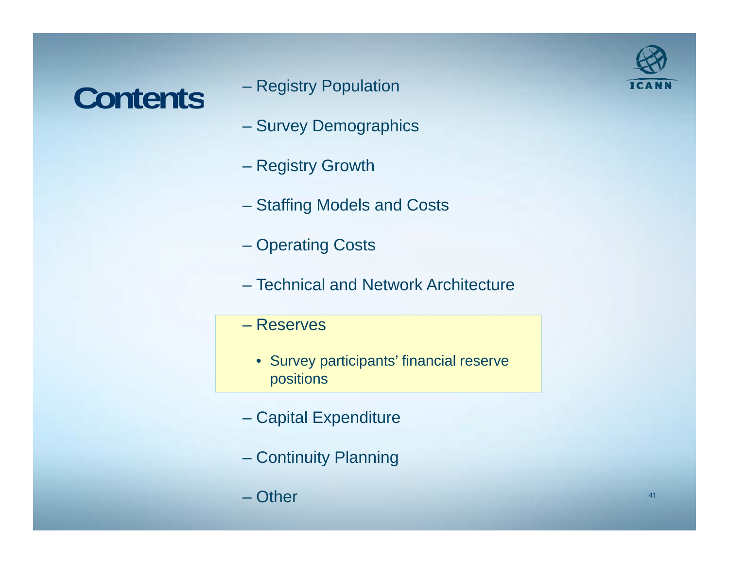# Contents

- Registry Population
- Survey Demographics
- Registry Growth
- Staffing Models and Costs
- Operating Costs
- Technical and Network Architecture
- Reserves
  - Survey participants' financial reserve positions
- Capital Expenditure
- Continuity Planning
- Other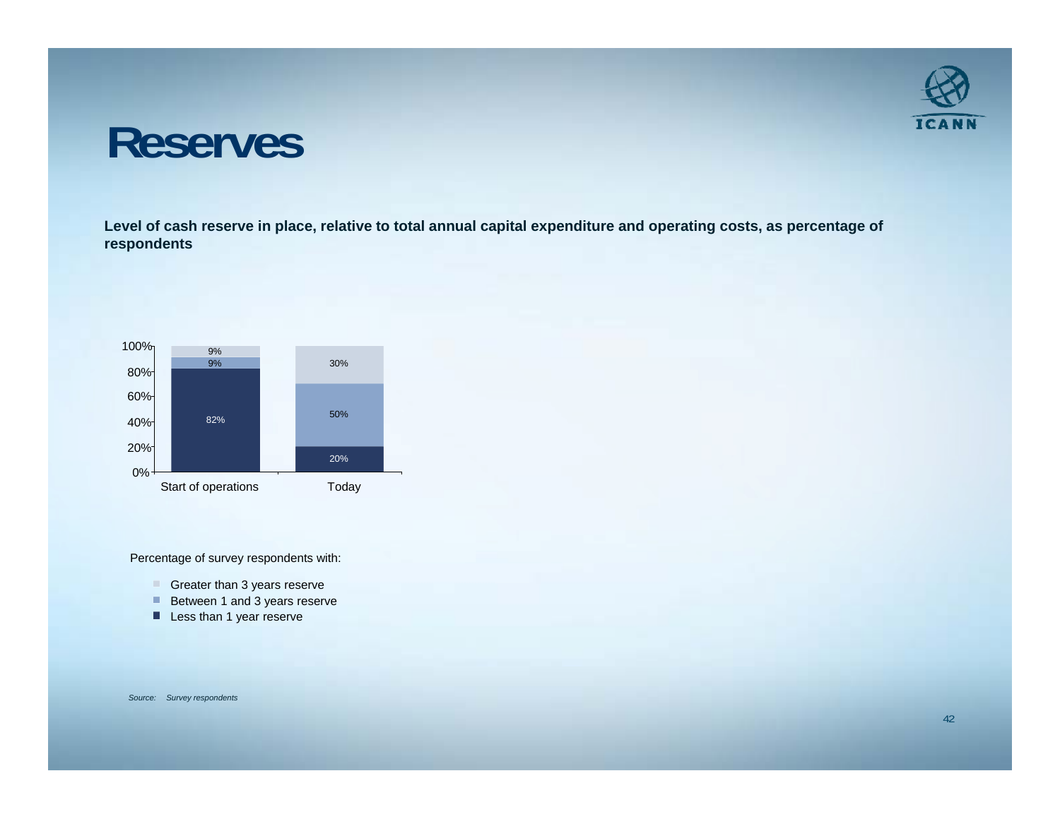# Reserves

**Level of cash reserve in place, relative to total annual capital expenditure and operating costs, as percentage of respondents**

| | Start of operations | Today |
|---|---|---|
| Greater than 3 years reserve | 9% | 30% |
| Between 1 and 3 years reserve | 9% | 50% |
| Less than 1 year reserve | 82% | 20% |

Percentage of survey respondents with:

- Greater than 3 years reserve
- Between 1 and 3 years reserve
- Less than 1 year reserve

*Source: Survey respondents*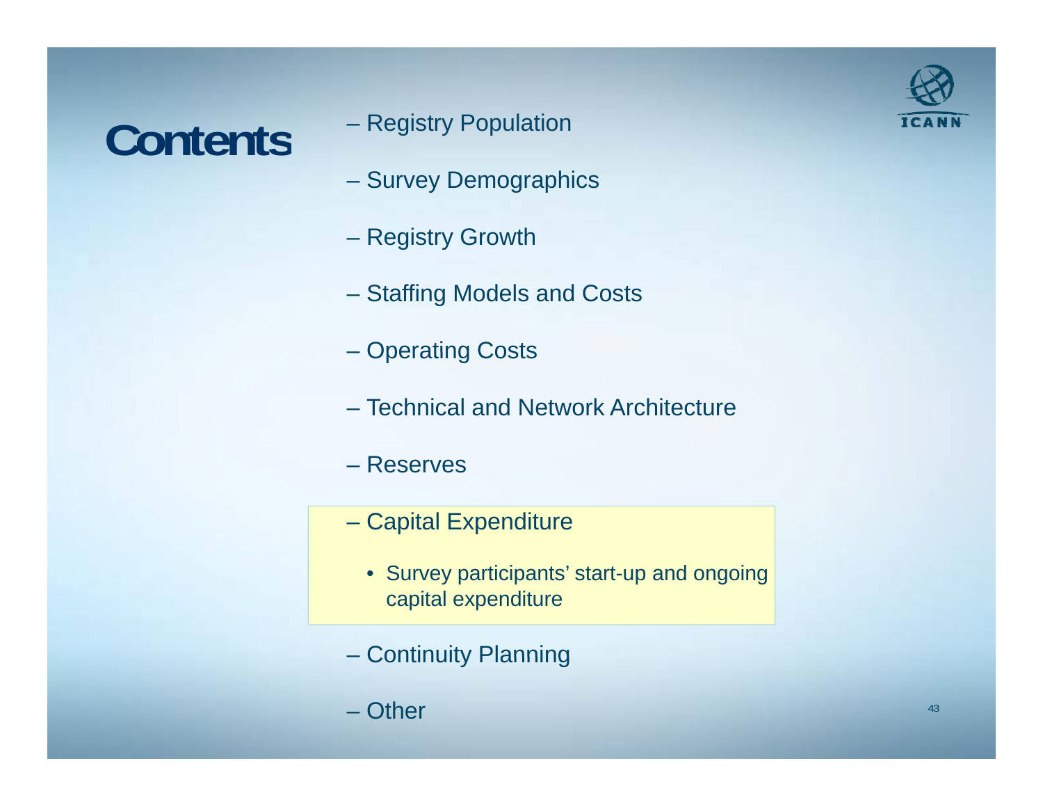# Contents

- Registry Population
- Survey Demographics
- Registry Growth
- Staffing Models and Costs
- Operating Costs
- Technical and Network Architecture
- Reserves
- Capital Expenditure
  - Survey participants' start-up and ongoing capital expenditure
- Continuity Planning
- Other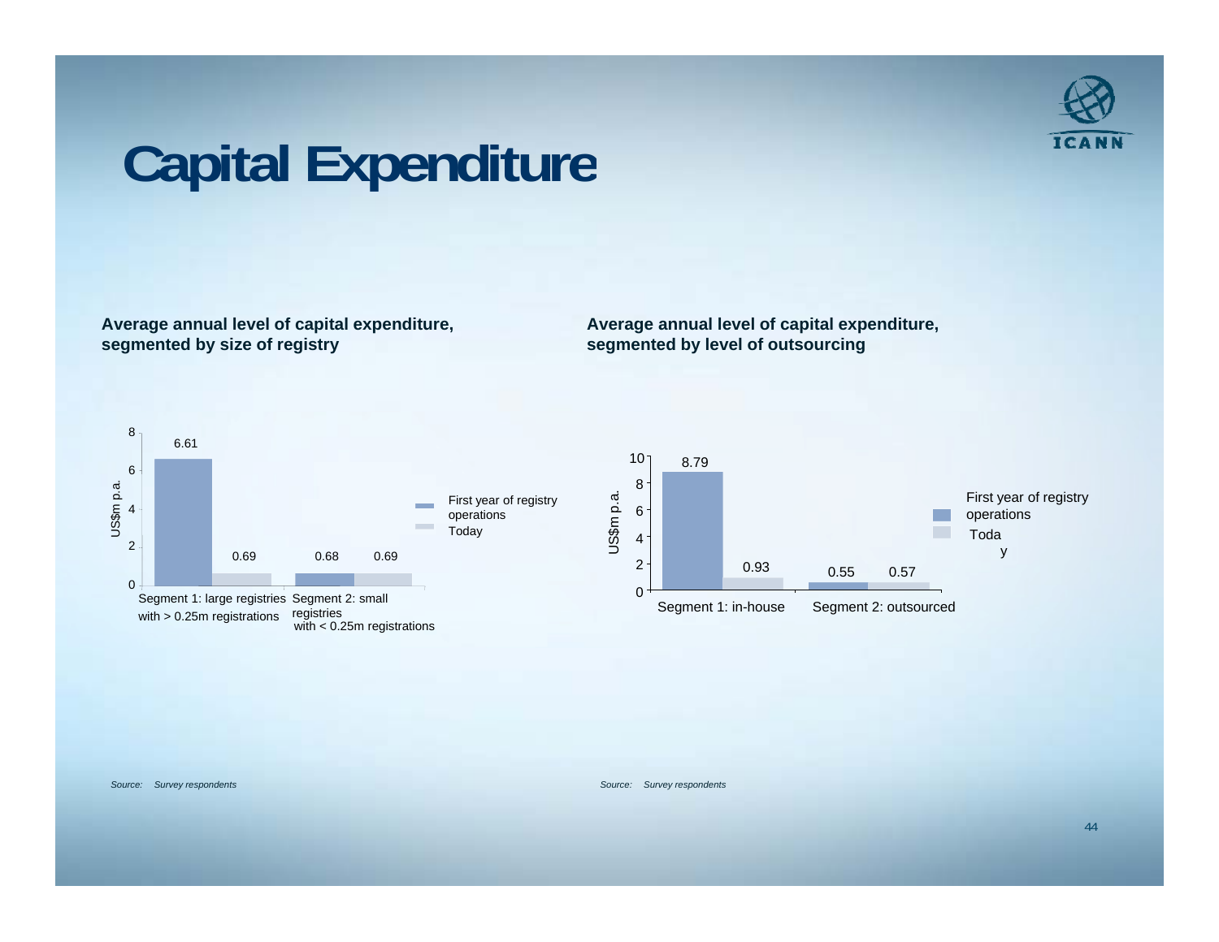# Capital Expenditure

**Average annual level of capital expenditure, segmented by size of registry**

| US$m p.a. | First year of registry operations | Today |
| --- | --- | --- |
| Segment 1: large registries with > 0.25m registrations | 6.61 | 0.69 |
| Segment 2: small registries with < 0.25m registrations | 0.68 | 0.69 |

*Source: Survey respondents*

**Average annual level of capital expenditure, segmented by level of outsourcing**

| US$m p.a. | First year of registry operations | Today |
| --- | --- | --- |
| Segment 1: in-house | 8.79 | 0.93 |
| Segment 2: outsourced | 0.55 | 0.57 |

*Source: Survey respondents*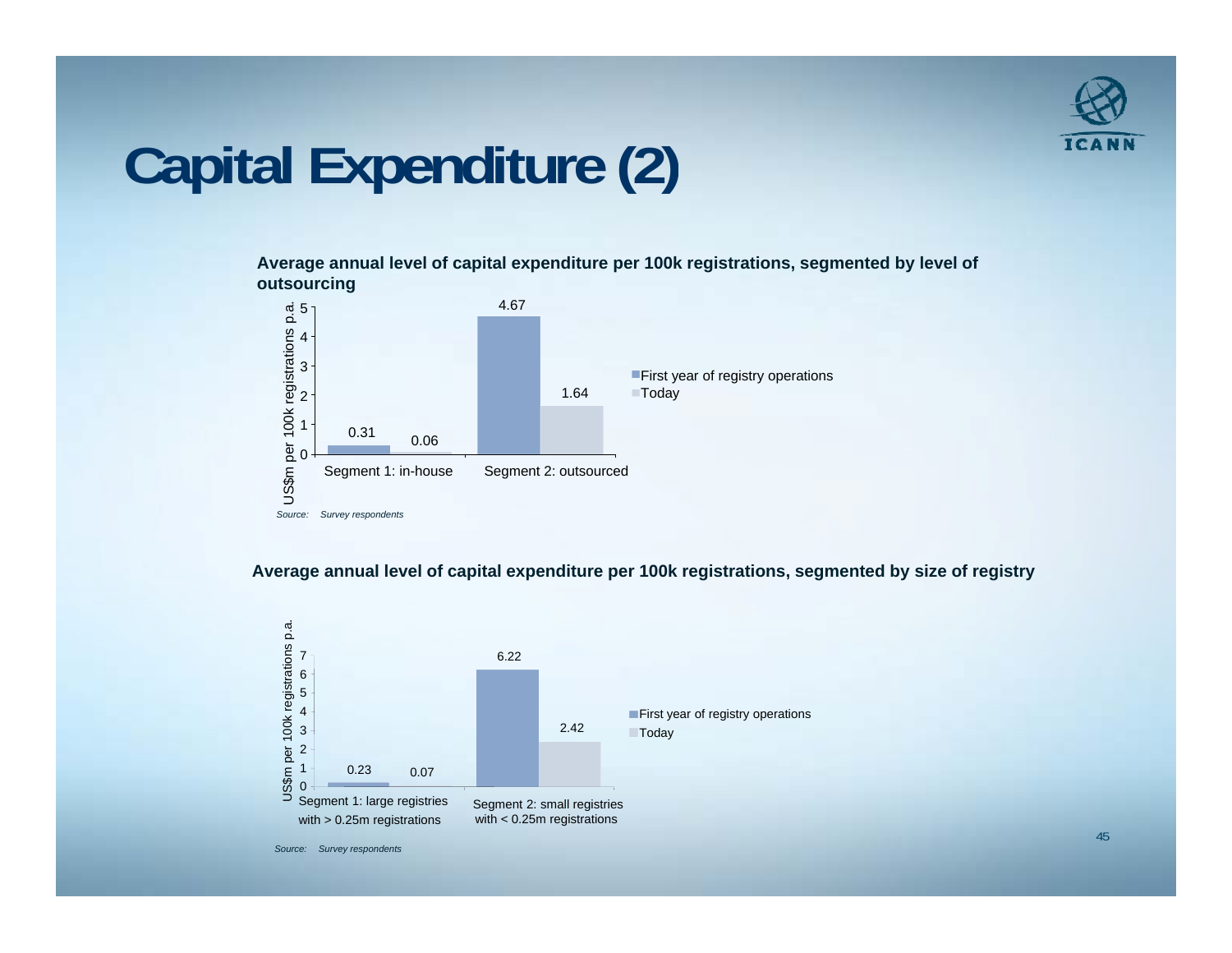# Capital Expenditure (2)

**Average annual level of capital expenditure per 100k registrations, segmented by level of outsourcing**

US$m per 100k registrations p.a.

| | First year of registry operations | Today |
|---|---|---|
| Segment 1: in-house | 0.31 | 0.06 |
| Segment 2: outsourced | 4.67 | 1.64 |

*Source: Survey respondents*

**Average annual level of capital expenditure per 100k registrations, segmented by size of registry**

US$m per 100k registrations p.a.

| | First year of registry operations | Today |
|---|---|---|
| Segment 1: large registries with > 0.25m registrations | 0.23 | 0.07 |
| Segment 2: small registries with < 0.25m registrations | 6.22 | 2.42 |

*Source: Survey respondents*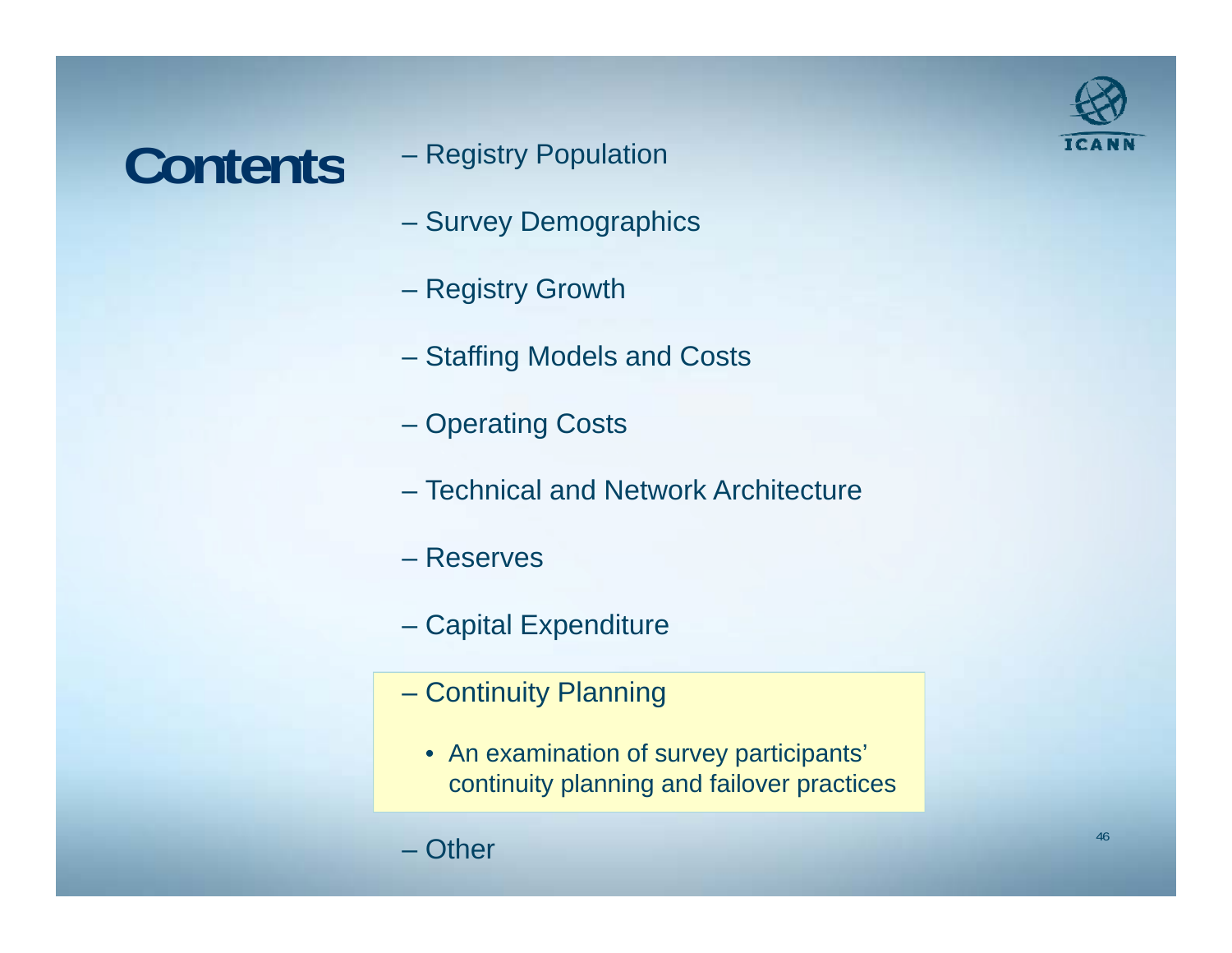# Contents

- Registry Population
- Survey Demographics
- Registry Growth
- Staffing Models and Costs
- Operating Costs
- Technical and Network Architecture
- Reserves
- Capital Expenditure
- Continuity Planning
  - An examination of survey participants' continuity planning and failover practices
- Other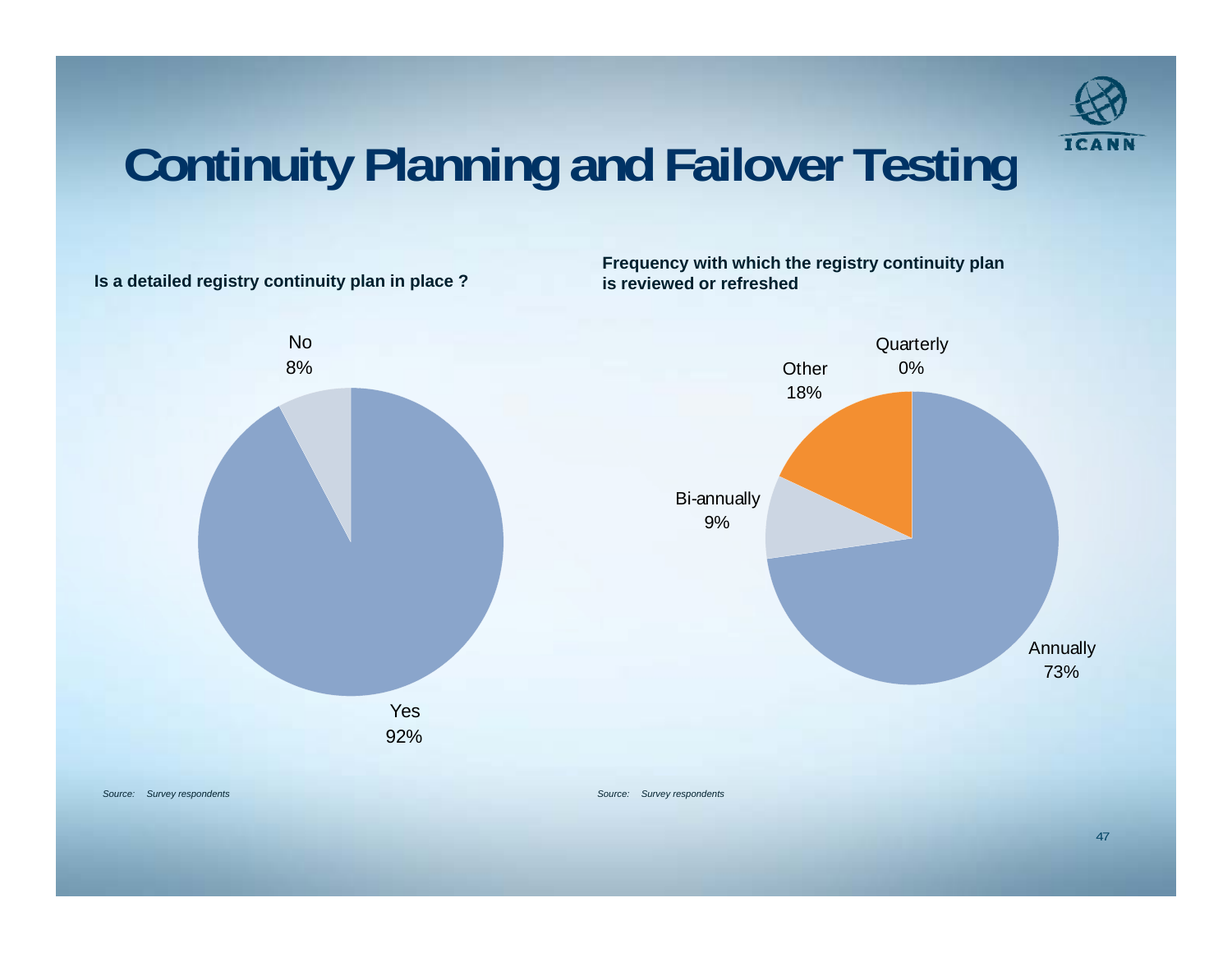# Continuity Planning and Failover Testing

**Is a detailed registry continuity plan in place ?**

No 8%

Yes 92%

*Source: Survey respondents*

**Frequency with which the registry continuity plan is reviewed or refreshed**

Quarterly 0%

Other 18%

Bi-annually 9%

Annually 73%

*Source: Survey respondents*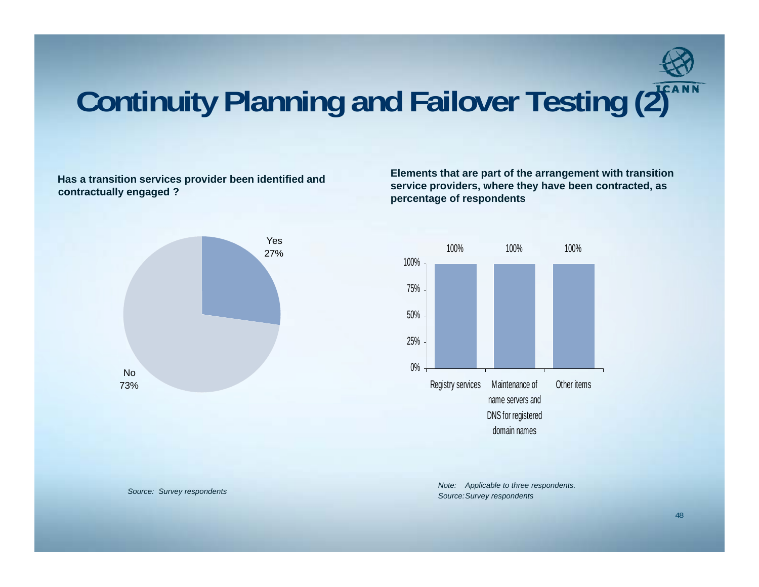# Continuity Planning and Failover Testing (2)

**Has a transition services provider been identified and contractually engaged ?**

| Response | Percentage |
| --- | --- |
| Yes | 27% |
| No | 73% |

*Source: Survey respondents*

**Elements that are part of the arrangement with transition service providers, where they have been contracted, as percentage of respondents**

| Element | Percentage |
| --- | --- |
| Registry services | 100% |
| Maintenance of name servers and DNS for registered domain names | 100% |
| Other items | 100% |

*Note: Applicable to three respondents.*
*Source: Survey respondents*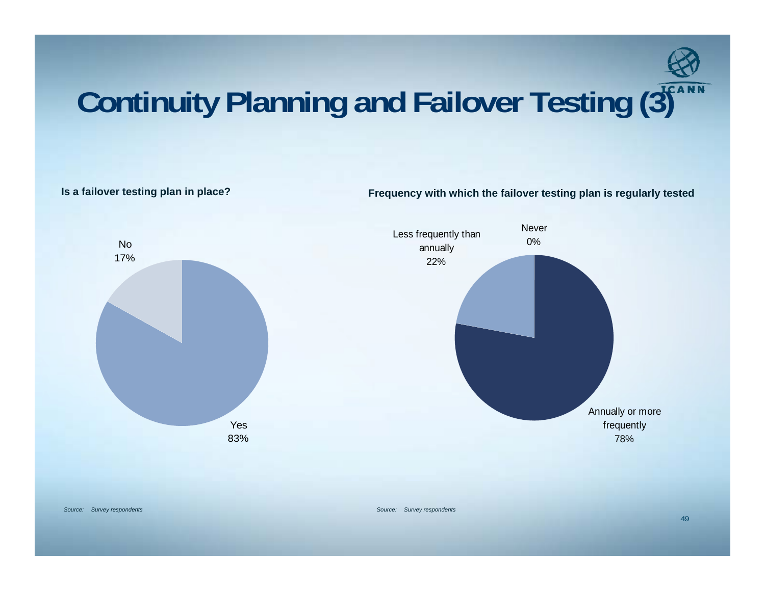# Continuity Planning and Failover Testing (3)

**Is a failover testing plan in place?**

| Response | Percentage |
|---|---|
| Yes | 83% |
| No | 17% |

*Source: Survey respondents*

**Frequency with which the failover testing plan is regularly tested**

| Frequency | Percentage |
|---|---|
| Annually or more frequently | 78% |
| Less frequently than annually | 22% |
| Never | 0% |

*Source: Survey respondents*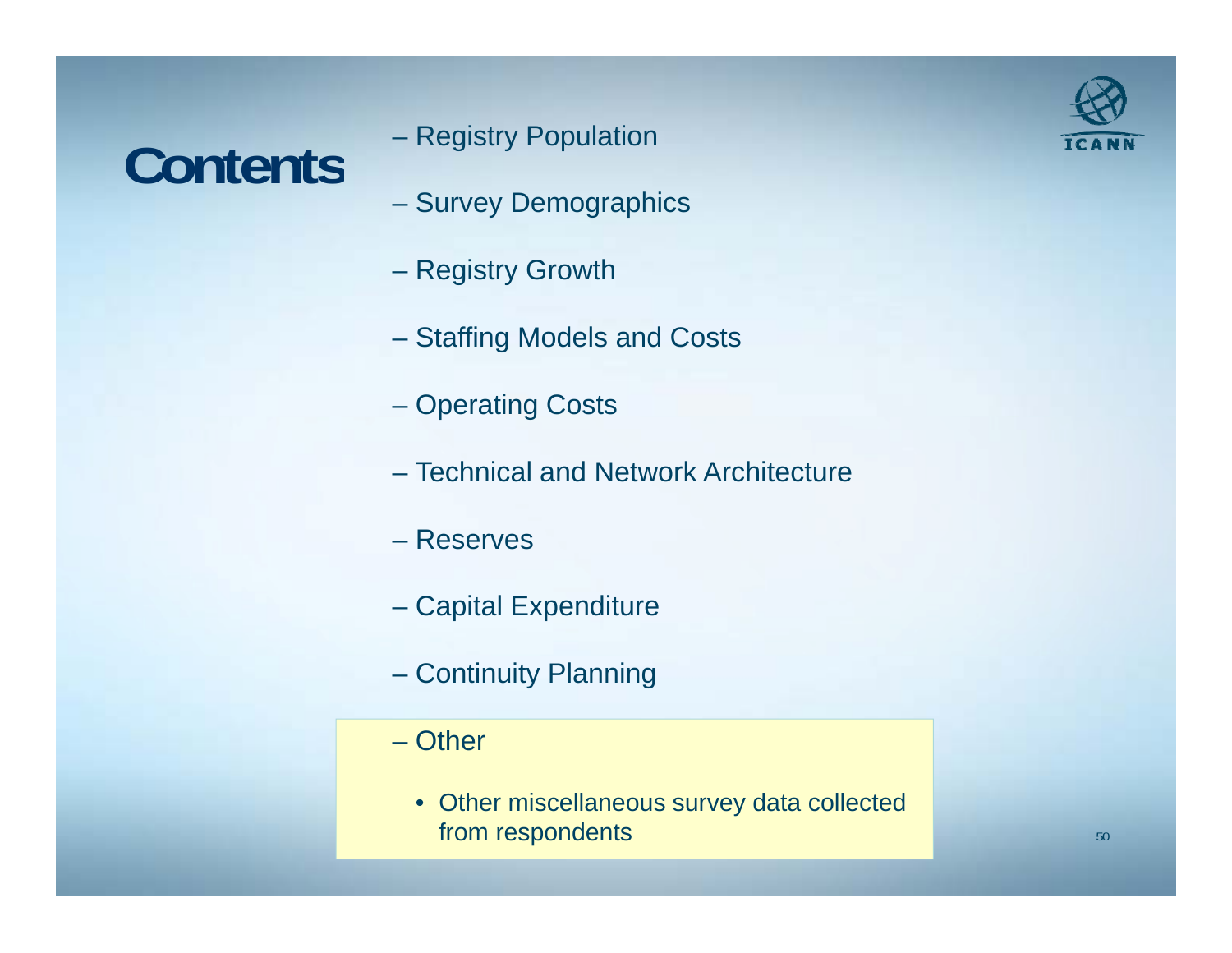# Contents

- Registry Population
- Survey Demographics
- Registry Growth
- Staffing Models and Costs
- Operating Costs
- Technical and Network Architecture
- Reserves
- Capital Expenditure
- Continuity Planning
- Other
  - Other miscellaneous survey data collected from respondents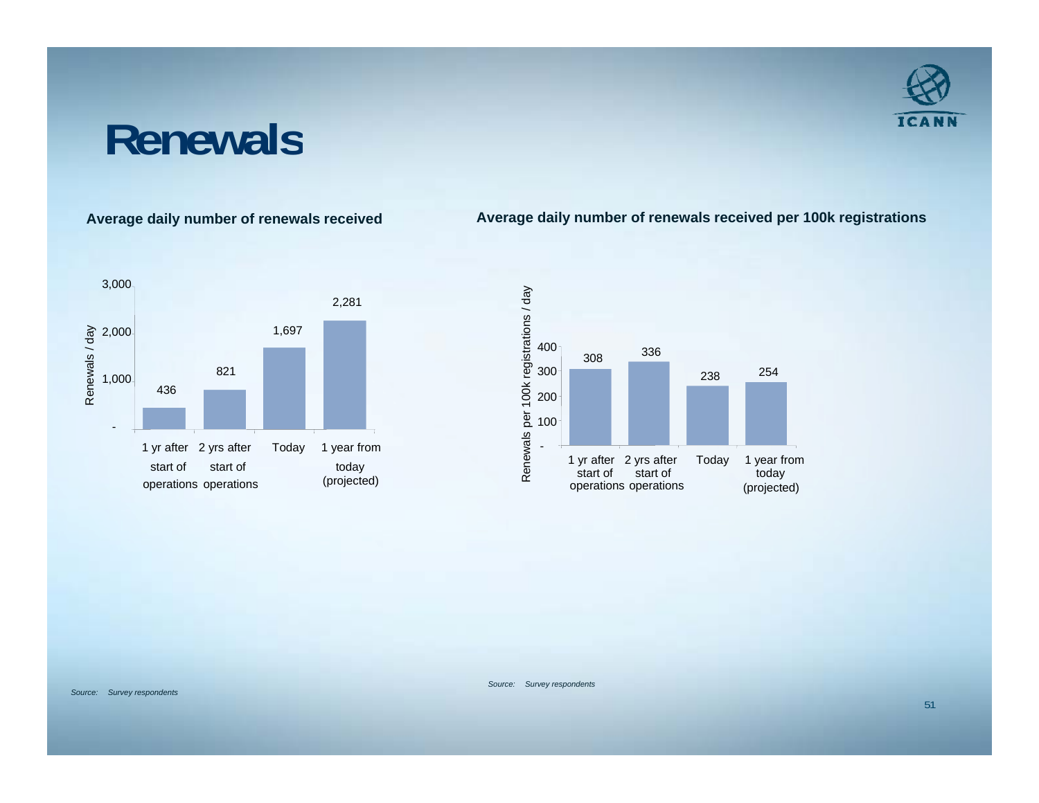# Renewals

**Average daily number of renewals received**

| | Renewals / day |
|---|---|
| 1 yr after start of operations | 436 |
| 2 yrs after start of operations | 821 |
| Today | 1,697 |
| 1 year from today (projected) | 2,281 |

*Source: Survey respondents*

**Average daily number of renewals received per 100k registrations**

| | Renewals per 100k registrations / day |
|---|---|
| 1 yr after start of operations | 308 |
| 2 yrs after start of operations | 336 |
| Today | 238 |
| 1 year from today (projected) | 254 |

*Source: Survey respondents*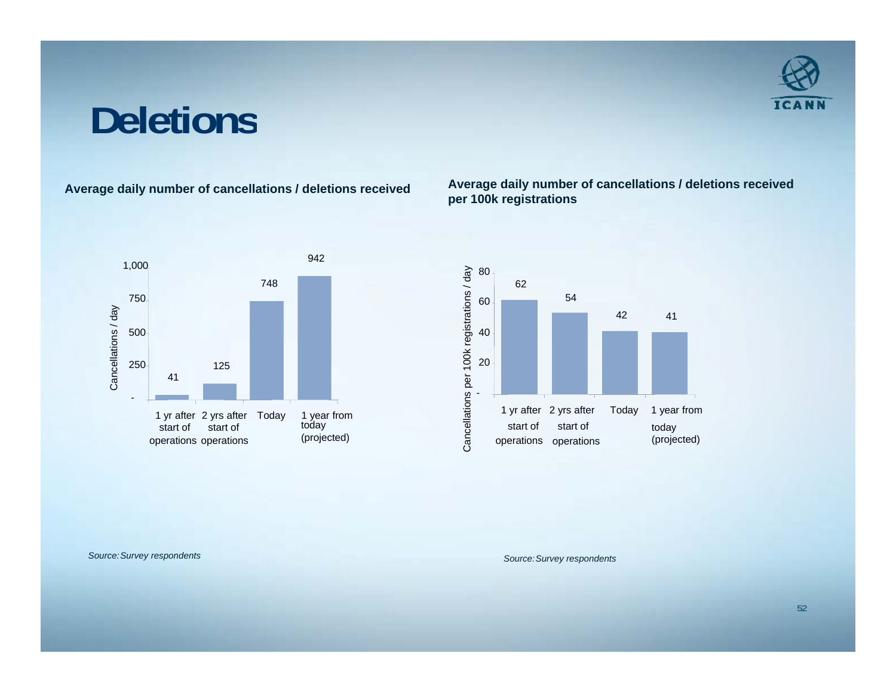# Deletions

**Average daily number of cancellations / deletions received**

| | Cancellations / day |
|---|---|
| 1 yr after start of operations | 41 |
| 2 yrs after start of operations | 125 |
| Today | 748 |
| 1 year from today (projected) | 942 |

*Source: Survey respondents*

**Average daily number of cancellations / deletions received per 100k registrations**

| | Cancellations per 100k registrations / day |
|---|---|
| 1 yr after start of operations | 62 |
| 2 yrs after start of operations | 54 |
| Today | 42 |
| 1 year from today (projected) | 41 |

*Source: Survey respondents*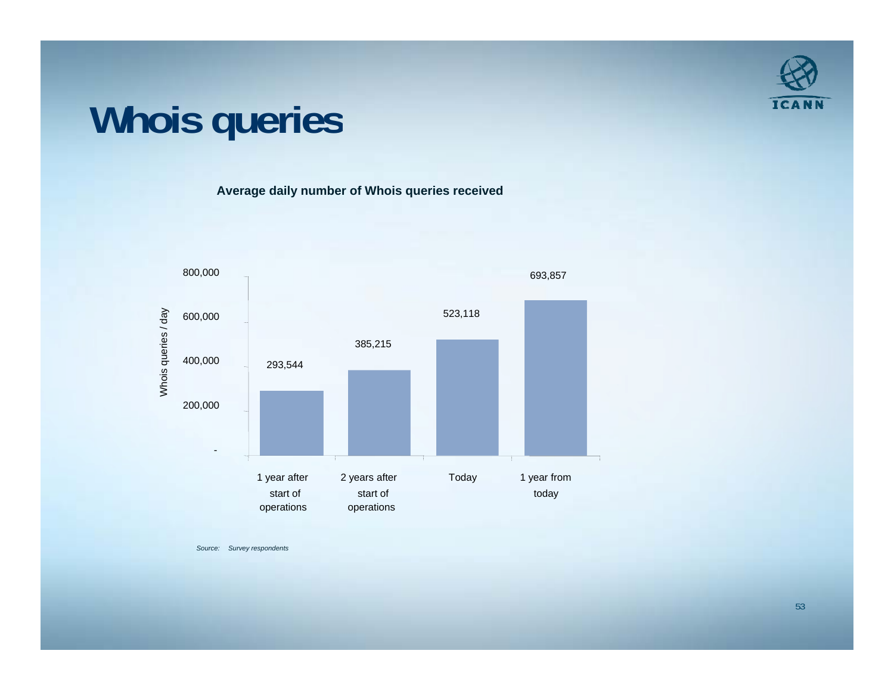# Whois queries

**Average daily number of Whois queries received**

| | Whois queries / day |
|---|---|
| 1 year after start of operations | 293,544 |
| 2 years after start of operations | 385,215 |
| Today | 523,118 |
| 1 year from today | 693,857 |

*Source: Survey respondents*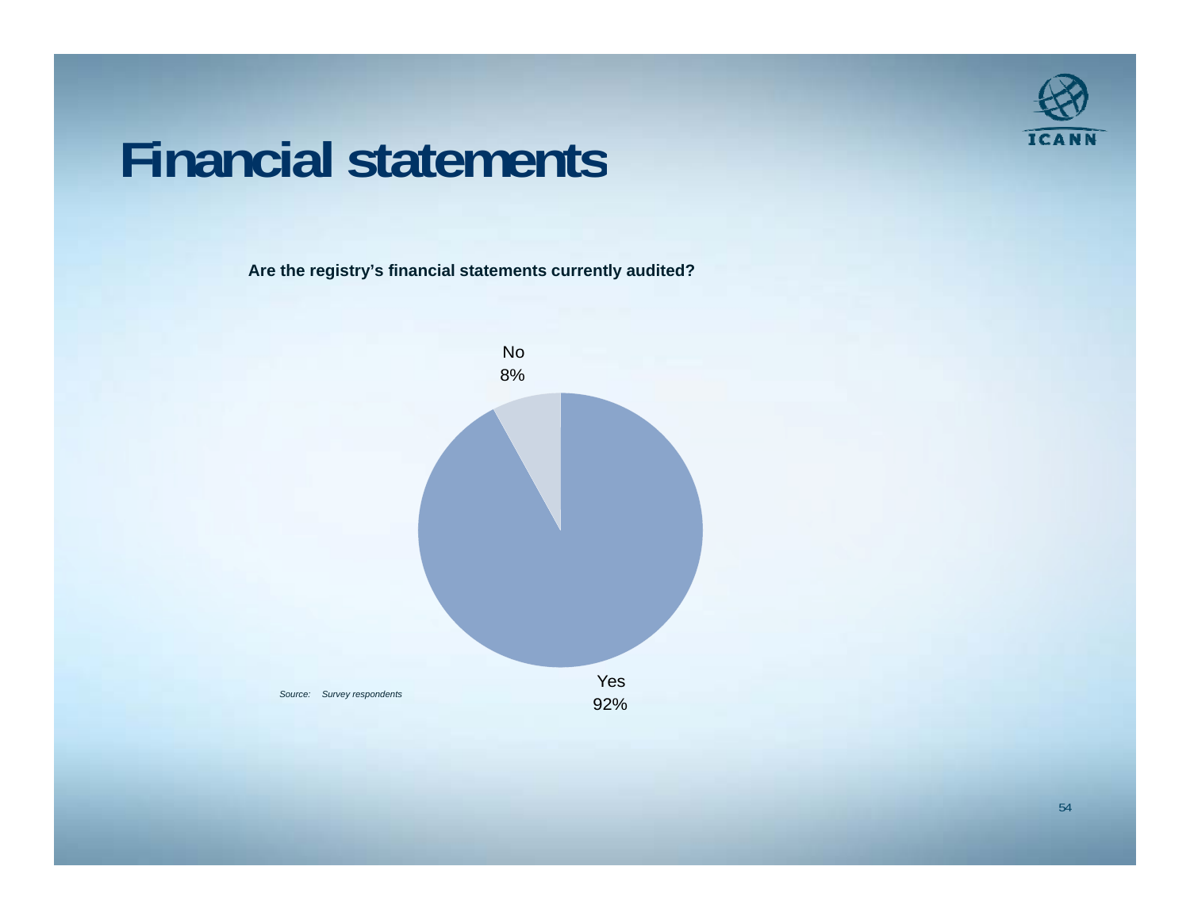# Financial statements

**Are the registry's financial statements currently audited?**

No
8%

Yes
92%

*Source: Survey respondents*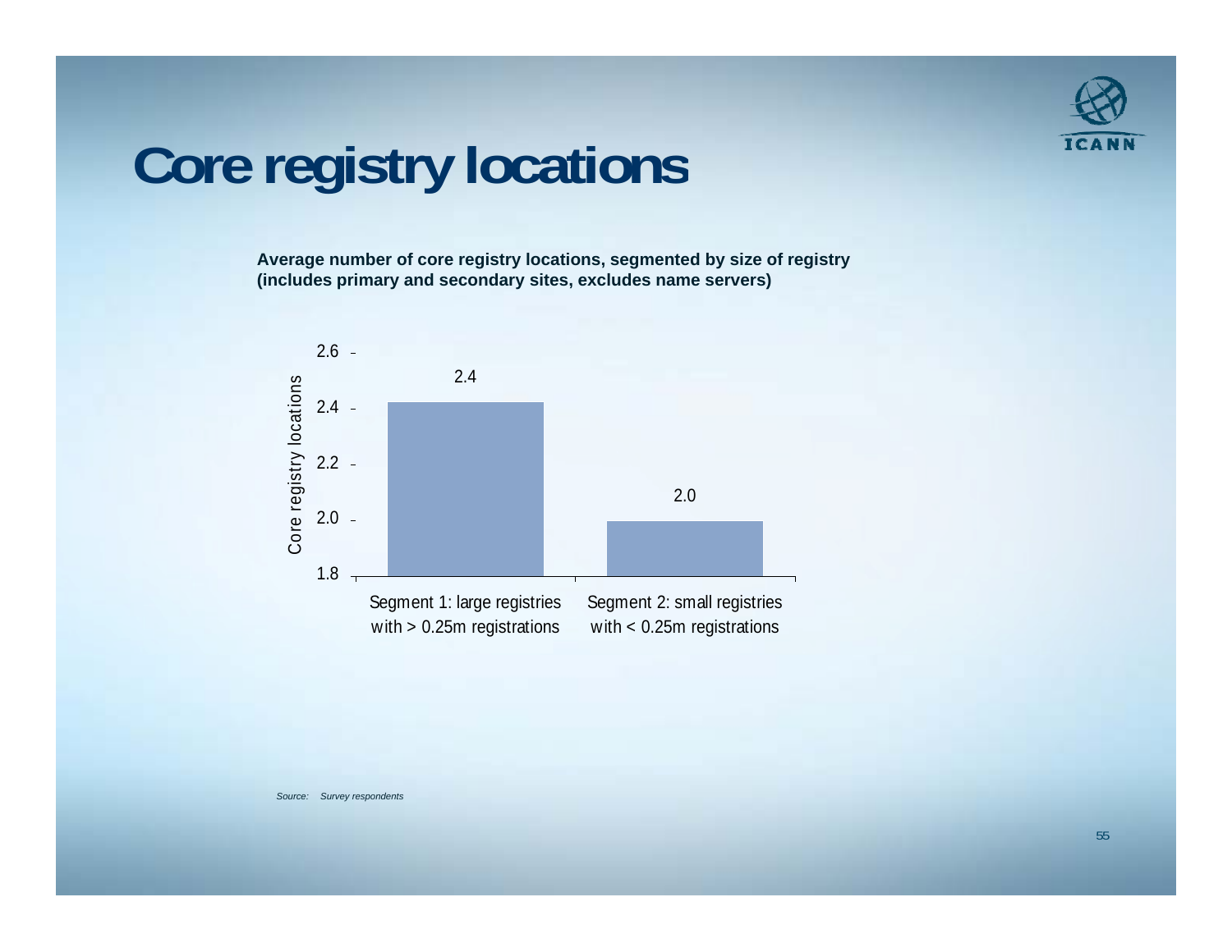# Core registry locations

**Average number of core registry locations, segmented by size of registry (includes primary and secondary sites, excludes name servers)**

| Segment | Core registry locations |
| --- | --- |
| Segment 1: large registries with > 0.25m registrations | 2.4 |
| Segment 2: small registries with < 0.25m registrations | 2.0 |

*Source: Survey respondents*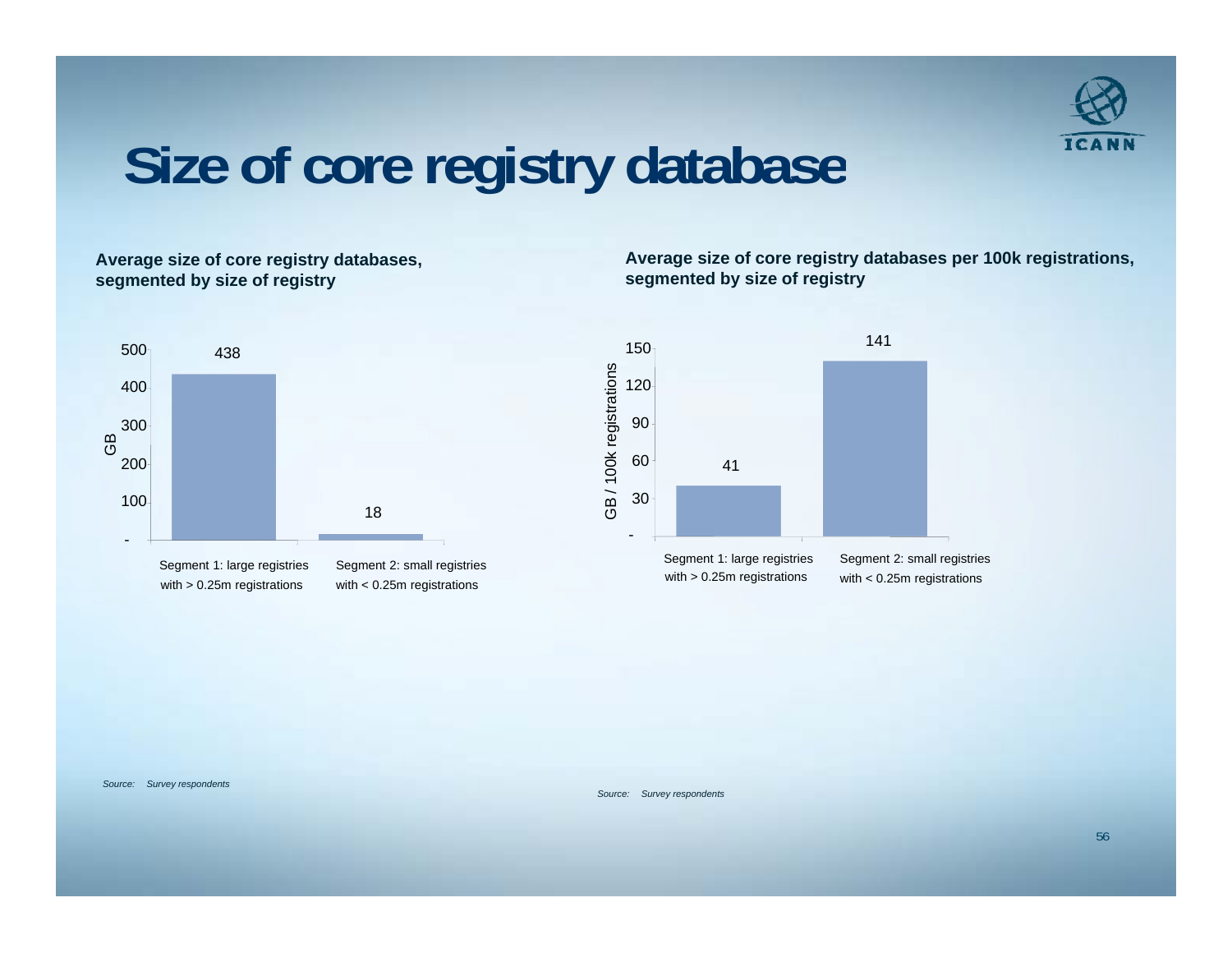# Size of core registry database

**Average size of core registry databases, segmented by size of registry**

| Segment | GB |
|---|---|
| Segment 1: large registries with > 0.25m registrations | 438 |
| Segment 2: small registries with < 0.25m registrations | 18 |

*Source: Survey respondents*

**Average size of core registry databases per 100k registrations, segmented by size of registry**

| Segment | GB / 100k registrations |
|---|---|
| Segment 1: large registries with > 0.25m registrations | 41 |
| Segment 2: small registries with < 0.25m registrations | 141 |

*Source: Survey respondents*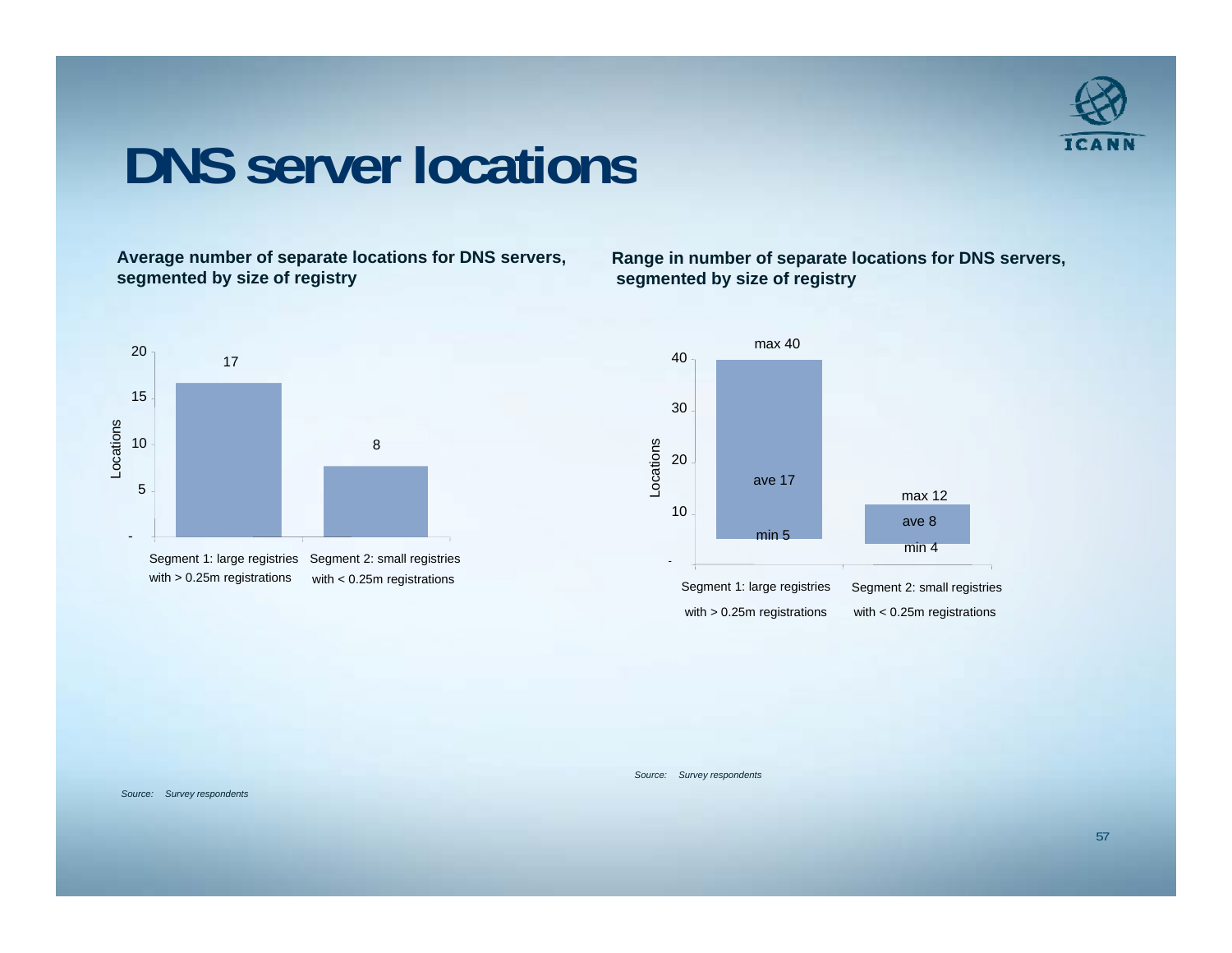# DNS server locations

**Average number of separate locations for DNS servers, segmented by size of registry**

| | Locations |
|---|---|
| Segment 1: large registries with > 0.25m registrations | 17 |
| Segment 2: small registries with < 0.25m registrations | 8 |

*Source: Survey respondents*

**Range in number of separate locations for DNS servers, segmented by size of registry**

| | max | ave | min |
|---|---|---|---|
| Segment 1: large registries with > 0.25m registrations | 40 | 17 | 5 |
| Segment 2: small registries with < 0.25m registrations | 12 | 8 | 4 |

*Source: Survey respondents*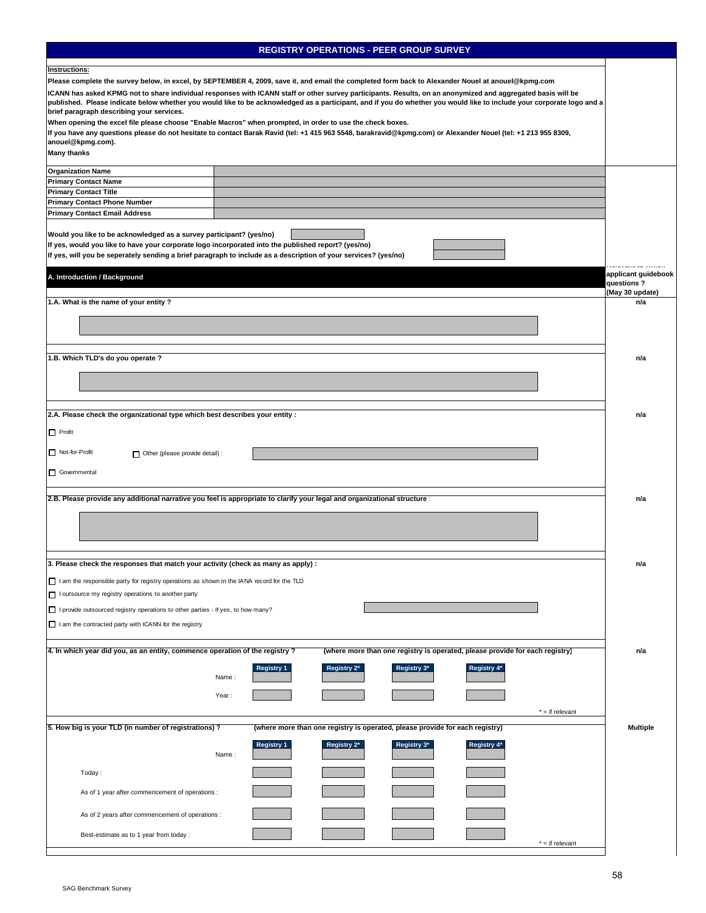# REGISTRY OPERATIONS - PEER GROUP SURVEY

**Instructions:**

**Please complete the survey below, in excel, by SEPTEMBER 4, 2009, save it, and email the completed form back to Alexander Nouel at anouel@kpmg.com**

**ICANN has asked KPMG not to share individual responses with ICANN staff or other survey participants. Results, on an anonymized and aggregated basis will be published. Please indicate below whether you would like to be acknowledged as a participant, and if you do whether you would like to include your corporate logo and a brief paragraph describing your services.**

**When opening the excel file please choose "Enable Macros" when prompted, in order to use the check boxes.**

**If you have any questions please do not hesitate to contact Barak Ravid (tel: +1 415 963 5548, barakravid@kpmg.com) or Alexander Nouel (tel: +1 213 955 8309, anouel@kpmg.com).**

**Many thanks**

| | |
|---|---|
| **Organization Name** | |
| **Primary Contact Name** | |
| **Primary Contact Title** | |
| **Primary Contact Phone Number** | |
| **Primary Contact Email Address** | |

**Would you like to be acknowledged as a survey participant? (yes/no)** ______

**If yes, would you like to have your corporate logo incorporated into the published report? (yes/no)** ______

**If yes, will you be seperately sending a brief paragraph to include as a description of your services? (yes/no)** ______

## A. Introduction / Background

*Relevant to which applicant guidebook questions ? (May 30 update)*

**1.A. What is the name of your entity ?** — n/a

______

**1.B. Which TLD's do you operate ?** — n/a

______

**2.A. Please check the organizational type which best describes your entity :** — n/a

- ☐ Profit
- ☐ Not-for-Profit
- ☐ Other (please provide detail) : ______
- ☐ Governmental

**2.B. Please provide any additional narrative you feel is appropriate to clarify your legal and organizational structure** : — n/a

______

**3. Please check the responses that match your activity (check as many as apply) :** — n/a

- ☐ I am the responsible party for registry operations as shown in the IANA record for the TLD
- ☐ I outsource my registry operations to another party
- ☐ I provide outsourced registry operations to other parties - If yes, to how many? ______
- ☐ I am the contracted party with ICANN for the registry

**4. In which year did you, as an entity, commence operation of the registry ?** **(where more than one registry is operated, please provide for each registry)** — n/a

| | Registry 1 | Registry 2* | Registry 3* | Registry 4* |
|---|---|---|---|---|
| Name : | | | | |
| Year : | | | | |

\* = if relevant

**5. How big is your TLD (in number of registrations) ?** **(where more than one registry is operated, please provide for each registry)** — Multiple

| | Registry 1 | Registry 2* | Registry 3* | Registry 4* |
|---|---|---|---|---|
| Name : | | | | |
| Today : | | | | |
| As of 1 year after commencement of operations : | | | | |
| As of 2 years after commencement of operations : | | | | |
| Best-estimate as to 1 year from today : | | | | |

\* = if relevant

SAG Benchmark Survey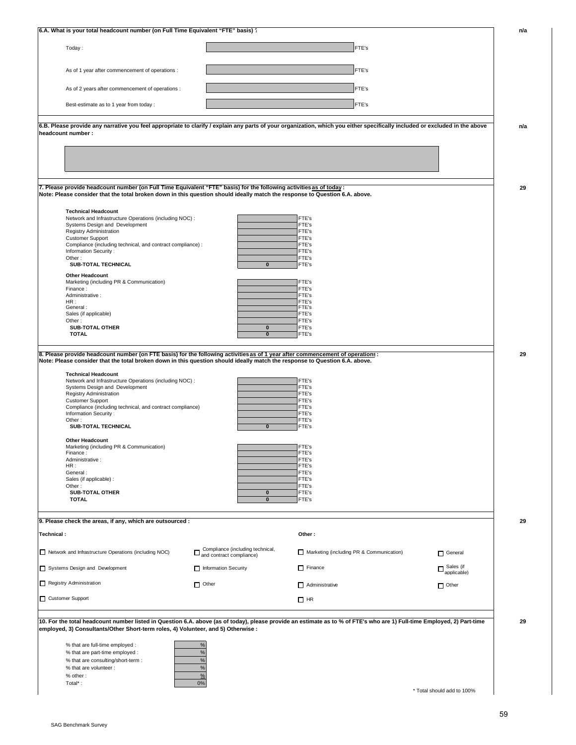**6.A. What is your total headcount number (on Full Time Equivalent "FTE" basis) ?** — n/a

| | | |
|---|---|---|
| Today : | | FTE's |
| As of 1 year after commencement of operations : | | FTE's |
| As of 2 years after commencement of operations : | | FTE's |
| Best-estimate as to 1 year from today : | | FTE's |

**6.B. Please provide any narrative you feel appropriate to clarify / explain any parts of your organization, which you either specifically included or excluded in the above headcount number :** — n/a

**7. Please provide headcount number (on Full Time Equivalent "FTE" basis) for the following activities as of today :** — 29
**Note: Please consider that the total broken down in this question should ideally match the response to Question 6.A. above.**

| | | |
|---|---|---|
| **Technical Headcount** | | |
| Network and Infrastructure Operations (including NOC) : | | FTE's |
| Systems Design and Development | | FTE's |
| Registry Administration | | FTE's |
| Customer Support | | FTE's |
| Compliance (including technical, and contract compliance) : | | FTE's |
| Information Security : | | FTE's |
| Other : | | FTE's |
| **SUB-TOTAL TECHNICAL** | **0** | FTE's |
| **Other Headcount** | | |
| Marketing (including PR & Communication) | | FTE's |
| Finance : | | FTE's |
| Administrative : | | FTE's |
| HR : | | FTE's |
| General : | | FTE's |
| Sales (if applicable) | | FTE's |
| Other : | | FTE's |
| **SUB-TOTAL OTHER** | **0** | FTE's |
| **TOTAL** | **0** | FTE's |

**8. Please provide headcount number (on FTE basis) for the following activities as of 1 year after commencement of operations :** — 29
**Note: Please consider that the total broken down in this question should ideally match the response to Question 6.A. above.**

| | | |
|---|---|---|
| **Technical Headcount** | | |
| Network and Infrastructure Operations (including NOC) : | | FTE's |
| Systems Design and Development | | FTE's |
| Registry Administration | | FTE's |
| Customer Support | | FTE's |
| Compliance (including technical, and contract compliance) | | FTE's |
| Information Security : | | FTE's |
| Other : | | FTE's |
| **SUB-TOTAL TECHNICAL** | **0** | FTE's |
| **Other Headcount** | | |
| Marketing (including PR & Communication) | | FTE's |
| Finance : | | FTE's |
| Administrative : | | FTE's |
| HR : | | FTE's |
| General : | | FTE's |
| Sales (if applicable) : | | FTE's |
| Other : | | FTE's |
| **SUB-TOTAL OTHER** | **0** | FTE's |
| **TOTAL** | **0** | FTE's |

**9. Please check the areas, if any, which are outsourced :** — 29

**Technical :**

- ☐ Network and Infrastructure Operations (including NOC)
- ☐ Systems Design and Development
- ☐ Registry Administration
- ☐ Customer Support
- ☐ Compliance (including technical, and contract compliance)
- ☐ Information Security
- ☐ Other

**Other :**

- ☐ Marketing (including PR & Communication)
- ☐ Finance
- ☐ Administrative
- ☐ HR
- ☐ General
- ☐ Sales (if applicable)
- ☐ Other

**10. For the total headcount number listed in Question 6.A. above (as of today), please provide an estimate as to % of FTE's who are 1) Full-time Employed, 2) Part-time employed, 3) Consultants/Other Short-term roles, 4) Volunteer, and 5) Otherwise :** — 29

| | |
|---|---|
| % that are full-time employed : | % |
| % that are part-time employed : | % |
| % that are consulting/short-term : | % |
| % that are volunteer : | % |
| % other : | % |
| Total* : | 0% |

\* Total should add to 100%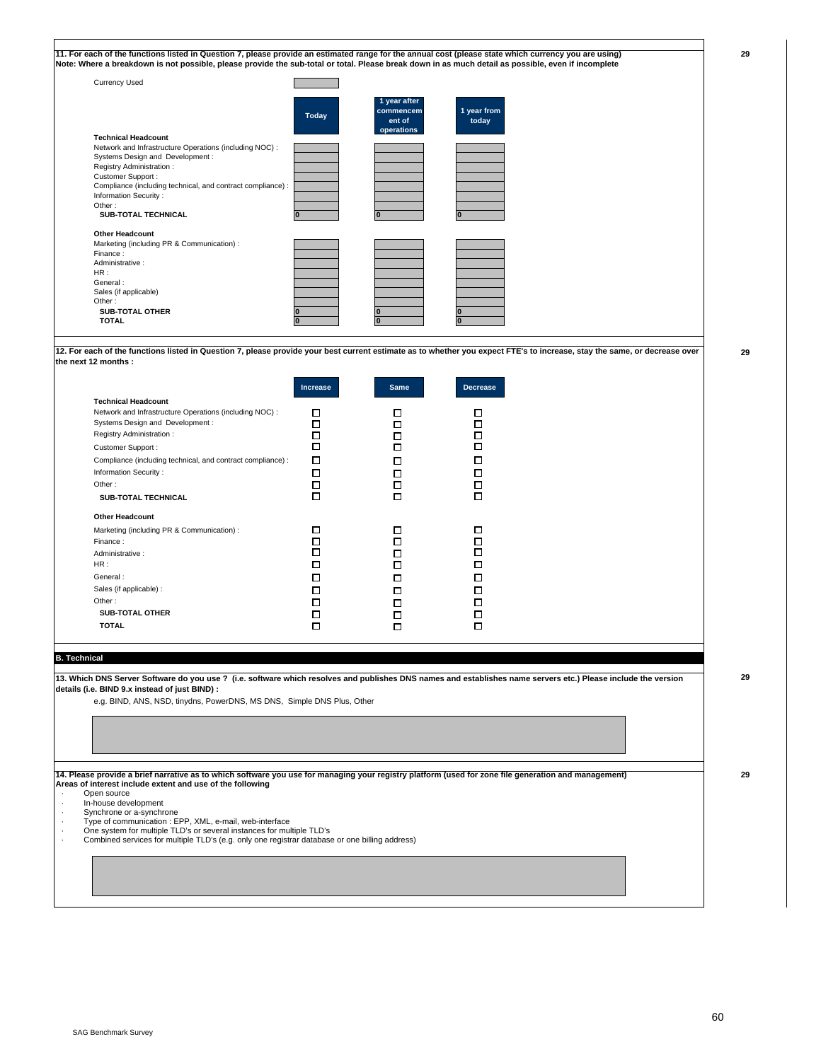**11. For each of the functions listed in Question 7, please provide an estimated range for the annual cost (please state which currency you are using)**
**Note: Where a breakdown is not possible, please provide the sub-total or total. Please break down in as much detail as possible, even if incomplete**

Currency Used

| | Today | 1 year after commencement of operations | 1 year from today |
|---|---|---|---|
| **Technical Headcount** | | | |
| Network and Infrastructure Operations (including NOC) : | | | |
| Systems Design and Development : | | | |
| Registry Administration : | | | |
| Customer Support : | | | |
| Compliance (including technical, and contract compliance) : | | | |
| Information Security : | | | |
| Other : | | | |
| **SUB-TOTAL TECHNICAL** | 0 | 0 | 0 |
| **Other Headcount** | | | |
| Marketing (including PR & Communication) : | | | |
| Finance : | | | |
| Administrative : | | | |
| HR : | | | |
| General : | | | |
| Sales (if applicable) | | | |
| Other : | | | |
| **SUB-TOTAL OTHER** | 0 | 0 | 0 |
| **TOTAL** | 0 | 0 | 0 |

**12. For each of the functions listed in Question 7, please provide your best current estimate as to whether you expect FTE's to increase, stay the same, or decrease over the next 12 months :**

| | Increase | Same | Decrease |
|---|---|---|---|
| **Technical Headcount** | | | |
| Network and Infrastructure Operations (including NOC) : | ☐ | ☐ | ☐ |
| Systems Design and Development : | ☐ | ☐ | ☐ |
| Registry Administration : | ☐ | ☐ | ☐ |
| Customer Support : | ☐ | ☐ | ☐ |
| Compliance (including technical, and contract compliance) : | ☐ | ☐ | ☐ |
| Information Security : | ☐ | ☐ | ☐ |
| Other : | ☐ | ☐ | ☐ |
| **SUB-TOTAL TECHNICAL** | ☐ | ☐ | ☐ |
| **Other Headcount** | | | |
| Marketing (including PR & Communication) : | ☐ | ☐ | ☐ |
| Finance : | ☐ | ☐ | ☐ |
| Administrative : | ☐ | ☐ | ☐ |
| HR : | ☐ | ☐ | ☐ |
| General : | ☐ | ☐ | ☐ |
| Sales (if applicable) : | ☐ | ☐ | ☐ |
| Other : | ☐ | ☐ | ☐ |
| **SUB-TOTAL OTHER** | ☐ | ☐ | ☐ |
| **TOTAL** | ☐ | ☐ | ☐ |

## B. Technical

**13. Which DNS Server Software do you use ? (i.e. software which resolves and publishes DNS names and establishes name servers etc.) Please include the version details (i.e. BIND 9.x instead of just BIND) :**

e.g. BIND, ANS, NSD, tinydns, PowerDNS, MS DNS, Simple DNS Plus, Other

**14. Please provide a brief narrative as to which software you use for managing your registry platform (used for zone file generation and management)**
**Areas of interest include extent and use of the following**

- Open source
- In-house development
- Synchrone or a-synchrone
- Type of communication : EPP, XML, e-mail, web-interface
- One system for multiple TLD's or several instances for multiple TLD's
- Combined services for multiple TLD's (e.g. only one registrar database or one billing address)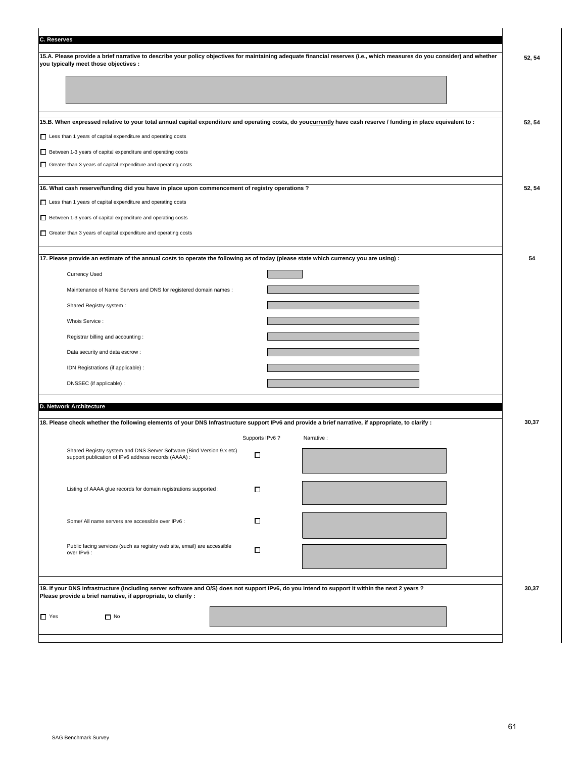## C. Reserves

**15.A. Please provide a brief narrative to describe your policy objectives for maintaining adequate financial reserves (i.e., which measures do you consider) and whether you typically meet those objectives :** 52, 54

**15.B. When expressed relative to your total annual capital expenditure and operating costs, do you currently have cash reserve / funding in place equivalent to :** 52, 54

- ☐ Less than 1 years of capital expenditure and operating costs
- ☐ Between 1-3 years of capital expenditure and operating costs
- ☐ Greater than 3 years of capital expenditure and operating costs

**16. What cash reserve/funding did you have in place upon commencement of registry operations ?** 52, 54

- ☐ Less than 1 years of capital expenditure and operating costs
- ☐ Between 1-3 years of capital expenditure and operating costs
- ☐ Greater than 3 years of capital expenditure and operating costs

**17. Please provide an estimate of the annual costs to operate the following as of today (please state which currency you are using) :** 54

| Item | Value |
|---|---|
| Currency Used | |
| Maintenance of Name Servers and DNS for registered domain names : | |
| Shared Registry system : | |
| Whois Service : | |
| Registrar billing and accounting : | |
| Data security and data escrow : | |
| IDN Registrations (if applicable) : | |
| DNSSEC (if applicable) : | |

## D. Network Architecture

**18. Please check whether the following elements of your DNS Infrastructure support IPv6 and provide a brief narrative, if appropriate, to clarify :** 30,37

| | Supports IPv6 ? | Narrative : |
|---|---|---|
| Shared Registry system and DNS Server Software (Bind Version 9.x etc) support publication of IPv6 address records (AAAA) : | ☐ | |
| Listing of AAAA glue records for domain registrations supported : | ☐ | |
| Some/ All name servers are accessible over IPv6 : | ☐ | |
| Public facing services (such as registry web site, email) are accessible over IPv6 : | ☐ | |

**19. If your DNS infrastructure (including server software and O/S) does not support IPv6, do you intend to support it within the next 2 years ? Please provide a brief narrative, if appropriate, to clarify :** 30,37

☐ Yes ☐ No

SAG Benchmark Survey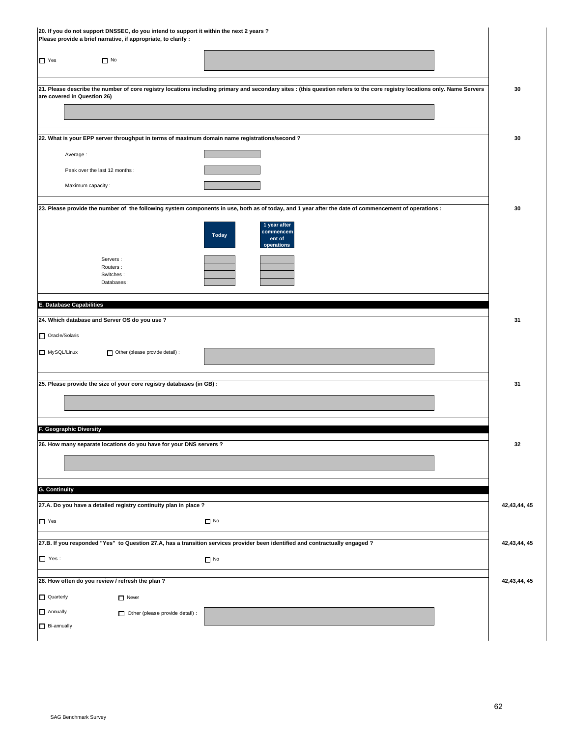**20. If you do not support DNSSEC, do you intend to support it within the next 2 years ?**
**Please provide a brief narrative, if appropriate, to clarify :**

☐ Yes ☐ No

---

**21. Please describe the number of core registry locations including primary and secondary sites : (this question refers to the core registry locations only. Name Servers are covered in Question 26)** — **30**

---

**22. What is your EPP server throughput in terms of maximum domain name registrations/second ?** — **30**

Average :

Peak over the last 12 months :

Maximum capacity :

---

**23. Please provide the number of the following system components in use, both as of today, and 1 year after the date of commencement of operations :** — **30**

| | Today | 1 year after commencement of operations |
|---|---|---|
| Servers : | | |
| Routers : | | |
| Switches : | | |
| Databases : | | |

---

## E. Database Capabilities

**24. Which database and Server OS do you use ?** — **31**

☐ Oracle/Solaris

☐ MySQL/Linux ☐ Other (please provide detail) :

---

**25. Please provide the size of your core registry databases (in GB) :** — **31**

---

## F. Geographic Diversity

**26. How many separate locations do you have for your DNS servers ?** — **32**

---

## G. Continuity

**27.A. Do you have a detailed registry continuity plan in place ?** — **42,43,44, 45**

☐ Yes ☐ No

---

**27.B. If you responded "Yes" to Question 27.A, has a transition services provider been identified and contractually engaged ?** — **42,43,44, 45**

☐ Yes : ☐ No

---

**28. How often do you review / refresh the plan ?** — **42,43,44, 45**

☐ Quarterly ☐ Never

☐ Annually ☐ Other (please provide detail) :

☐ Bi-annually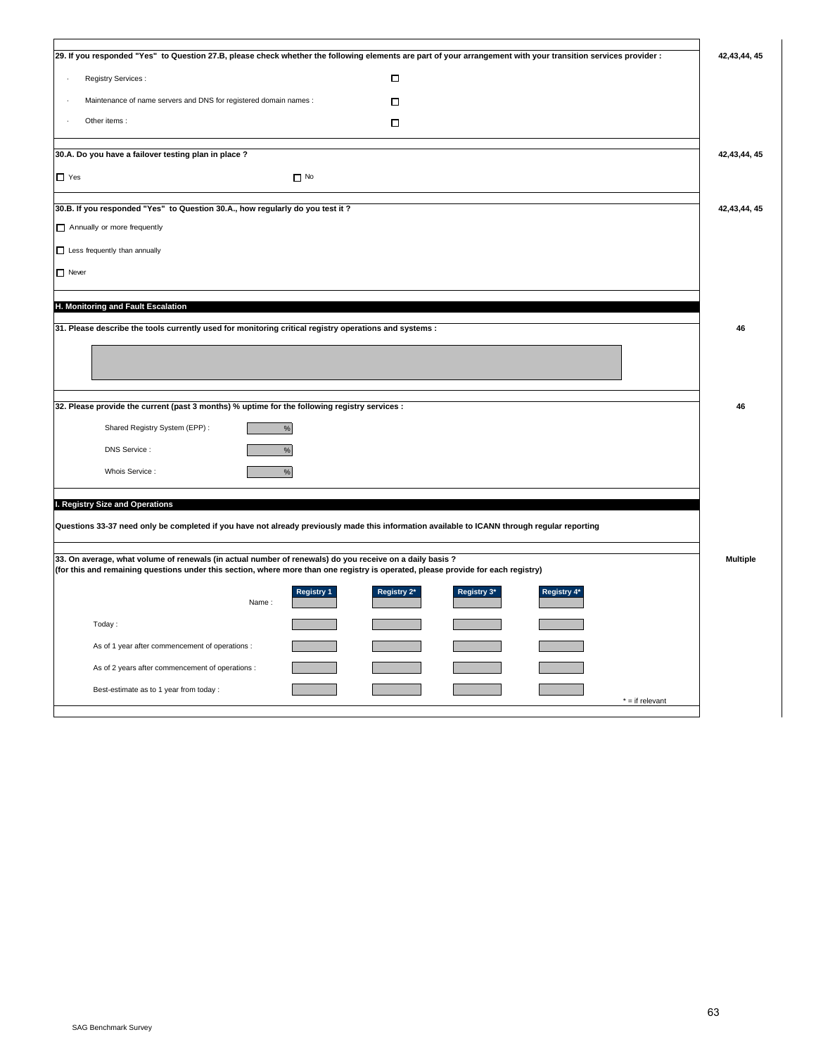**29. If you responded "Yes" to Question 27.B, please check whether the following elements are part of your arrangement with your transition services provider :** 42,43,44, 45

- Registry Services : ☐
- Maintenance of name servers and DNS for registered domain names : ☐
- Other items : ☐

**30.A. Do you have a failover testing plan in place ?** 42,43,44, 45

☐ Yes ☐ No

**30.B. If you responded "Yes" to Question 30.A., how regularly do you test it ?** 42,43,44, 45

☐ Annually or more frequently

☐ Less frequently than annually

☐ Never

## H. Monitoring and Fault Escalation

**31. Please describe the tools currently used for monitoring critical registry operations and systems :** 46

**32. Please provide the current (past 3 months) % uptime for the following registry services :** 46

Shared Registry System (EPP) : %

DNS Service : %

Whois Service : %

## I. Registry Size and Operations

**Questions 33-37 need only be completed if you have not already previously made this information available to ICANN through regular reporting**

**33. On average, what volume of renewals (in actual number of renewals) do you receive on a daily basis ?**
**(for this and remaining questions under this section, where more than one registry is operated, please provide for each registry)** Multiple

| | Registry 1 | Registry 2* | Registry 3* | Registry 4* |
|---|---|---|---|---|
| Name : | | | | |
| Today : | | | | |
| As of 1 year after commencement of operations : | | | | |
| As of 2 years after commencement of operations : | | | | |
| Best-estimate as to 1 year from today : | | | | |

* = if relevant

SAG Benchmark Survey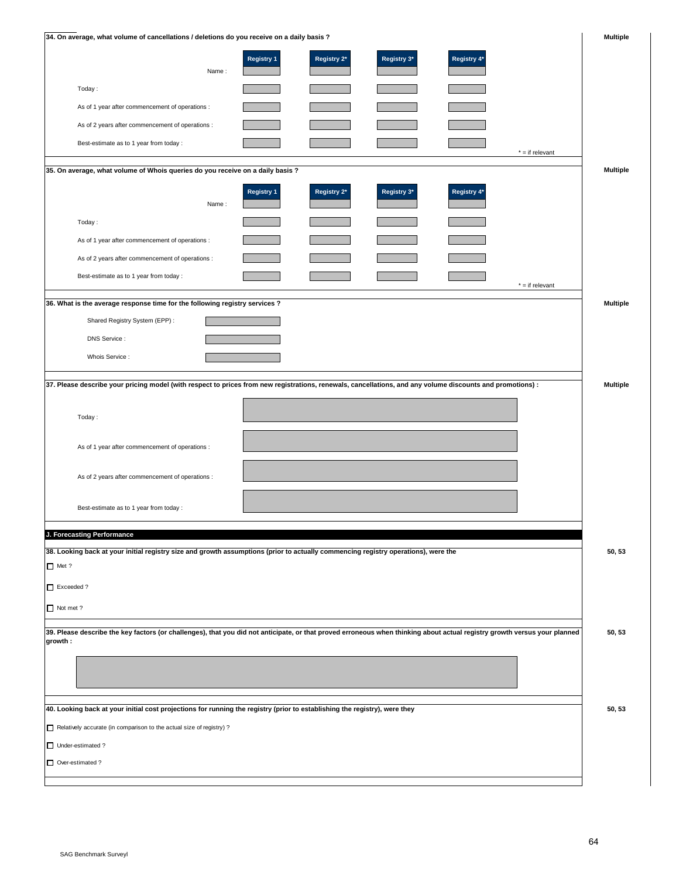**34. On average, what volume of cancellations / deletions do you receive on a daily basis ?** — Multiple

| | Registry 1 | Registry 2* | Registry 3* | Registry 4* |
|---|---|---|---|---|
| Name : | | | | |
| Today : | | | | |
| As of 1 year after commencement of operations : | | | | |
| As of 2 years after commencement of operations : | | | | |
| Best-estimate as to 1 year from today : | | | | |

* = if relevant

**35. On average, what volume of Whois queries do you receive on a daily basis ?** — Multiple

| | Registry 1 | Registry 2* | Registry 3* | Registry 4* |
|---|---|---|---|---|
| Name : | | | | |
| Today : | | | | |
| As of 1 year after commencement of operations : | | | | |
| As of 2 years after commencement of operations : | | | | |
| Best-estimate as to 1 year from today : | | | | |

* = if relevant

**36. What is the average response time for the following registry services ?** — Multiple

Shared Registry System (EPP) :

DNS Service :

Whois Service :

**37. Please describe your pricing model (with respect to prices from new registrations, renewals, cancellations, and any volume discounts and promotions) :** — Multiple

Today :

As of 1 year after commencement of operations :

As of 2 years after commencement of operations :

Best-estimate as to 1 year from today :

## J. Forecasting Performance

**38. Looking back at your initial registry size and growth assumptions (prior to actually commencing registry operations), were the** — 50, 53

- ☐ Met ?
- ☐ Exceeded ?
- ☐ Not met ?

**39. Please describe the key factors (or challenges), that you did not anticipate, or that proved erroneous when thinking about actual registry growth versus your planned growth :** — 50, 53

**40. Looking back at your initial cost projections for running the registry (prior to establishing the registry), were they** — 50, 53

- ☐ Relatively accurate (in comparison to the actual size of registry) ?
- ☐ Under-estimated ?
- ☐ Over-estimated ?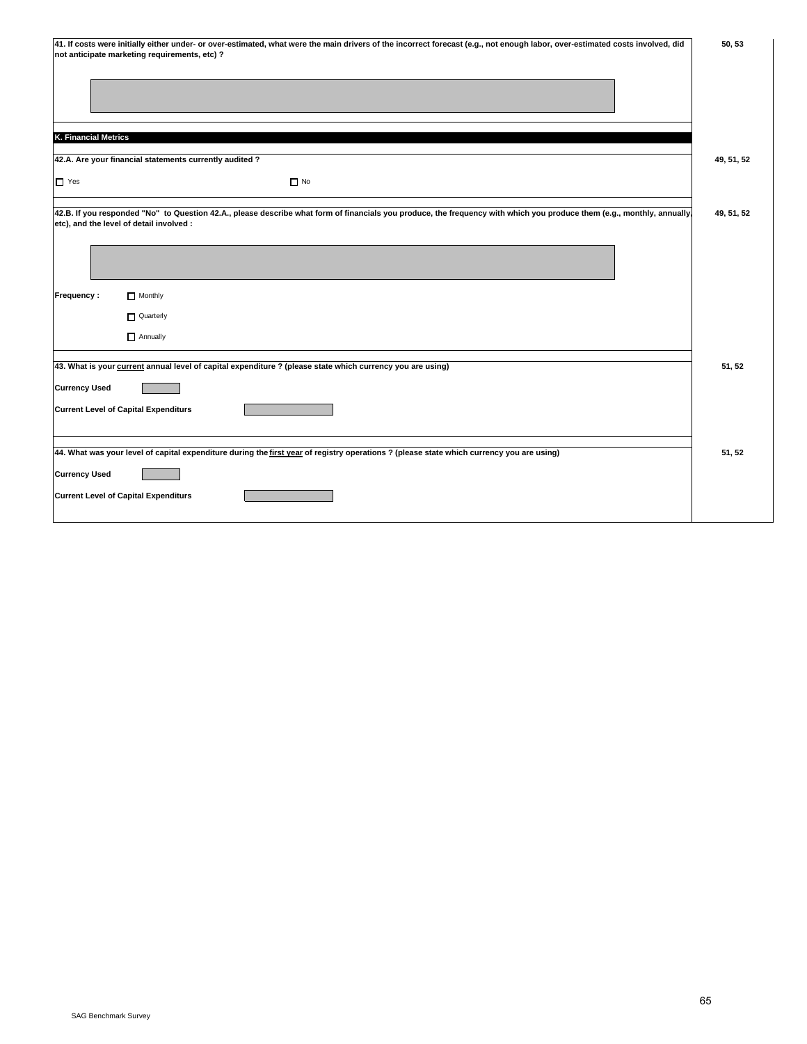**41. If costs were initially either under- or over-estimated, what were the main drivers of the incorrect forecast (e.g., not enough labor, over-estimated costs involved, did not anticipate marketing requirements, etc) ?** 50, 53

## K. Financial Metrics

**42.A. Are your financial statements currently audited ?** 49, 51, 52

☐ Yes ☐ No

**42.B. If you responded "No" to Question 42.A., please describe what form of financials you produce, the frequency with which you produce them (e.g., monthly, annually, etc), and the level of detail involved :** 49, 51, 52

**Frequency :**

☐ Monthly

☐ Quarterly

☐ Annually

**43. What is your current annual level of capital expenditure ? (please state which currency you are using)** 51, 52

**Currency Used**

**Current Level of Capital Expenditurs**

**44. What was your level of capital expenditure during the first year of registry operations ? (please state which currency you are using)** 51, 52

**Currency Used**

**Current Level of Capital Expenditurs**